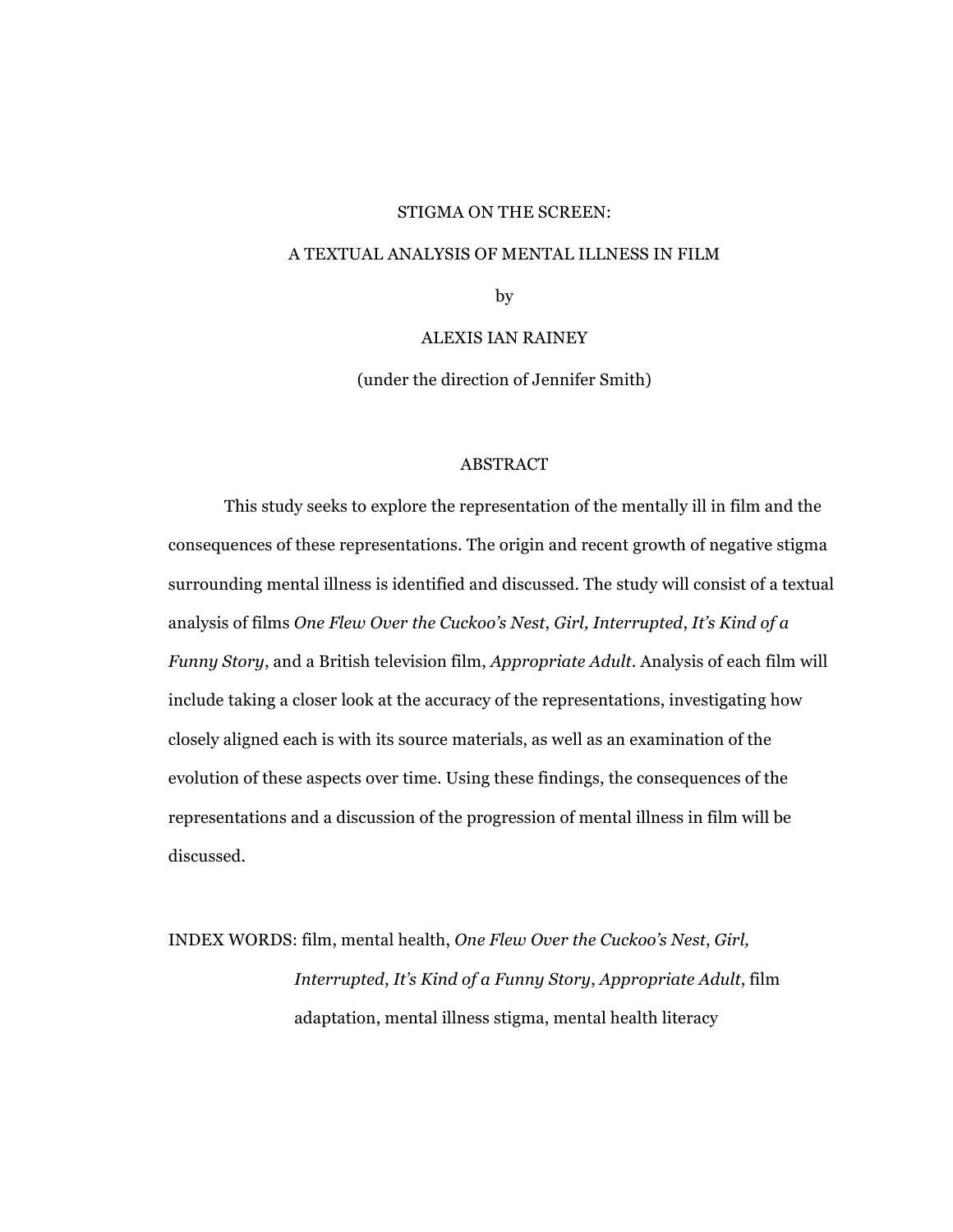# STIGMA ON THE SCREEN:

# A TEXTUAL ANALYSIS OF MENTAL ILLNESS IN FILM

by

ALEXIS IAN RAINEY

(under the direction of Jennifer Smith)

## ABSTRACT

This study seeks to explore the representation of the mentally ill in film and the consequences of these representations. The origin and recent growth of negative stigma surrounding mental illness is identified and discussed. The study will consist of a textual analysis of films *One Flew Over the Cuckoo's Nest*, *Girl, Interrupted*, *It's Kind of a Funny Story*, and a British television film, *Appropriate Adult*. Analysis of each film will include taking a closer look at the accuracy of the representations, investigating how closely aligned each is with its source materials, as well as an examination of the evolution of these aspects over time. Using these findings, the consequences of the representations and a discussion of the progression of mental illness in film will be discussed.

INDEX WORDS: film, mental health, *One Flew Over the Cuckoo's Nest*, *Girl, Interrupted*, *It's Kind of a Funny Story*, *Appropriate Adult*, film adaptation, mental illness stigma, mental health literacy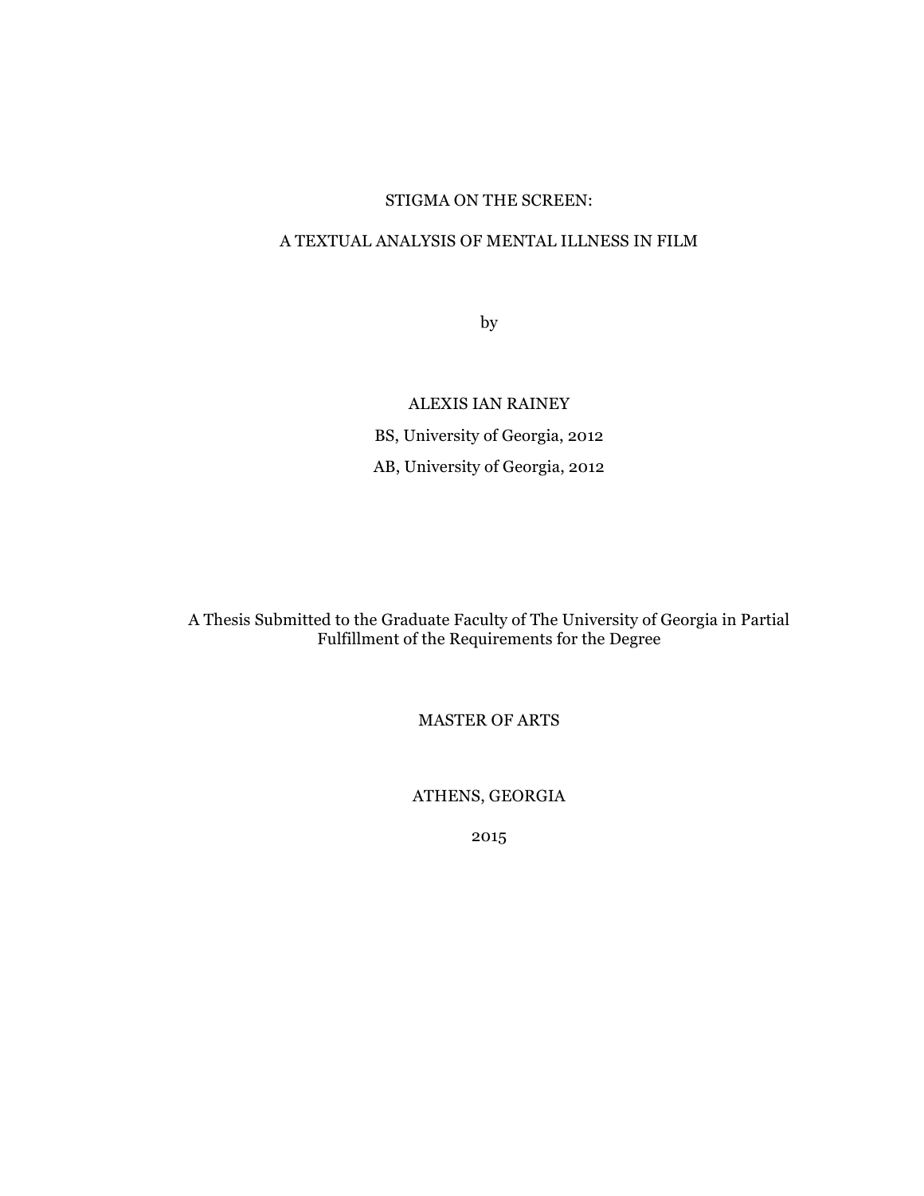STIGMA ON THE SCREEN:

A TEXTUAL ANALYSIS OF MENTAL ILLNESS IN FILM

by

ALEXIS IAN RAINEY

BS, University of Georgia, 2012

AB, University of Georgia, 2012

A Thesis Submitted to the Graduate Faculty of The University of Georgia in Partial Fulfillment of the Requirements for the Degree

MASTER OF ARTS

ATHENS, GEORGIA

2015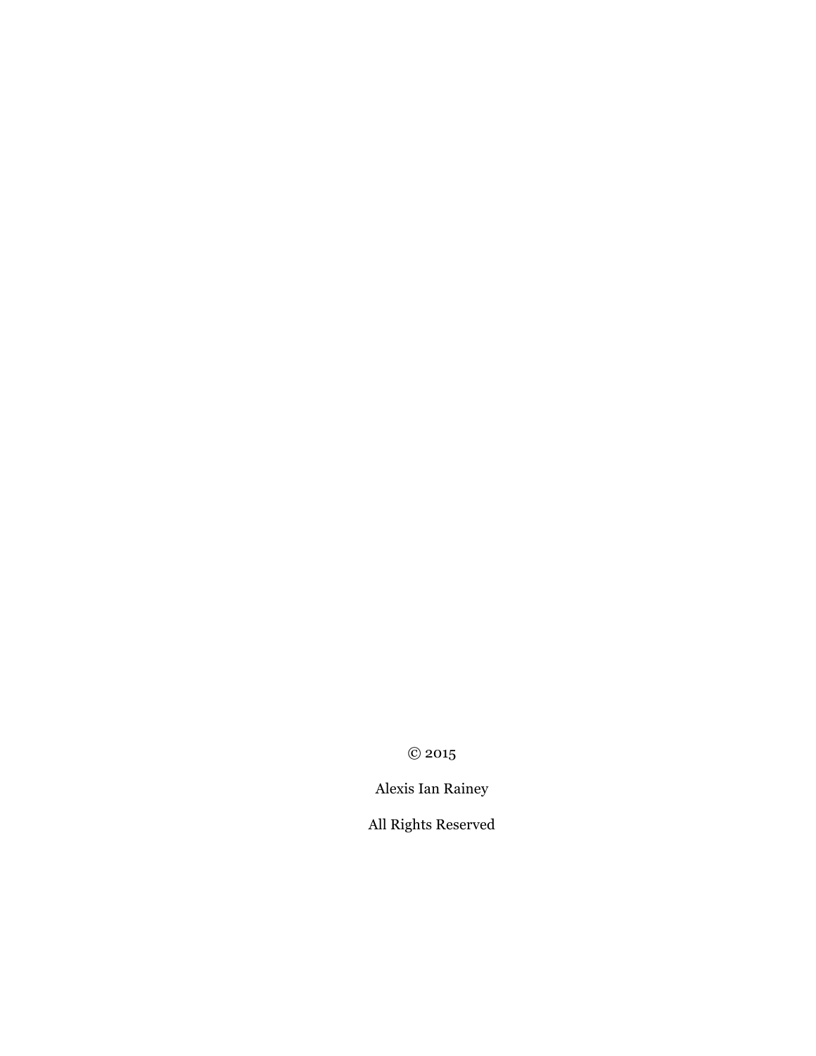© 2015

Alexis Ian Rainey

All Rights Reserved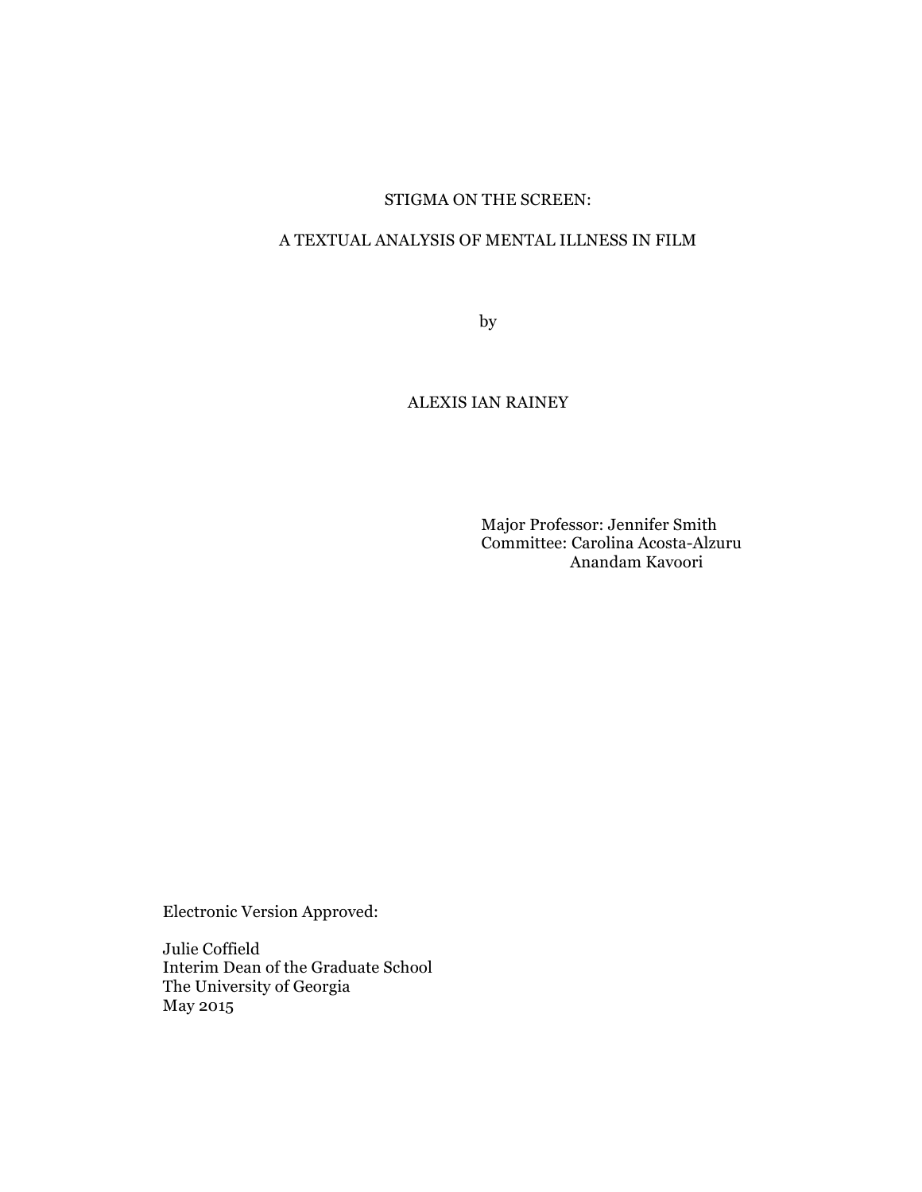STIGMA ON THE SCREEN:

A TEXTUAL ANALYSIS OF MENTAL ILLNESS IN FILM

by

ALEXIS IAN RAINEY

Major Professor: Jennifer Smith
Committee: Carolina Acosta-Alzuru
Anandam Kavoori

Electronic Version Approved:

Julie Coffield
Interim Dean of the Graduate School
The University of Georgia
May 2015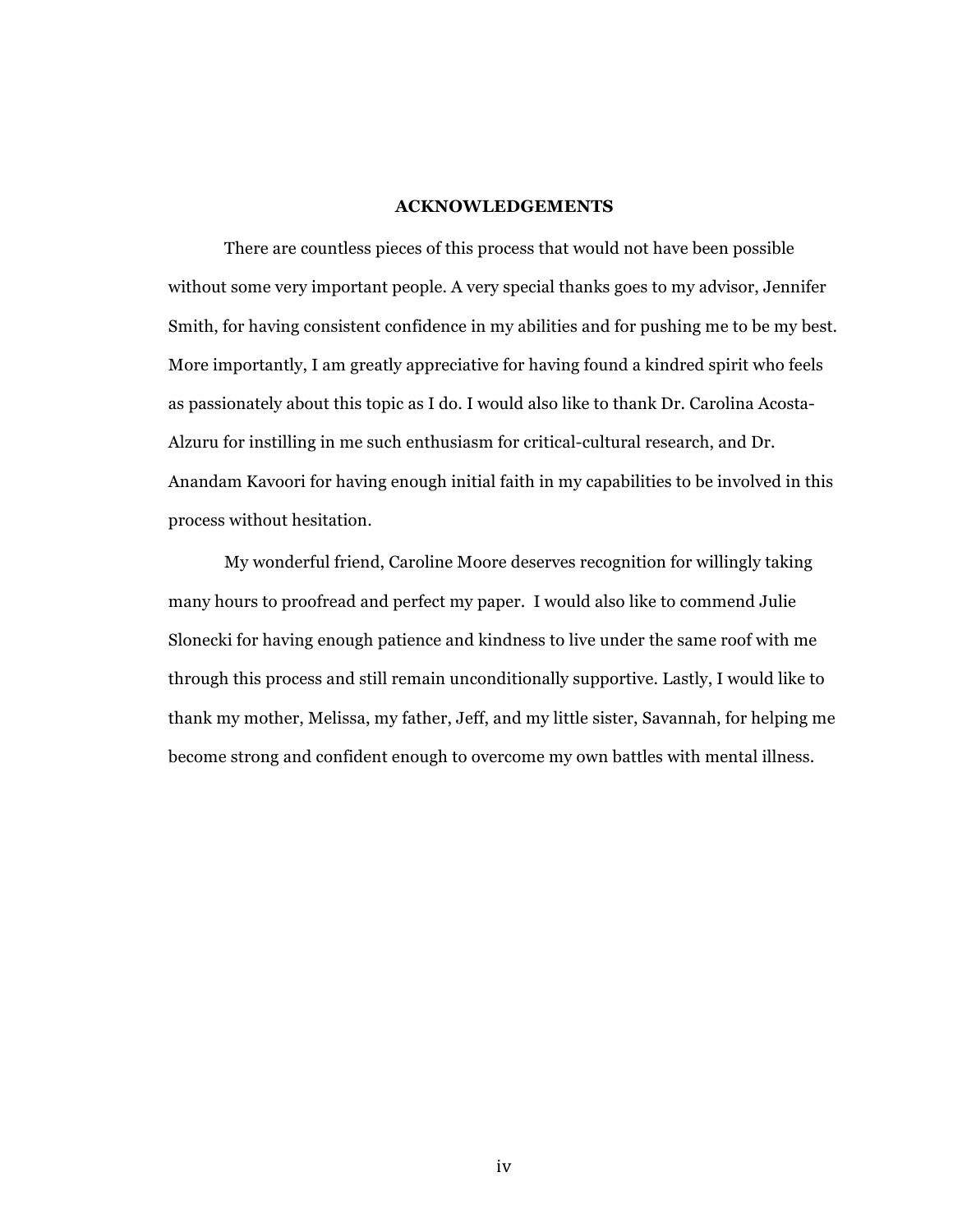## ACKNOWLEDGEMENTS

There are countless pieces of this process that would not have been possible without some very important people. A very special thanks goes to my advisor, Jennifer Smith, for having consistent confidence in my abilities and for pushing me to be my best. More importantly, I am greatly appreciative for having found a kindred spirit who feels as passionately about this topic as I do. I would also like to thank Dr. Carolina Acosta-Alzuru for instilling in me such enthusiasm for critical-cultural research, and Dr. Anandam Kavoori for having enough initial faith in my capabilities to be involved in this process without hesitation.

My wonderful friend, Caroline Moore deserves recognition for willingly taking many hours to proofread and perfect my paper. I would also like to commend Julie Slonecki for having enough patience and kindness to live under the same roof with me through this process and still remain unconditionally supportive. Lastly, I would like to thank my mother, Melissa, my father, Jeff, and my little sister, Savannah, for helping me become strong and confident enough to overcome my own battles with mental illness.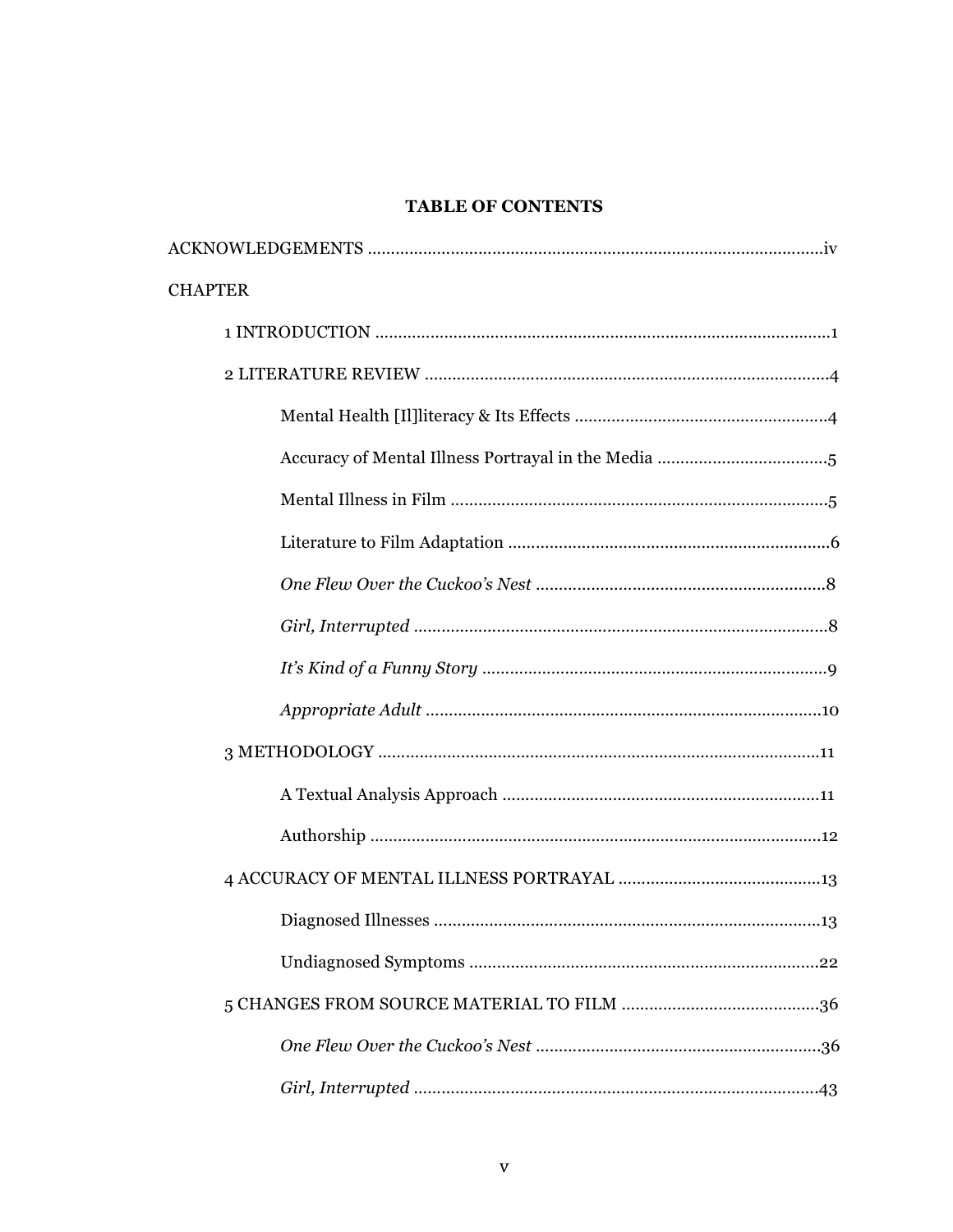## TABLE OF CONTENTS

ACKNOWLEDGEMENTS ........................................................................................................iv

CHAPTER

1 INTRODUCTION ....................................................................................................1

2 LITERATURE REVIEW ..........................................................................................4

Mental Health [Il]literacy & Its Effects ..........................................................4

Accuracy of Mental Illness Portrayal in the Media ........................................5

Mental Illness in Film ......................................................................................5

Literature to Film Adaptation ..........................................................................6

*One Flew Over the Cuckoo's Nest* ..................................................................8

*Girl, Interrupted* ..............................................................................................8

*It's Kind of a Funny Story* ...............................................................................9

*Appropriate Adult* ..........................................................................................10

3 METHODOLOGY ..................................................................................................11

A Textual Analysis Approach .........................................................................11

Authorship .......................................................................................................12

4 ACCURACY OF MENTAL ILLNESS PORTRAYAL ..............................................13

Diagnosed Illnesses .........................................................................................13

Undiagnosed Symptoms .................................................................................22

5 CHANGES FROM SOURCE MATERIAL TO FILM .............................................36

*One Flew Over the Cuckoo's Nest* ................................................................36

*Girl, Interrupted* ............................................................................................43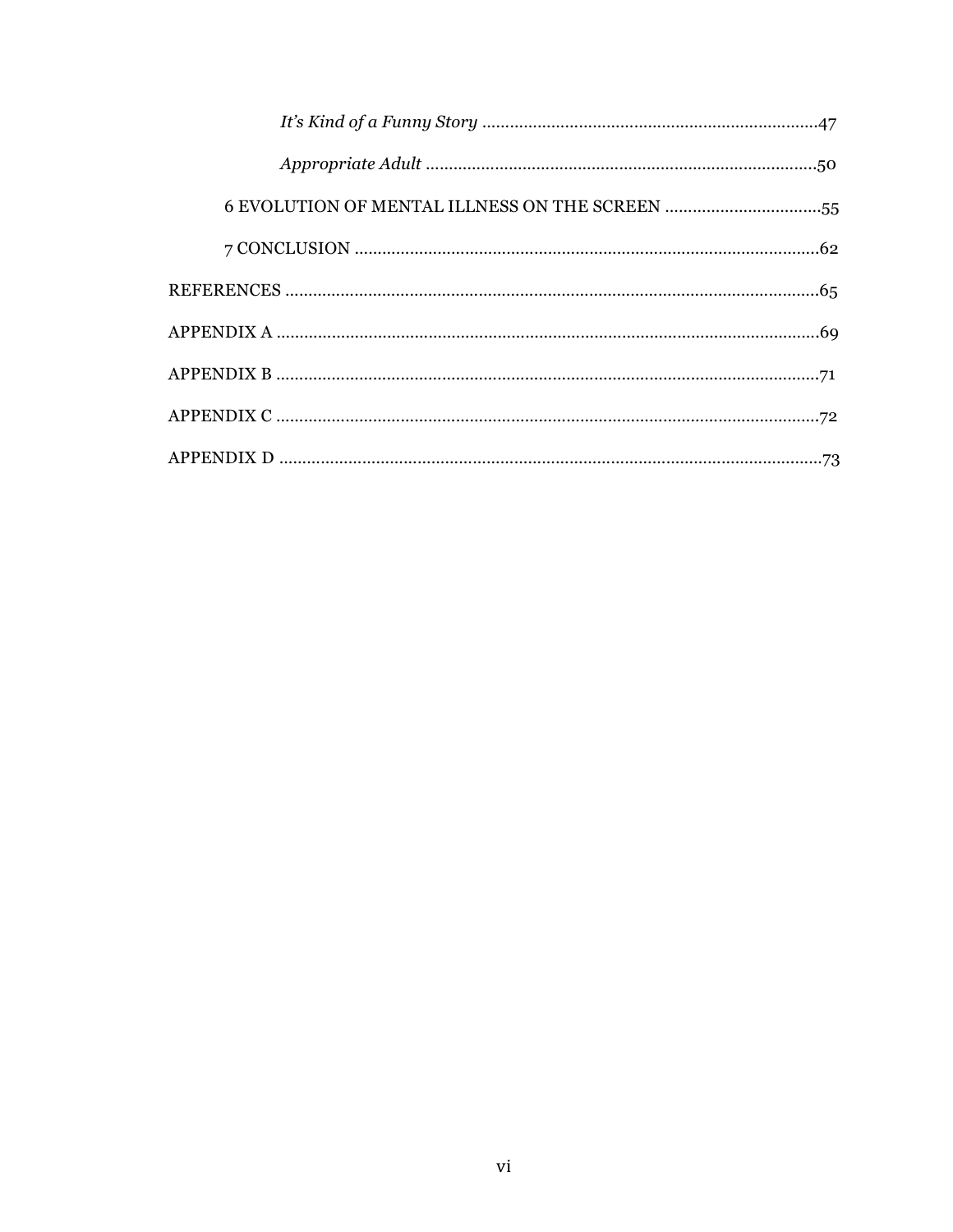*It's Kind of a Funny Story* ........................................................................ 47

*Appropriate Adult* .................................................................................... 50

6 EVOLUTION OF MENTAL ILLNESS ON THE SCREEN .................................. 55

7 CONCLUSION ..................................................................................................... 62

REFERENCES ....................................................................................................... 65

APPENDIX A ........................................................................................................ 69

APPENDIX B ........................................................................................................ 71

APPENDIX C ........................................................................................................ 72

APPENDIX D ........................................................................................................ 73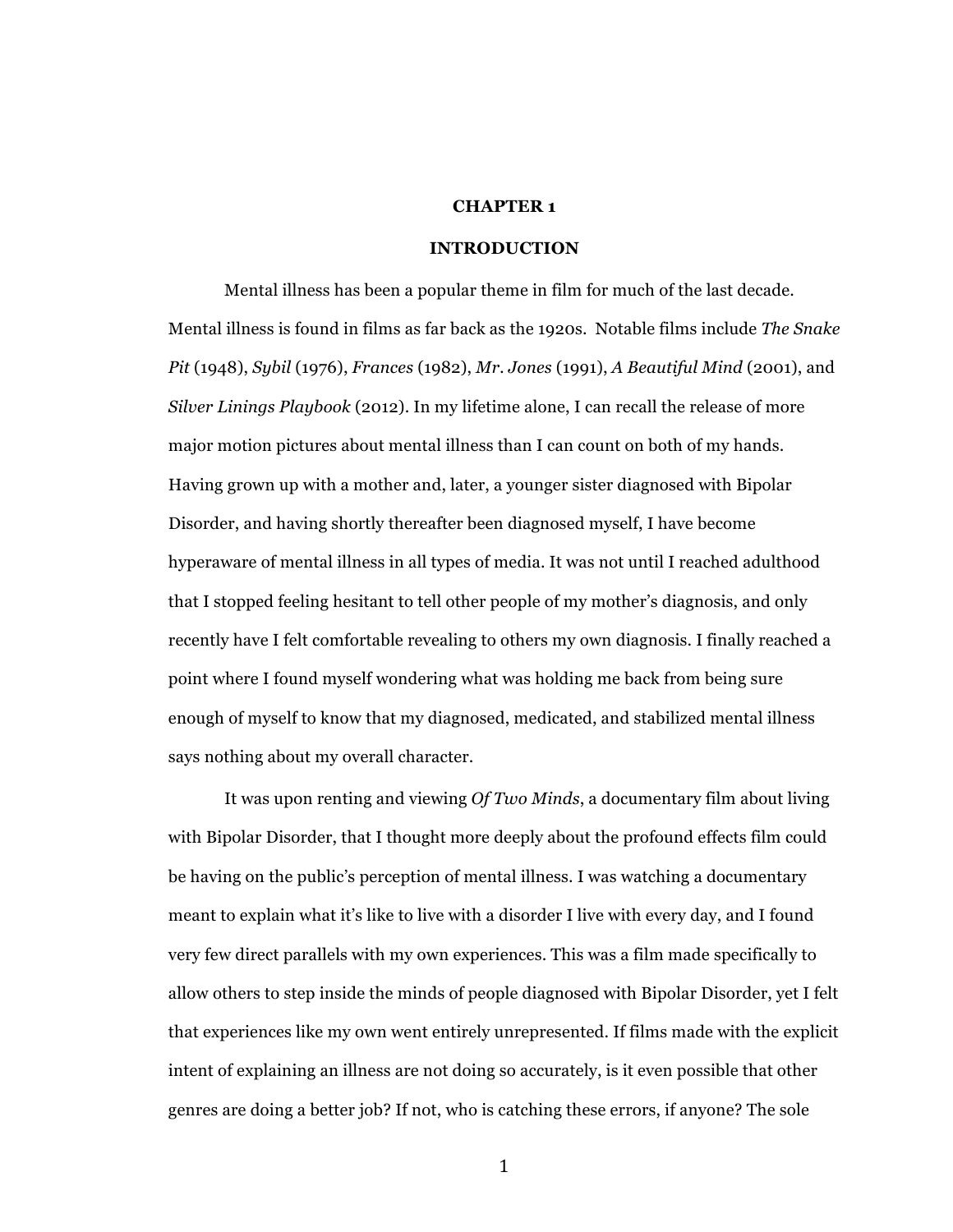# CHAPTER 1

## INTRODUCTION

Mental illness has been a popular theme in film for much of the last decade. Mental illness is found in films as far back as the 1920s. Notable films include *The Snake Pit* (1948), *Sybil* (1976), *Frances* (1982), *Mr. Jones* (1991), *A Beautiful Mind* (2001), and *Silver Linings Playbook* (2012). In my lifetime alone, I can recall the release of more major motion pictures about mental illness than I can count on both of my hands. Having grown up with a mother and, later, a younger sister diagnosed with Bipolar Disorder, and having shortly thereafter been diagnosed myself, I have become hyperaware of mental illness in all types of media. It was not until I reached adulthood that I stopped feeling hesitant to tell other people of my mother's diagnosis, and only recently have I felt comfortable revealing to others my own diagnosis. I finally reached a point where I found myself wondering what was holding me back from being sure enough of myself to know that my diagnosed, medicated, and stabilized mental illness says nothing about my overall character.

It was upon renting and viewing *Of Two Minds*, a documentary film about living with Bipolar Disorder, that I thought more deeply about the profound effects film could be having on the public's perception of mental illness. I was watching a documentary meant to explain what it's like to live with a disorder I live with every day, and I found very few direct parallels with my own experiences. This was a film made specifically to allow others to step inside the minds of people diagnosed with Bipolar Disorder, yet I felt that experiences like my own went entirely unrepresented. If films made with the explicit intent of explaining an illness are not doing so accurately, is it even possible that other genres are doing a better job? If not, who is catching these errors, if anyone? The sole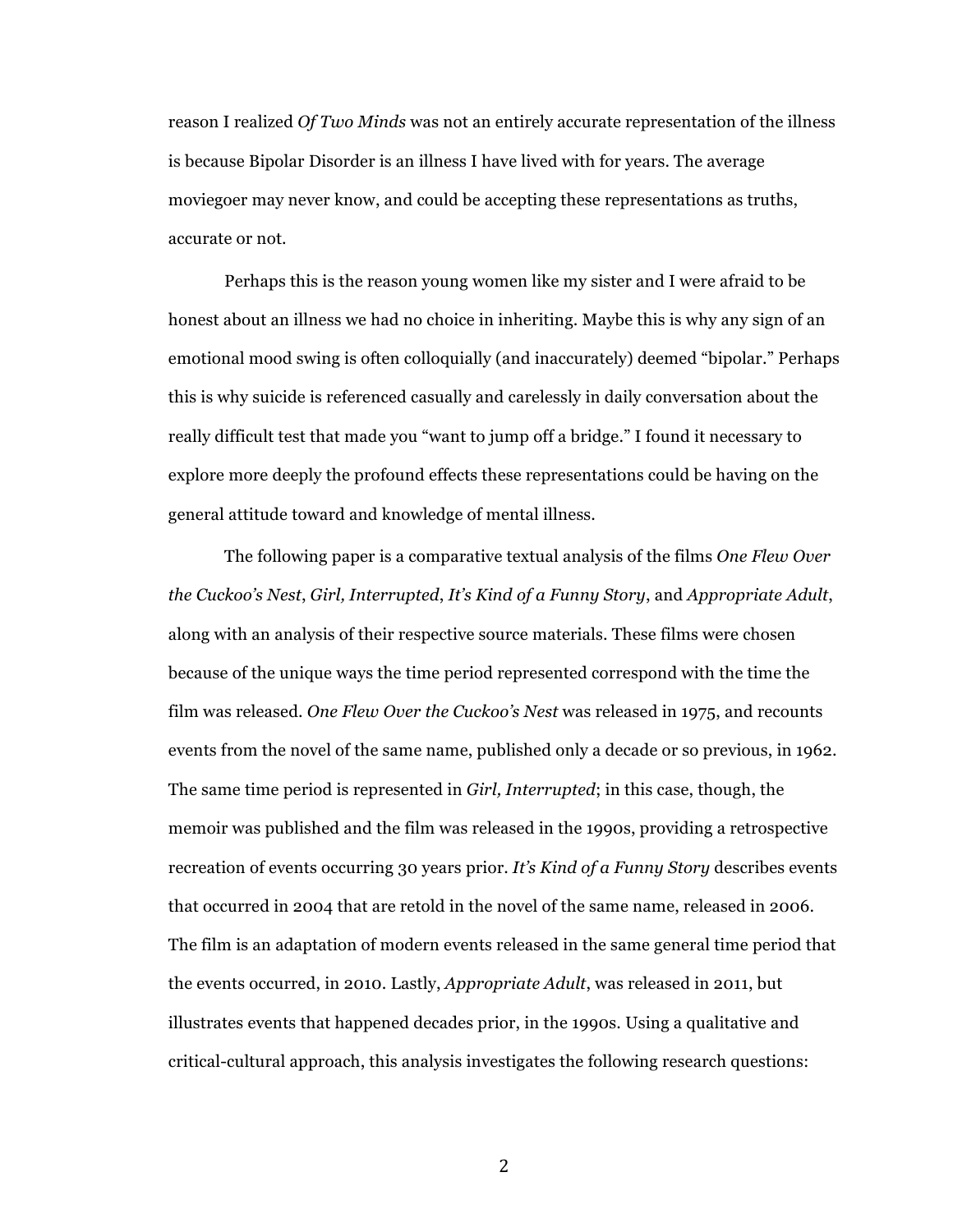reason I realized *Of Two Minds* was not an entirely accurate representation of the illness is because Bipolar Disorder is an illness I have lived with for years. The average moviegoer may never know, and could be accepting these representations as truths, accurate or not.

Perhaps this is the reason young women like my sister and I were afraid to be honest about an illness we had no choice in inheriting. Maybe this is why any sign of an emotional mood swing is often colloquially (and inaccurately) deemed "bipolar." Perhaps this is why suicide is referenced casually and carelessly in daily conversation about the really difficult test that made you "want to jump off a bridge." I found it necessary to explore more deeply the profound effects these representations could be having on the general attitude toward and knowledge of mental illness.

The following paper is a comparative textual analysis of the films *One Flew Over the Cuckoo's Nest*, *Girl, Interrupted*, *It's Kind of a Funny Story*, and *Appropriate Adult*, along with an analysis of their respective source materials. These films were chosen because of the unique ways the time period represented correspond with the time the film was released. *One Flew Over the Cuckoo's Nest* was released in 1975, and recounts events from the novel of the same name, published only a decade or so previous, in 1962. The same time period is represented in *Girl, Interrupted*; in this case, though, the memoir was published and the film was released in the 1990s, providing a retrospective recreation of events occurring 30 years prior. *It's Kind of a Funny Story* describes events that occurred in 2004 that are retold in the novel of the same name, released in 2006. The film is an adaptation of modern events released in the same general time period that the events occurred, in 2010. Lastly, *Appropriate Adult*, was released in 2011, but illustrates events that happened decades prior, in the 1990s. Using a qualitative and critical-cultural approach, this analysis investigates the following research questions: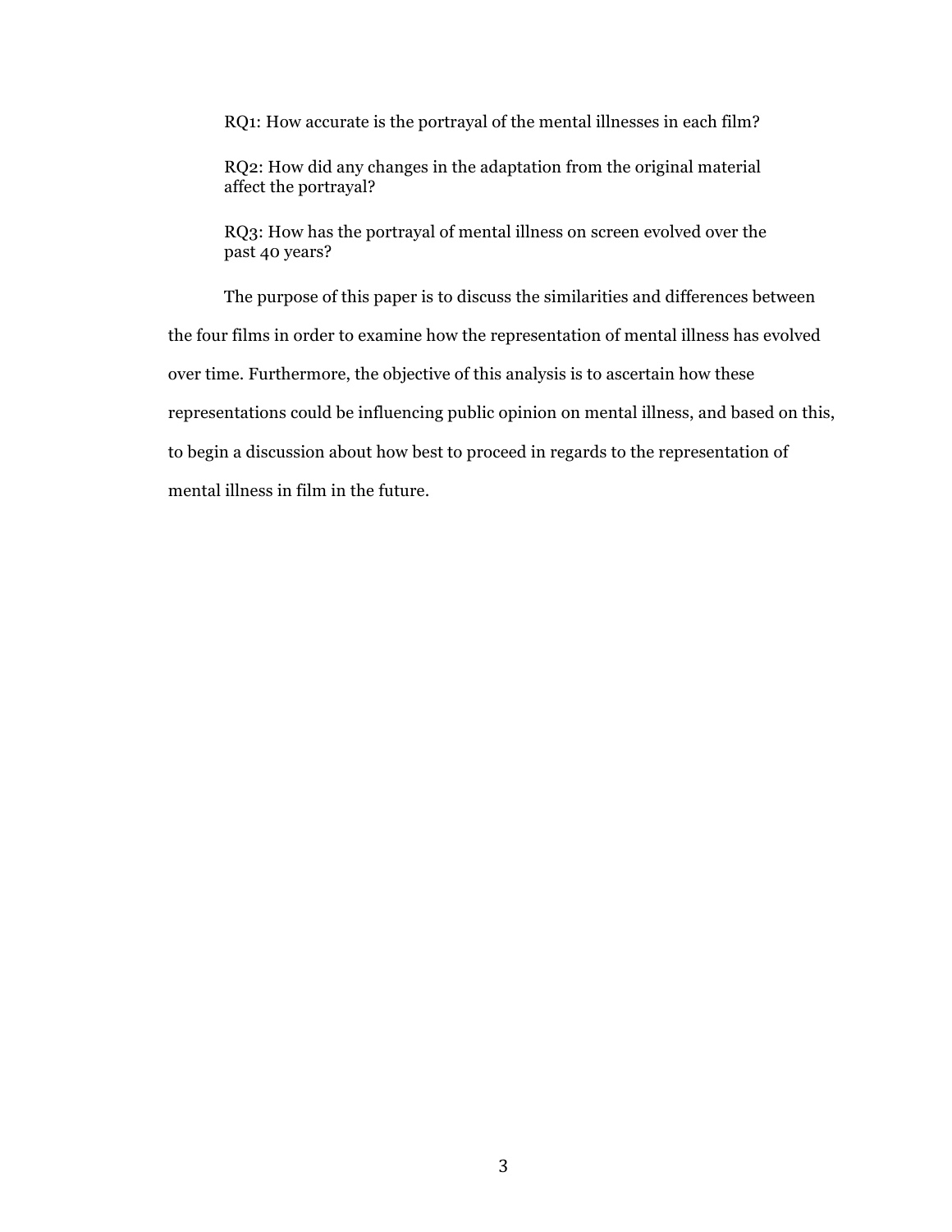RQ1: How accurate is the portrayal of the mental illnesses in each film?

RQ2: How did any changes in the adaptation from the original material affect the portrayal?

RQ3: How has the portrayal of mental illness on screen evolved over the past 40 years?

The purpose of this paper is to discuss the similarities and differences between the four films in order to examine how the representation of mental illness has evolved over time. Furthermore, the objective of this analysis is to ascertain how these representations could be influencing public opinion on mental illness, and based on this, to begin a discussion about how best to proceed in regards to the representation of mental illness in film in the future.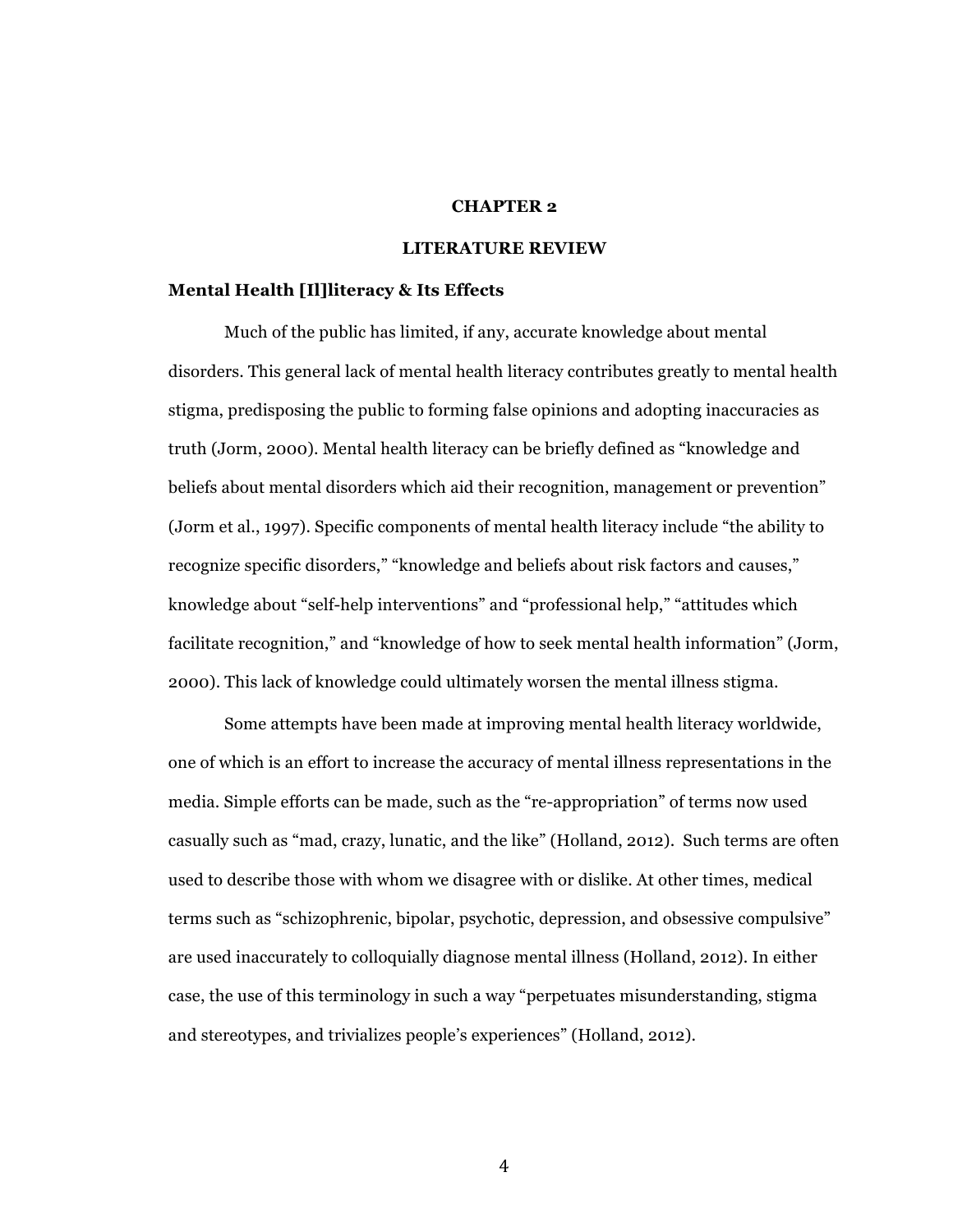# CHAPTER 2

# LITERATURE REVIEW

## Mental Health [Il]literacy & Its Effects

Much of the public has limited, if any, accurate knowledge about mental disorders. This general lack of mental health literacy contributes greatly to mental health stigma, predisposing the public to forming false opinions and adopting inaccuracies as truth (Jorm, 2000). Mental health literacy can be briefly defined as "knowledge and beliefs about mental disorders which aid their recognition, management or prevention" (Jorm et al., 1997). Specific components of mental health literacy include "the ability to recognize specific disorders," "knowledge and beliefs about risk factors and causes," knowledge about "self-help interventions" and "professional help," "attitudes which facilitate recognition," and "knowledge of how to seek mental health information" (Jorm, 2000). This lack of knowledge could ultimately worsen the mental illness stigma.

Some attempts have been made at improving mental health literacy worldwide, one of which is an effort to increase the accuracy of mental illness representations in the media. Simple efforts can be made, such as the "re-appropriation" of terms now used casually such as "mad, crazy, lunatic, and the like" (Holland, 2012). Such terms are often used to describe those with whom we disagree with or dislike. At other times, medical terms such as "schizophrenic, bipolar, psychotic, depression, and obsessive compulsive" are used inaccurately to colloquially diagnose mental illness (Holland, 2012). In either case, the use of this terminology in such a way "perpetuates misunderstanding, stigma and stereotypes, and trivializes people's experiences" (Holland, 2012).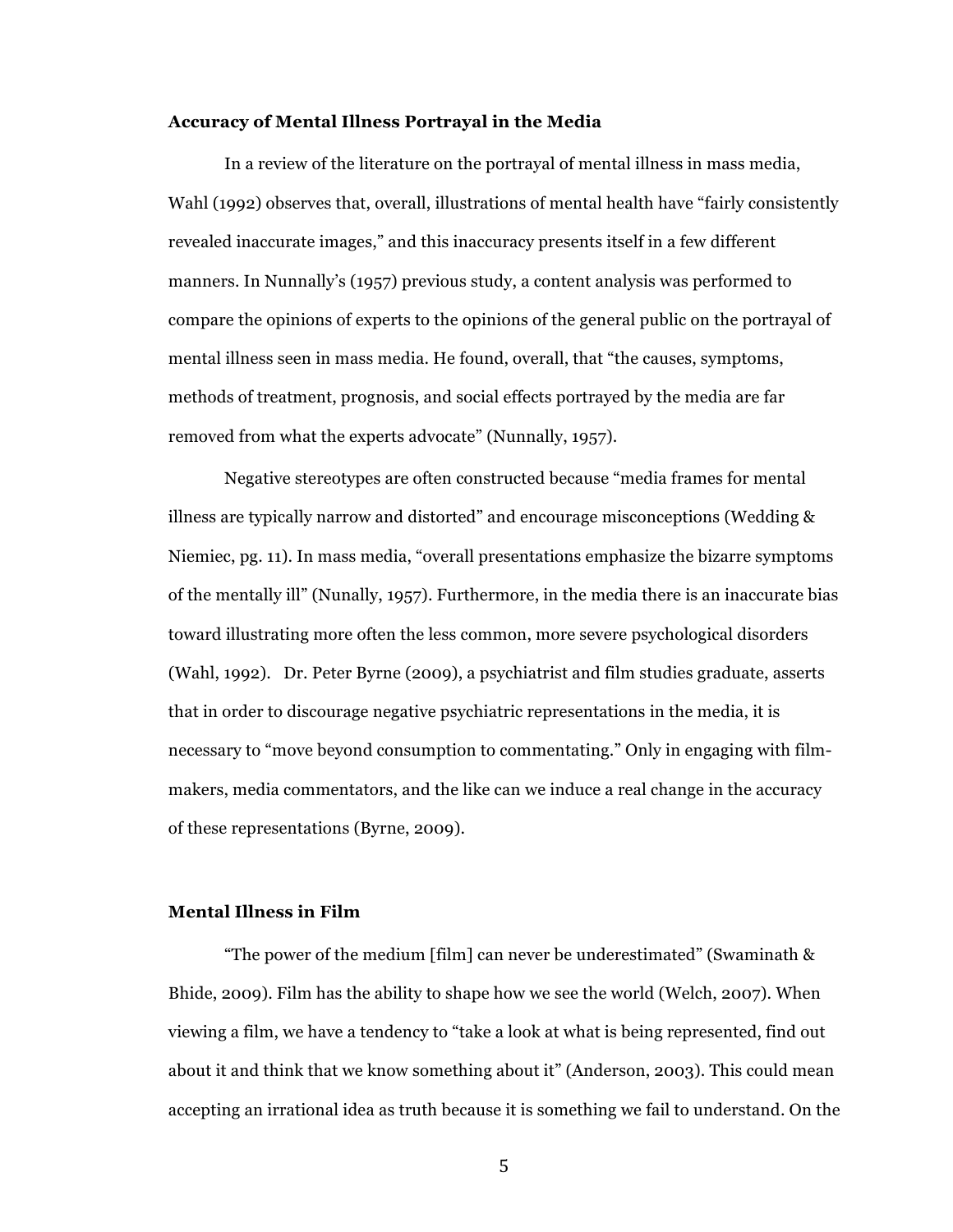### Accuracy of Mental Illness Portrayal in the Media

In a review of the literature on the portrayal of mental illness in mass media, Wahl (1992) observes that, overall, illustrations of mental health have "fairly consistently revealed inaccurate images," and this inaccuracy presents itself in a few different manners. In Nunnally's (1957) previous study, a content analysis was performed to compare the opinions of experts to the opinions of the general public on the portrayal of mental illness seen in mass media. He found, overall, that "the causes, symptoms, methods of treatment, prognosis, and social effects portrayed by the media are far removed from what the experts advocate" (Nunnally, 1957).

Negative stereotypes are often constructed because "media frames for mental illness are typically narrow and distorted" and encourage misconceptions (Wedding & Niemiec, pg. 11). In mass media, "overall presentations emphasize the bizarre symptoms of the mentally ill" (Nunally, 1957). Furthermore, in the media there is an inaccurate bias toward illustrating more often the less common, more severe psychological disorders (Wahl, 1992). Dr. Peter Byrne (2009), a psychiatrist and film studies graduate, asserts that in order to discourage negative psychiatric representations in the media, it is necessary to "move beyond consumption to commentating." Only in engaging with film-makers, media commentators, and the like can we induce a real change in the accuracy of these representations (Byrne, 2009).

### Mental Illness in Film

"The power of the medium [film] can never be underestimated" (Swaminath & Bhide, 2009). Film has the ability to shape how we see the world (Welch, 2007). When viewing a film, we have a tendency to "take a look at what is being represented, find out about it and think that we know something about it" (Anderson, 2003). This could mean accepting an irrational idea as truth because it is something we fail to understand. On the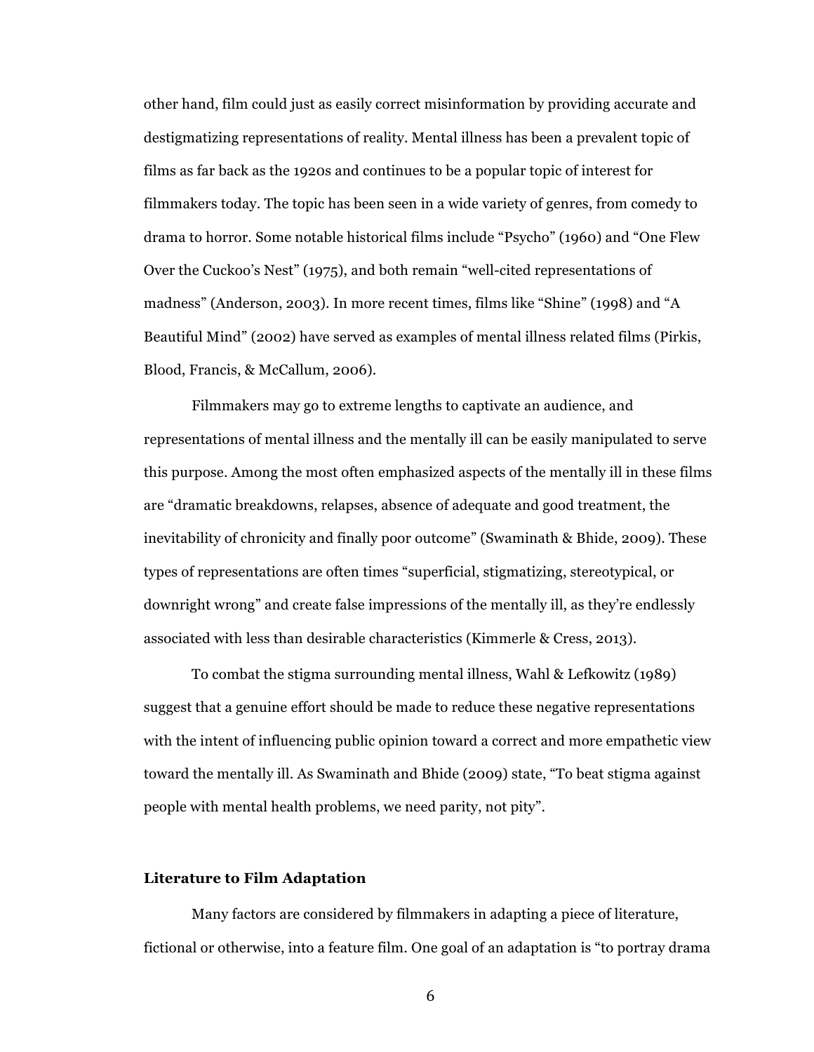other hand, film could just as easily correct misinformation by providing accurate and destigmatizing representations of reality. Mental illness has been a prevalent topic of films as far back as the 1920s and continues to be a popular topic of interest for filmmakers today. The topic has been seen in a wide variety of genres, from comedy to drama to horror. Some notable historical films include "Psycho" (1960) and "One Flew Over the Cuckoo's Nest" (1975), and both remain "well-cited representations of madness" (Anderson, 2003). In more recent times, films like "Shine" (1998) and "A Beautiful Mind" (2002) have served as examples of mental illness related films (Pirkis, Blood, Francis, & McCallum, 2006).

Filmmakers may go to extreme lengths to captivate an audience, and representations of mental illness and the mentally ill can be easily manipulated to serve this purpose. Among the most often emphasized aspects of the mentally ill in these films are "dramatic breakdowns, relapses, absence of adequate and good treatment, the inevitability of chronicity and finally poor outcome" (Swaminath & Bhide, 2009). These types of representations are often times "superficial, stigmatizing, stereotypical, or downright wrong" and create false impressions of the mentally ill, as they're endlessly associated with less than desirable characteristics (Kimmerle & Cress, 2013).

To combat the stigma surrounding mental illness, Wahl & Lefkowitz (1989) suggest that a genuine effort should be made to reduce these negative representations with the intent of influencing public opinion toward a correct and more empathetic view toward the mentally ill. As Swaminath and Bhide (2009) state, "To beat stigma against people with mental health problems, we need parity, not pity".

## Literature to Film Adaptation

Many factors are considered by filmmakers in adapting a piece of literature, fictional or otherwise, into a feature film. One goal of an adaptation is "to portray drama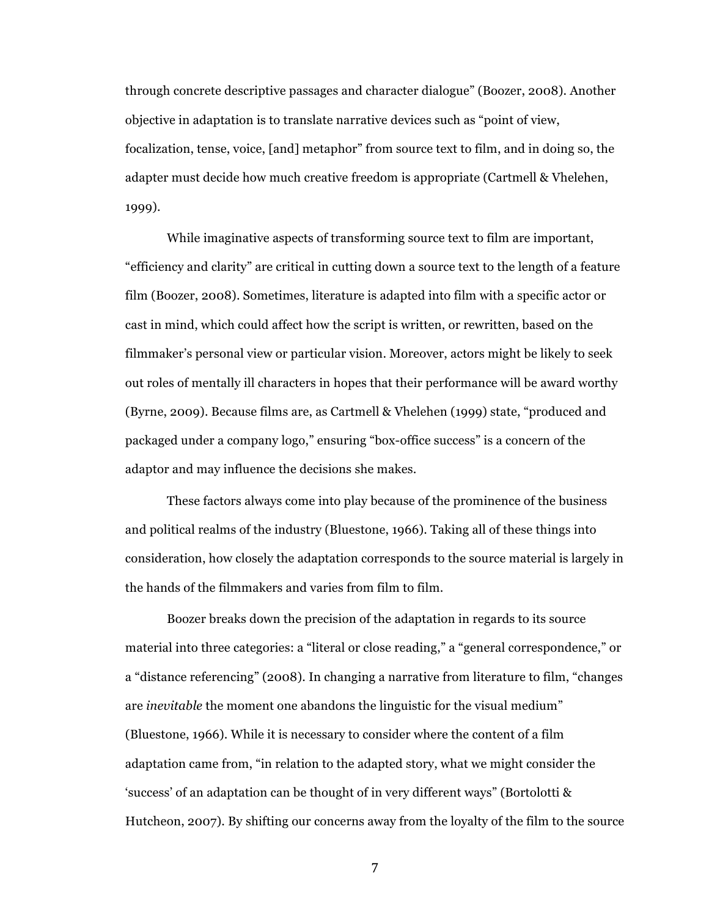through concrete descriptive passages and character dialogue" (Boozer, 2008). Another objective in adaptation is to translate narrative devices such as "point of view, focalization, tense, voice, [and] metaphor" from source text to film, and in doing so, the adapter must decide how much creative freedom is appropriate (Cartmell & Vhelehen, 1999).

While imaginative aspects of transforming source text to film are important, "efficiency and clarity" are critical in cutting down a source text to the length of a feature film (Boozer, 2008). Sometimes, literature is adapted into film with a specific actor or cast in mind, which could affect how the script is written, or rewritten, based on the filmmaker's personal view or particular vision. Moreover, actors might be likely to seek out roles of mentally ill characters in hopes that their performance will be award worthy (Byrne, 2009). Because films are, as Cartmell & Vhelehen (1999) state, "produced and packaged under a company logo," ensuring "box-office success" is a concern of the adaptor and may influence the decisions she makes.

These factors always come into play because of the prominence of the business and political realms of the industry (Bluestone, 1966). Taking all of these things into consideration, how closely the adaptation corresponds to the source material is largely in the hands of the filmmakers and varies from film to film.

Boozer breaks down the precision of the adaptation in regards to its source material into three categories: a "literal or close reading," a "general correspondence," or a "distance referencing" (2008). In changing a narrative from literature to film, "changes are *inevitable* the moment one abandons the linguistic for the visual medium" (Bluestone, 1966). While it is necessary to consider where the content of a film adaptation came from, "in relation to the adapted story, what we might consider the 'success' of an adaptation can be thought of in very different ways" (Bortolotti & Hutcheon, 2007). By shifting our concerns away from the loyalty of the film to the source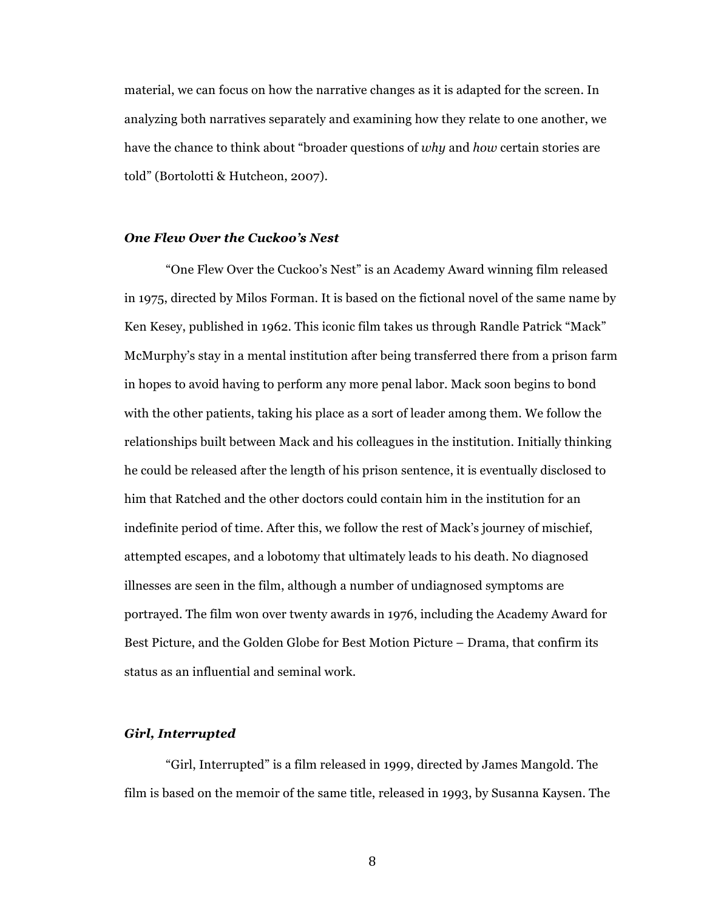material, we can focus on how the narrative changes as it is adapted for the screen. In analyzing both narratives separately and examining how they relate to one another, we have the chance to think about "broader questions of *why* and *how* certain stories are told" (Bortolotti & Hutcheon, 2007).

### *One Flew Over the Cuckoo's Nest*

"One Flew Over the Cuckoo's Nest" is an Academy Award winning film released in 1975, directed by Milos Forman. It is based on the fictional novel of the same name by Ken Kesey, published in 1962. This iconic film takes us through Randle Patrick "Mack" McMurphy's stay in a mental institution after being transferred there from a prison farm in hopes to avoid having to perform any more penal labor. Mack soon begins to bond with the other patients, taking his place as a sort of leader among them. We follow the relationships built between Mack and his colleagues in the institution. Initially thinking he could be released after the length of his prison sentence, it is eventually disclosed to him that Ratched and the other doctors could contain him in the institution for an indefinite period of time. After this, we follow the rest of Mack's journey of mischief, attempted escapes, and a lobotomy that ultimately leads to his death. No diagnosed illnesses are seen in the film, although a number of undiagnosed symptoms are portrayed. The film won over twenty awards in 1976, including the Academy Award for Best Picture, and the Golden Globe for Best Motion Picture – Drama, that confirm its status as an influential and seminal work.

### *Girl, Interrupted*

"Girl, Interrupted" is a film released in 1999, directed by James Mangold. The film is based on the memoir of the same title, released in 1993, by Susanna Kaysen. The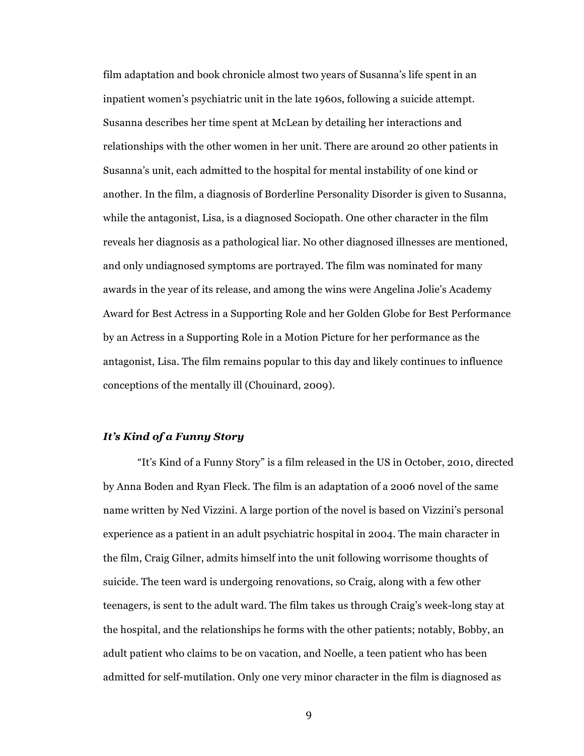film adaptation and book chronicle almost two years of Susanna's life spent in an inpatient women's psychiatric unit in the late 1960s, following a suicide attempt. Susanna describes her time spent at McLean by detailing her interactions and relationships with the other women in her unit. There are around 20 other patients in Susanna's unit, each admitted to the hospital for mental instability of one kind or another. In the film, a diagnosis of Borderline Personality Disorder is given to Susanna, while the antagonist, Lisa, is a diagnosed Sociopath. One other character in the film reveals her diagnosis as a pathological liar. No other diagnosed illnesses are mentioned, and only undiagnosed symptoms are portrayed. The film was nominated for many awards in the year of its release, and among the wins were Angelina Jolie's Academy Award for Best Actress in a Supporting Role and her Golden Globe for Best Performance by an Actress in a Supporting Role in a Motion Picture for her performance as the antagonist, Lisa. The film remains popular to this day and likely continues to influence conceptions of the mentally ill (Chouinard, 2009).

### *It's Kind of a Funny Story*

"It's Kind of a Funny Story" is a film released in the US in October, 2010, directed by Anna Boden and Ryan Fleck. The film is an adaptation of a 2006 novel of the same name written by Ned Vizzini. A large portion of the novel is based on Vizzini's personal experience as a patient in an adult psychiatric hospital in 2004. The main character in the film, Craig Gilner, admits himself into the unit following worrisome thoughts of suicide. The teen ward is undergoing renovations, so Craig, along with a few other teenagers, is sent to the adult ward. The film takes us through Craig's week-long stay at the hospital, and the relationships he forms with the other patients; notably, Bobby, an adult patient who claims to be on vacation, and Noelle, a teen patient who has been admitted for self-mutilation. Only one very minor character in the film is diagnosed as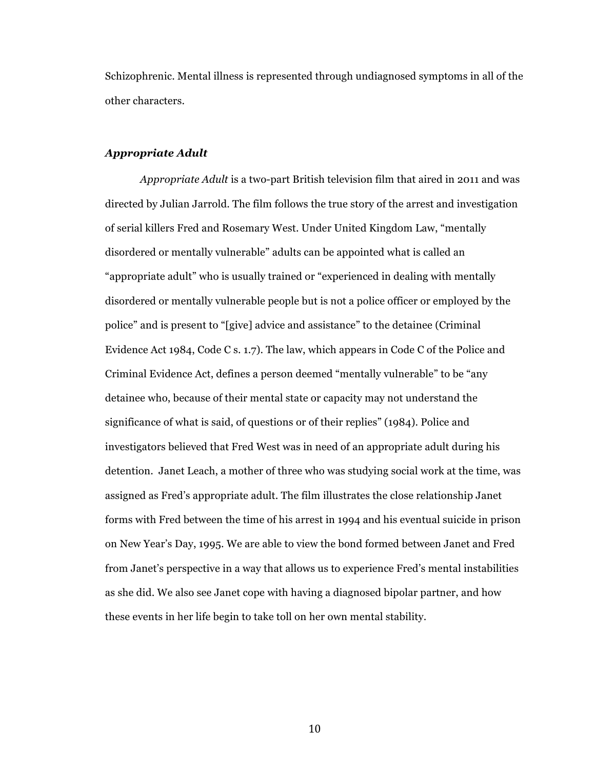Schizophrenic. Mental illness is represented through undiagnosed symptoms in all of the other characters.

### ***Appropriate Adult***

*Appropriate Adult* is a two-part British television film that aired in 2011 and was directed by Julian Jarrold. The film follows the true story of the arrest and investigation of serial killers Fred and Rosemary West. Under United Kingdom Law, "mentally disordered or mentally vulnerable" adults can be appointed what is called an "appropriate adult" who is usually trained or "experienced in dealing with mentally disordered or mentally vulnerable people but is not a police officer or employed by the police" and is present to "[give] advice and assistance" to the detainee (Criminal Evidence Act 1984, Code C s. 1.7). The law, which appears in Code C of the Police and Criminal Evidence Act, defines a person deemed "mentally vulnerable" to be "any detainee who, because of their mental state or capacity may not understand the significance of what is said, of questions or of their replies" (1984). Police and investigators believed that Fred West was in need of an appropriate adult during his detention. Janet Leach, a mother of three who was studying social work at the time, was assigned as Fred's appropriate adult. The film illustrates the close relationship Janet forms with Fred between the time of his arrest in 1994 and his eventual suicide in prison on New Year's Day, 1995. We are able to view the bond formed between Janet and Fred from Janet's perspective in a way that allows us to experience Fred's mental instabilities as she did. We also see Janet cope with having a diagnosed bipolar partner, and how these events in her life begin to take toll on her own mental stability.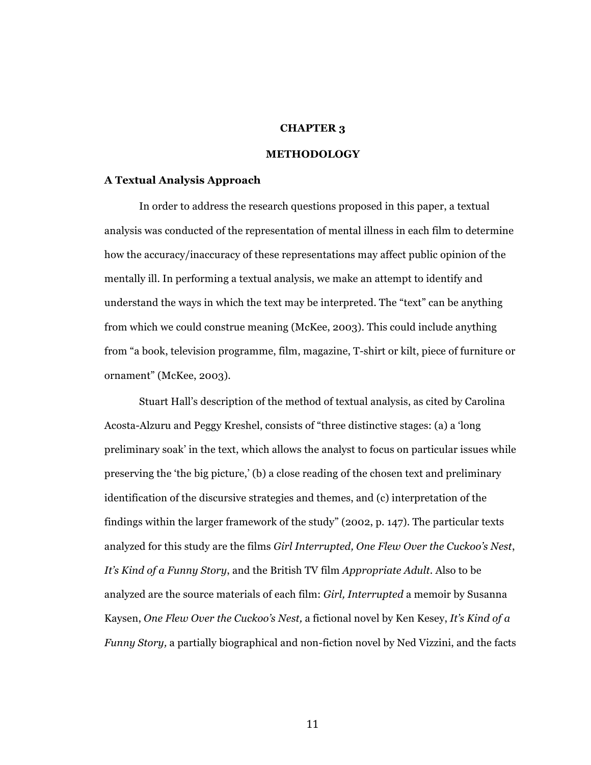# CHAPTER 3

# METHODOLOGY

### A Textual Analysis Approach

In order to address the research questions proposed in this paper, a textual analysis was conducted of the representation of mental illness in each film to determine how the accuracy/inaccuracy of these representations may affect public opinion of the mentally ill. In performing a textual analysis, we make an attempt to identify and understand the ways in which the text may be interpreted. The "text" can be anything from which we could construe meaning (McKee, 2003). This could include anything from "a book, television programme, film, magazine, T-shirt or kilt, piece of furniture or ornament" (McKee, 2003).

Stuart Hall's description of the method of textual analysis, as cited by Carolina Acosta-Alzuru and Peggy Kreshel, consists of "three distinctive stages: (a) a 'long preliminary soak' in the text, which allows the analyst to focus on particular issues while preserving the 'the big picture,' (b) a close reading of the chosen text and preliminary identification of the discursive strategies and themes, and (c) interpretation of the findings within the larger framework of the study" (2002, p. 147). The particular texts analyzed for this study are the films *Girl Interrupted, One Flew Over the Cuckoo's Nest*, *It's Kind of a Funny Story*, and the British TV film *Appropriate Adult*. Also to be analyzed are the source materials of each film: *Girl, Interrupted* a memoir by Susanna Kaysen, *One Flew Over the Cuckoo's Nest,* a fictional novel by Ken Kesey, *It's Kind of a Funny Story,* a partially biographical and non-fiction novel by Ned Vizzini, and the facts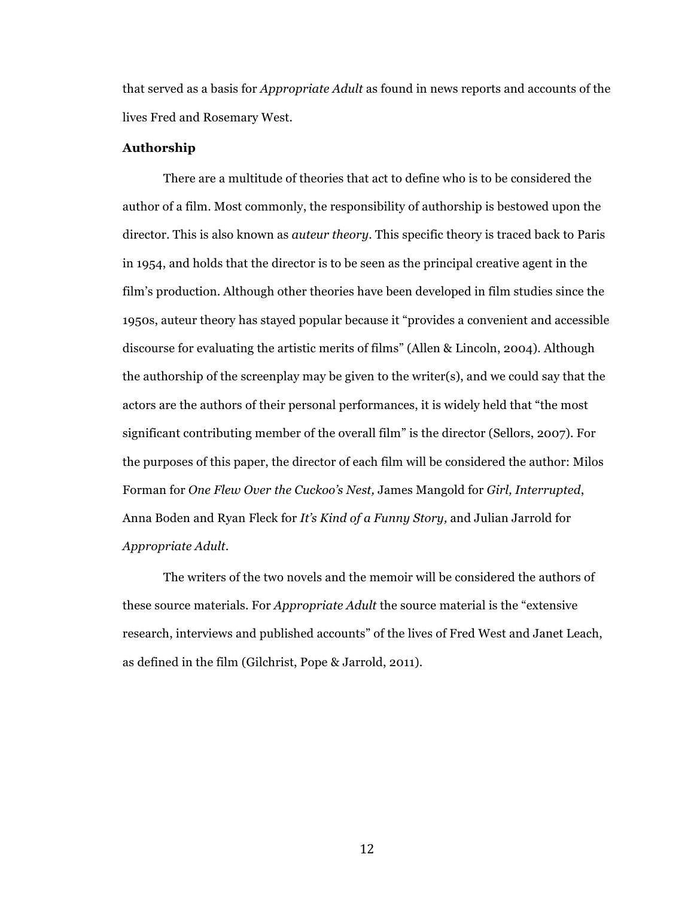that served as a basis for *Appropriate Adult* as found in news reports and accounts of the lives Fred and Rosemary West.

**Authorship**

There are a multitude of theories that act to define who is to be considered the author of a film. Most commonly, the responsibility of authorship is bestowed upon the director. This is also known as *auteur theory*. This specific theory is traced back to Paris in 1954, and holds that the director is to be seen as the principal creative agent in the film's production. Although other theories have been developed in film studies since the 1950s, auteur theory has stayed popular because it "provides a convenient and accessible discourse for evaluating the artistic merits of films" (Allen & Lincoln, 2004). Although the authorship of the screenplay may be given to the writer(s), and we could say that the actors are the authors of their personal performances, it is widely held that "the most significant contributing member of the overall film" is the director (Sellors, 2007). For the purposes of this paper, the director of each film will be considered the author: Milos Forman for *One Flew Over the Cuckoo's Nest,* James Mangold for *Girl, Interrupted*, Anna Boden and Ryan Fleck for *It's Kind of a Funny Story,* and Julian Jarrold for *Appropriate Adult*.

The writers of the two novels and the memoir will be considered the authors of these source materials. For *Appropriate Adult* the source material is the "extensive research, interviews and published accounts" of the lives of Fred West and Janet Leach, as defined in the film (Gilchrist, Pope & Jarrold, 2011).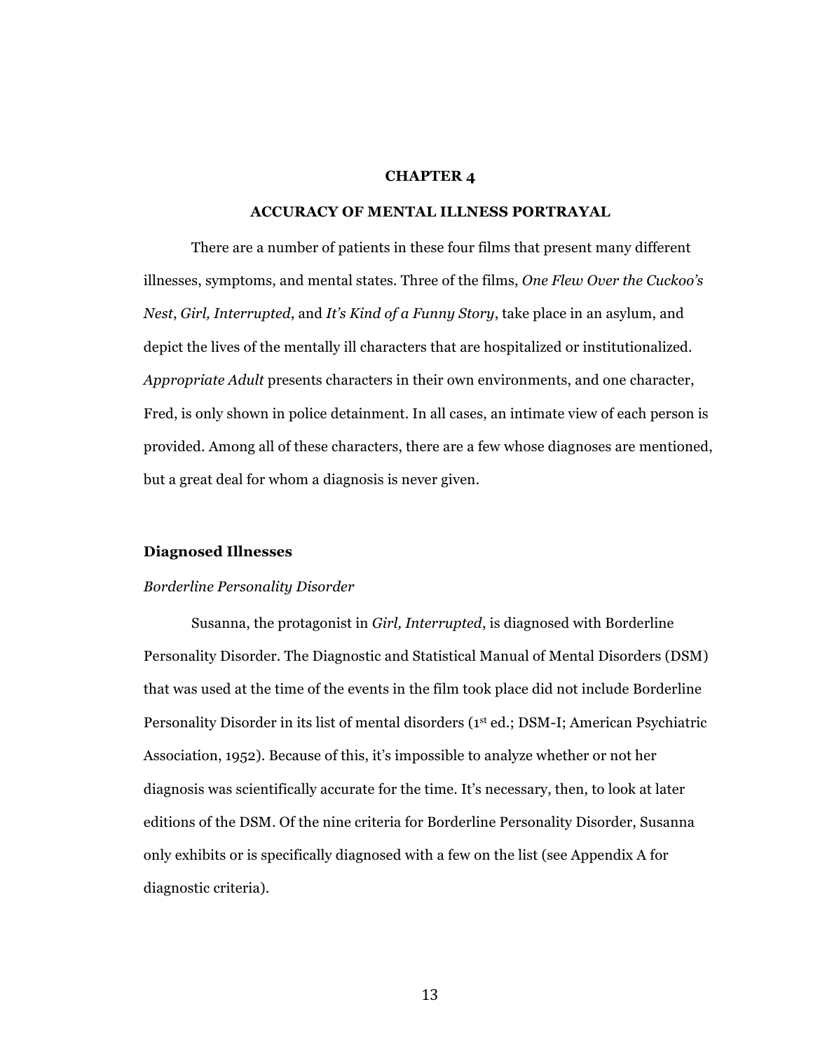# CHAPTER 4

## ACCURACY OF MENTAL ILLNESS PORTRAYAL

There are a number of patients in these four films that present many different illnesses, symptoms, and mental states. Three of the films, *One Flew Over the Cuckoo's Nest*, *Girl, Interrupted*, and *It's Kind of a Funny Story*, take place in an asylum, and depict the lives of the mentally ill characters that are hospitalized or institutionalized. *Appropriate Adult* presents characters in their own environments, and one character, Fred, is only shown in police detainment. In all cases, an intimate view of each person is provided. Among all of these characters, there are a few whose diagnoses are mentioned, but a great deal for whom a diagnosis is never given.

### Diagnosed Illnesses

#### *Borderline Personality Disorder*

Susanna, the protagonist in *Girl, Interrupted*, is diagnosed with Borderline Personality Disorder. The Diagnostic and Statistical Manual of Mental Disorders (DSM) that was used at the time of the events in the film took place did not include Borderline Personality Disorder in its list of mental disorders (1st ed.; DSM-I; American Psychiatric Association, 1952). Because of this, it's impossible to analyze whether or not her diagnosis was scientifically accurate for the time. It's necessary, then, to look at later editions of the DSM. Of the nine criteria for Borderline Personality Disorder, Susanna only exhibits or is specifically diagnosed with a few on the list (see Appendix A for diagnostic criteria).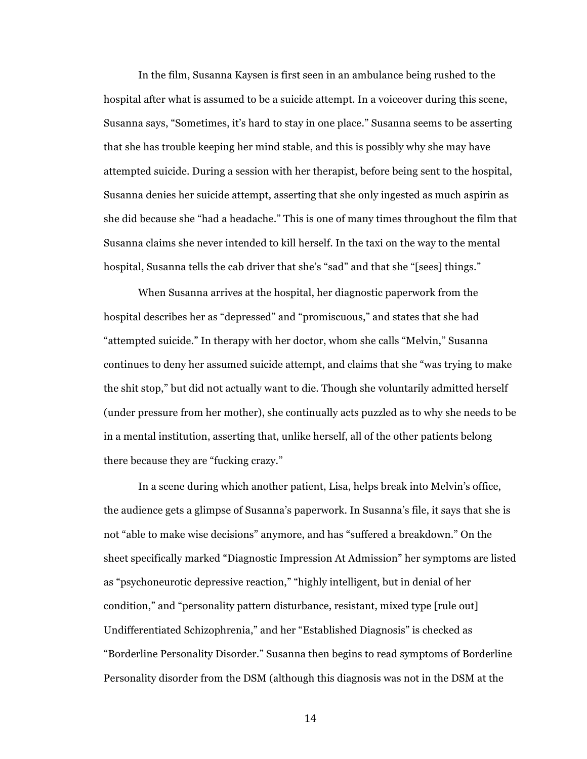In the film, Susanna Kaysen is first seen in an ambulance being rushed to the hospital after what is assumed to be a suicide attempt. In a voiceover during this scene, Susanna says, "Sometimes, it's hard to stay in one place." Susanna seems to be asserting that she has trouble keeping her mind stable, and this is possibly why she may have attempted suicide. During a session with her therapist, before being sent to the hospital, Susanna denies her suicide attempt, asserting that she only ingested as much aspirin as she did because she "had a headache." This is one of many times throughout the film that Susanna claims she never intended to kill herself. In the taxi on the way to the mental hospital, Susanna tells the cab driver that she's "sad" and that she "[sees] things."

When Susanna arrives at the hospital, her diagnostic paperwork from the hospital describes her as "depressed" and "promiscuous," and states that she had "attempted suicide." In therapy with her doctor, whom she calls "Melvin," Susanna continues to deny her assumed suicide attempt, and claims that she "was trying to make the shit stop," but did not actually want to die. Though she voluntarily admitted herself (under pressure from her mother), she continually acts puzzled as to why she needs to be in a mental institution, asserting that, unlike herself, all of the other patients belong there because they are "fucking crazy."

In a scene during which another patient, Lisa, helps break into Melvin's office, the audience gets a glimpse of Susanna's paperwork. In Susanna's file, it says that she is not "able to make wise decisions" anymore, and has "suffered a breakdown." On the sheet specifically marked "Diagnostic Impression At Admission" her symptoms are listed as "psychoneurotic depressive reaction," "highly intelligent, but in denial of her condition," and "personality pattern disturbance, resistant, mixed type [rule out] Undifferentiated Schizophrenia," and her "Established Diagnosis" is checked as "Borderline Personality Disorder." Susanna then begins to read symptoms of Borderline Personality disorder from the DSM (although this diagnosis was not in the DSM at the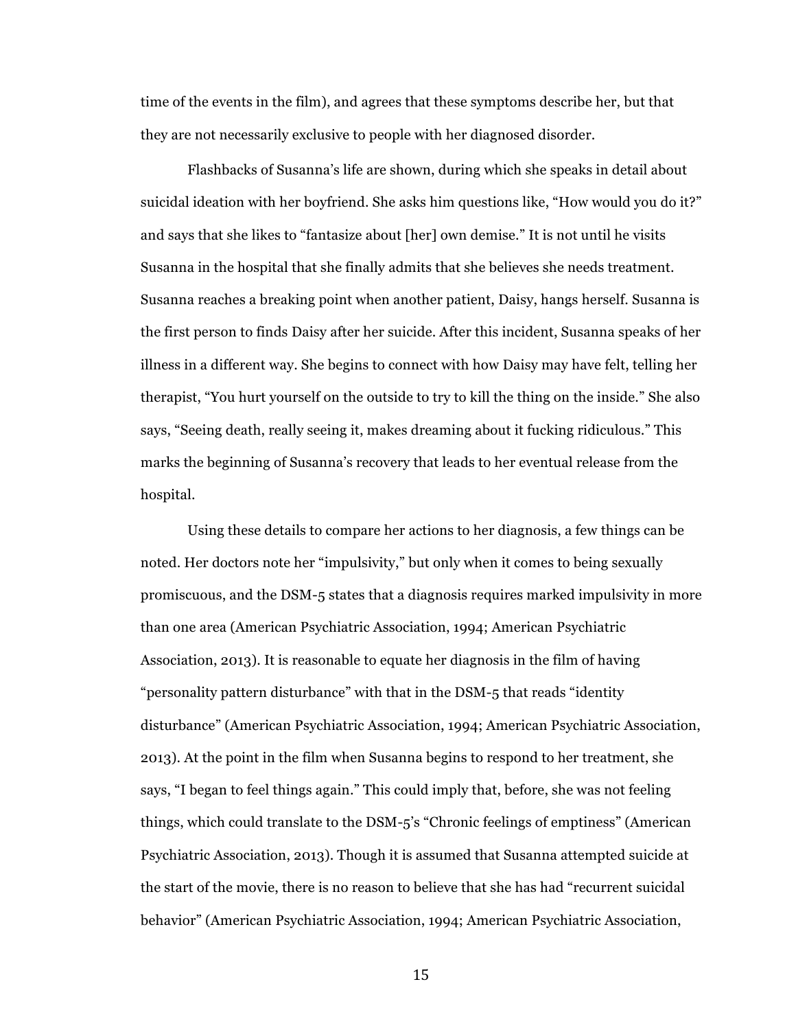time of the events in the film), and agrees that these symptoms describe her, but that they are not necessarily exclusive to people with her diagnosed disorder.

Flashbacks of Susanna's life are shown, during which she speaks in detail about suicidal ideation with her boyfriend. She asks him questions like, "How would you do it?" and says that she likes to "fantasize about [her] own demise." It is not until he visits Susanna in the hospital that she finally admits that she believes she needs treatment. Susanna reaches a breaking point when another patient, Daisy, hangs herself. Susanna is the first person to finds Daisy after her suicide. After this incident, Susanna speaks of her illness in a different way. She begins to connect with how Daisy may have felt, telling her therapist, "You hurt yourself on the outside to try to kill the thing on the inside." She also says, "Seeing death, really seeing it, makes dreaming about it fucking ridiculous." This marks the beginning of Susanna's recovery that leads to her eventual release from the hospital.

Using these details to compare her actions to her diagnosis, a few things can be noted. Her doctors note her "impulsivity," but only when it comes to being sexually promiscuous, and the DSM-5 states that a diagnosis requires marked impulsivity in more than one area (American Psychiatric Association, 1994; American Psychiatric Association, 2013). It is reasonable to equate her diagnosis in the film of having "personality pattern disturbance" with that in the DSM-5 that reads "identity disturbance" (American Psychiatric Association, 1994; American Psychiatric Association, 2013). At the point in the film when Susanna begins to respond to her treatment, she says, "I began to feel things again." This could imply that, before, she was not feeling things, which could translate to the DSM-5's "Chronic feelings of emptiness" (American Psychiatric Association, 2013). Though it is assumed that Susanna attempted suicide at the start of the movie, there is no reason to believe that she has had "recurrent suicidal behavior" (American Psychiatric Association, 1994; American Psychiatric Association,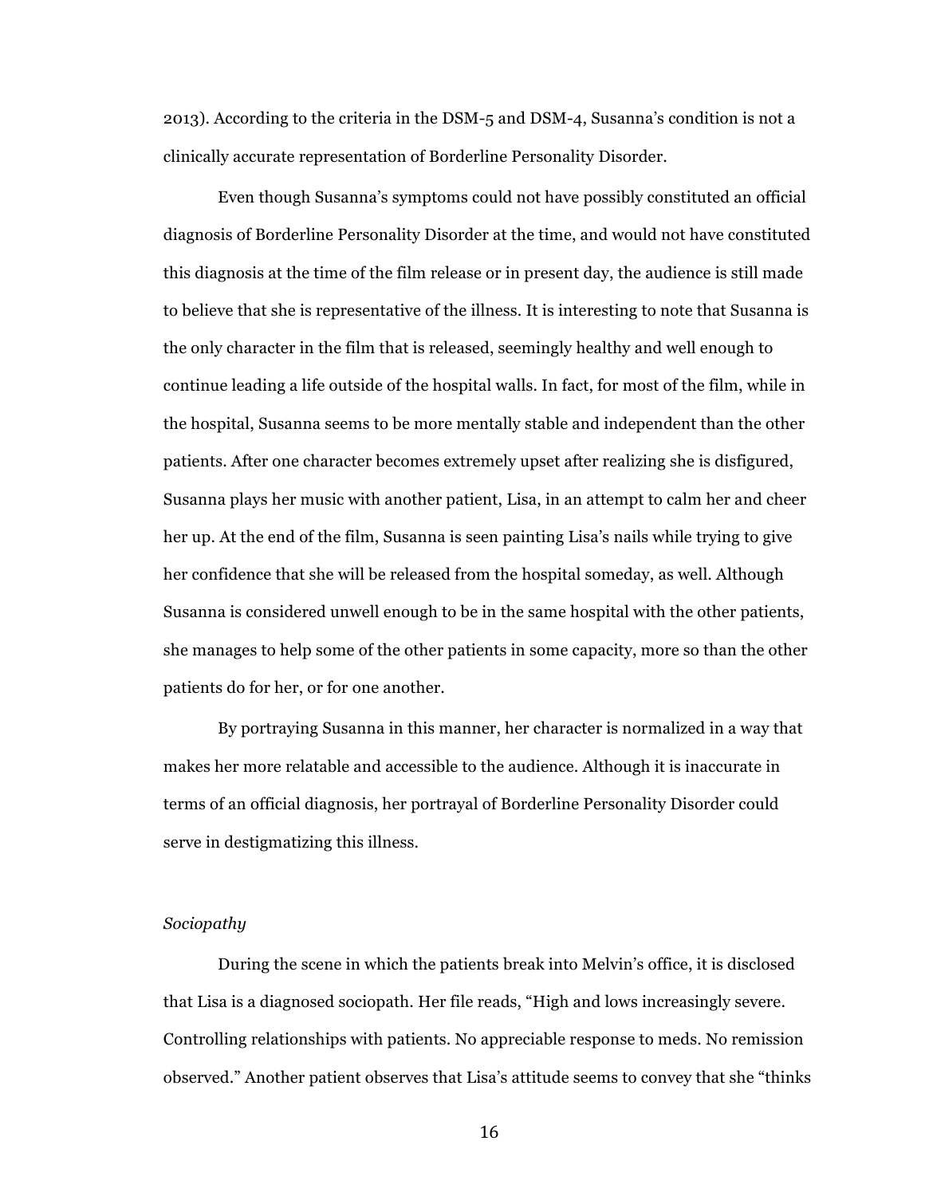2013). According to the criteria in the DSM-5 and DSM-4, Susanna's condition is not a clinically accurate representation of Borderline Personality Disorder.

Even though Susanna's symptoms could not have possibly constituted an official diagnosis of Borderline Personality Disorder at the time, and would not have constituted this diagnosis at the time of the film release or in present day, the audience is still made to believe that she is representative of the illness. It is interesting to note that Susanna is the only character in the film that is released, seemingly healthy and well enough to continue leading a life outside of the hospital walls. In fact, for most of the film, while in the hospital, Susanna seems to be more mentally stable and independent than the other patients. After one character becomes extremely upset after realizing she is disfigured, Susanna plays her music with another patient, Lisa, in an attempt to calm her and cheer her up. At the end of the film, Susanna is seen painting Lisa's nails while trying to give her confidence that she will be released from the hospital someday, as well. Although Susanna is considered unwell enough to be in the same hospital with the other patients, she manages to help some of the other patients in some capacity, more so than the other patients do for her, or for one another.

By portraying Susanna in this manner, her character is normalized in a way that makes her more relatable and accessible to the audience. Although it is inaccurate in terms of an official diagnosis, her portrayal of Borderline Personality Disorder could serve in destigmatizing this illness.

*Sociopathy*

During the scene in which the patients break into Melvin's office, it is disclosed that Lisa is a diagnosed sociopath. Her file reads, "High and lows increasingly severe. Controlling relationships with patients. No appreciable response to meds. No remission observed." Another patient observes that Lisa's attitude seems to convey that she "thinks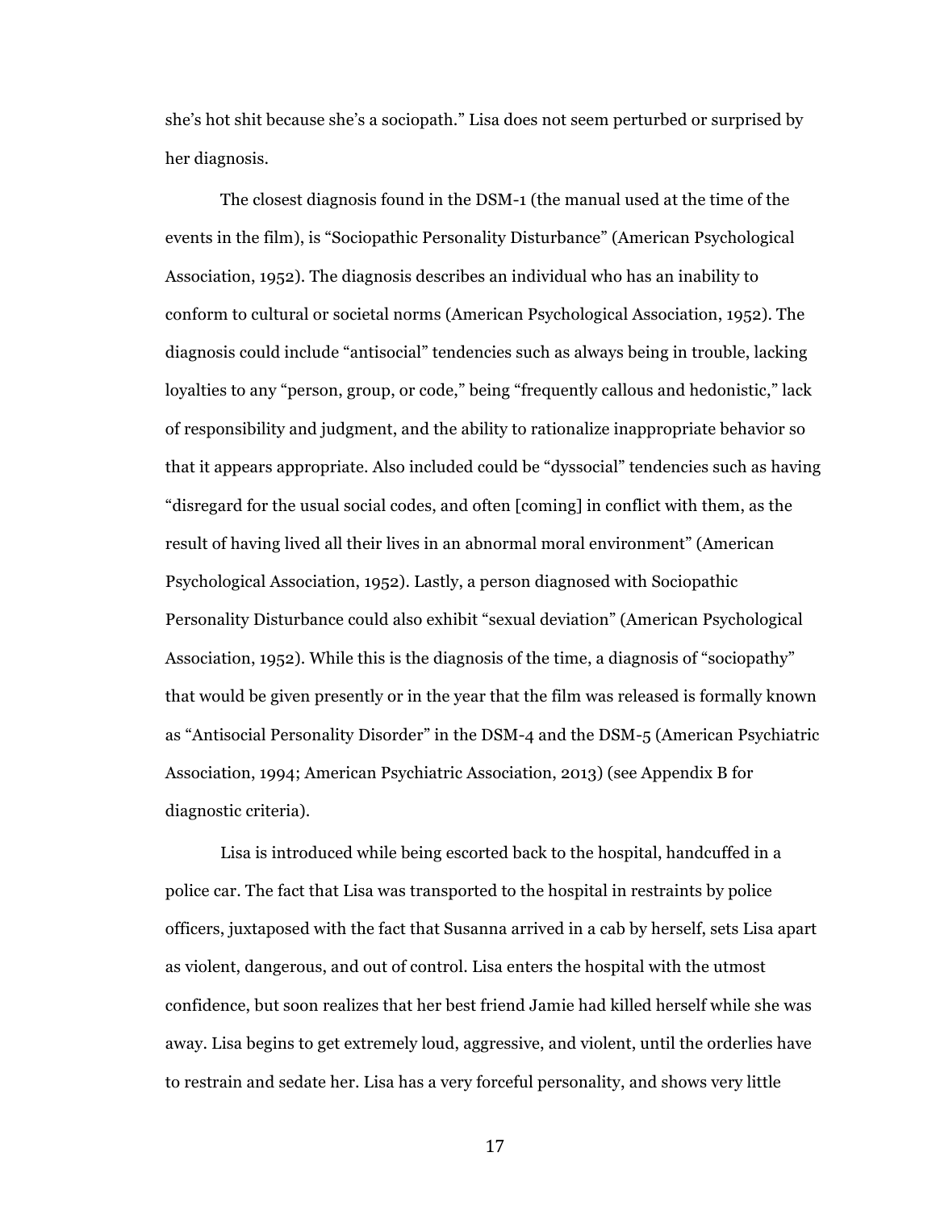she's hot shit because she's a sociopath." Lisa does not seem perturbed or surprised by her diagnosis.

The closest diagnosis found in the DSM-1 (the manual used at the time of the events in the film), is "Sociopathic Personality Disturbance" (American Psychological Association, 1952). The diagnosis describes an individual who has an inability to conform to cultural or societal norms (American Psychological Association, 1952). The diagnosis could include "antisocial" tendencies such as always being in trouble, lacking loyalties to any "person, group, or code," being "frequently callous and hedonistic," lack of responsibility and judgment, and the ability to rationalize inappropriate behavior so that it appears appropriate. Also included could be "dyssocial" tendencies such as having "disregard for the usual social codes, and often [coming] in conflict with them, as the result of having lived all their lives in an abnormal moral environment" (American Psychological Association, 1952). Lastly, a person diagnosed with Sociopathic Personality Disturbance could also exhibit "sexual deviation" (American Psychological Association, 1952). While this is the diagnosis of the time, a diagnosis of "sociopathy" that would be given presently or in the year that the film was released is formally known as "Antisocial Personality Disorder" in the DSM-4 and the DSM-5 (American Psychiatric Association, 1994; American Psychiatric Association, 2013) (see Appendix B for diagnostic criteria).

Lisa is introduced while being escorted back to the hospital, handcuffed in a police car. The fact that Lisa was transported to the hospital in restraints by police officers, juxtaposed with the fact that Susanna arrived in a cab by herself, sets Lisa apart as violent, dangerous, and out of control. Lisa enters the hospital with the utmost confidence, but soon realizes that her best friend Jamie had killed herself while she was away. Lisa begins to get extremely loud, aggressive, and violent, until the orderlies have to restrain and sedate her. Lisa has a very forceful personality, and shows very little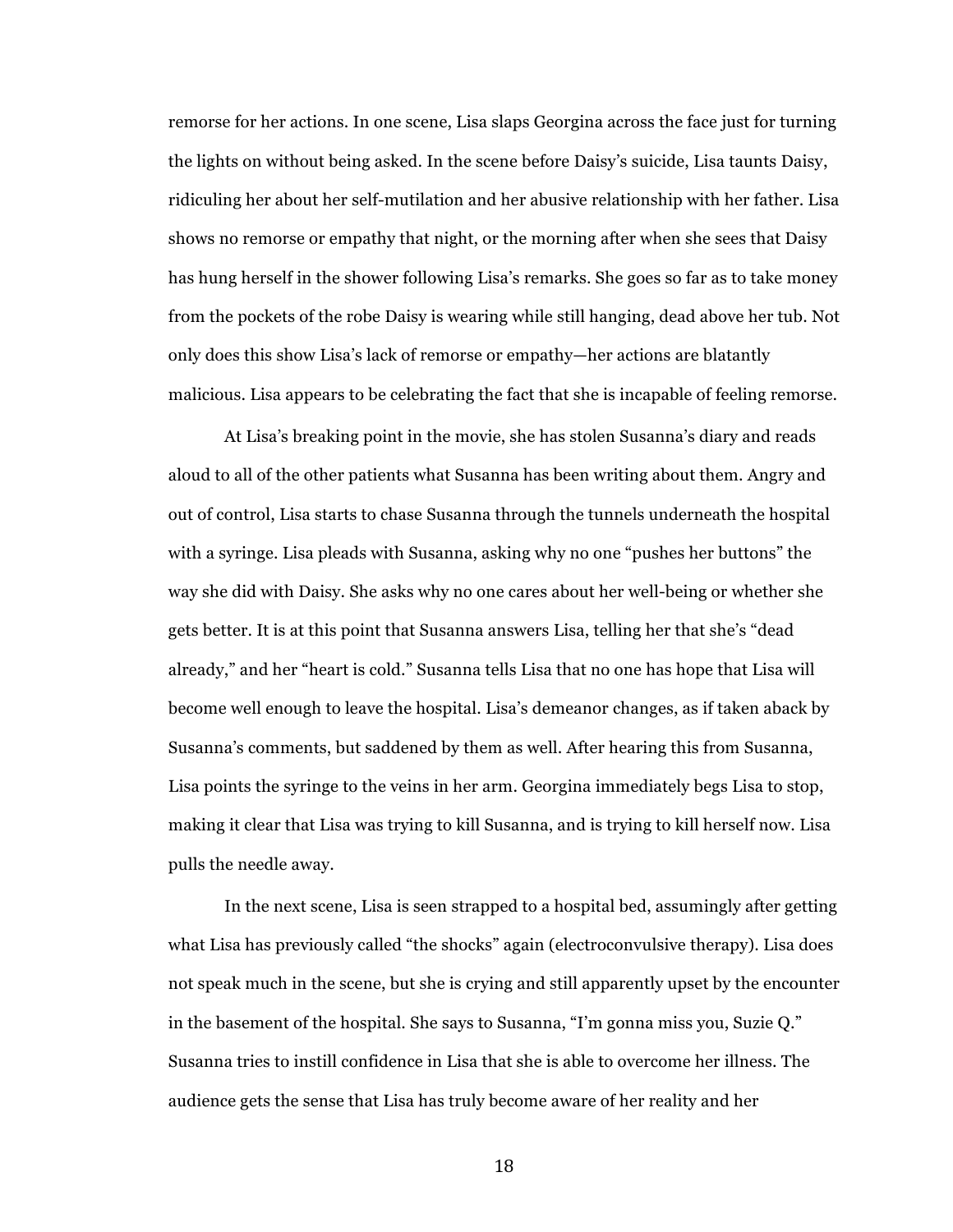remorse for her actions. In one scene, Lisa slaps Georgina across the face just for turning the lights on without being asked. In the scene before Daisy's suicide, Lisa taunts Daisy, ridiculing her about her self-mutilation and her abusive relationship with her father. Lisa shows no remorse or empathy that night, or the morning after when she sees that Daisy has hung herself in the shower following Lisa's remarks. She goes so far as to take money from the pockets of the robe Daisy is wearing while still hanging, dead above her tub. Not only does this show Lisa's lack of remorse or empathy—her actions are blatantly malicious. Lisa appears to be celebrating the fact that she is incapable of feeling remorse.

At Lisa's breaking point in the movie, she has stolen Susanna's diary and reads aloud to all of the other patients what Susanna has been writing about them. Angry and out of control, Lisa starts to chase Susanna through the tunnels underneath the hospital with a syringe. Lisa pleads with Susanna, asking why no one "pushes her buttons" the way she did with Daisy. She asks why no one cares about her well-being or whether she gets better. It is at this point that Susanna answers Lisa, telling her that she's "dead already," and her "heart is cold." Susanna tells Lisa that no one has hope that Lisa will become well enough to leave the hospital. Lisa's demeanor changes, as if taken aback by Susanna's comments, but saddened by them as well. After hearing this from Susanna, Lisa points the syringe to the veins in her arm. Georgina immediately begs Lisa to stop, making it clear that Lisa was trying to kill Susanna, and is trying to kill herself now. Lisa pulls the needle away.

In the next scene, Lisa is seen strapped to a hospital bed, assumingly after getting what Lisa has previously called "the shocks" again (electroconvulsive therapy). Lisa does not speak much in the scene, but she is crying and still apparently upset by the encounter in the basement of the hospital. She says to Susanna, "I'm gonna miss you, Suzie Q." Susanna tries to instill confidence in Lisa that she is able to overcome her illness. The audience gets the sense that Lisa has truly become aware of her reality and her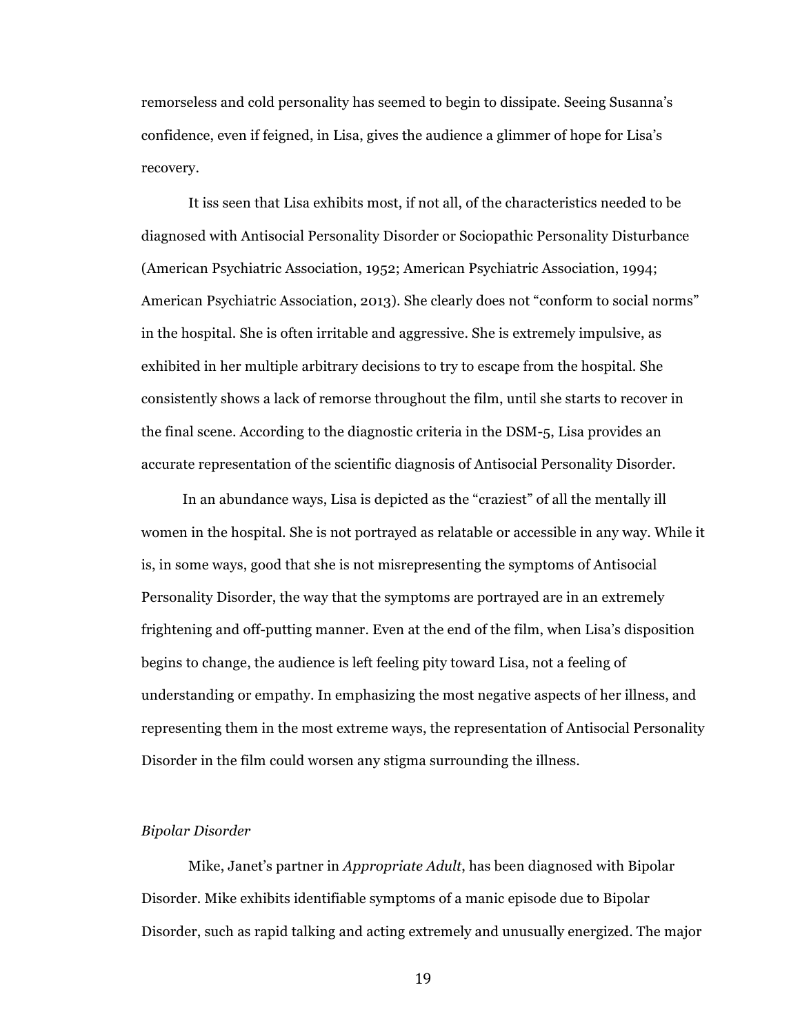remorseless and cold personality has seemed to begin to dissipate. Seeing Susanna's confidence, even if feigned, in Lisa, gives the audience a glimmer of hope for Lisa's recovery.

It iss seen that Lisa exhibits most, if not all, of the characteristics needed to be diagnosed with Antisocial Personality Disorder or Sociopathic Personality Disturbance (American Psychiatric Association, 1952; American Psychiatric Association, 1994; American Psychiatric Association, 2013). She clearly does not "conform to social norms" in the hospital. She is often irritable and aggressive. She is extremely impulsive, as exhibited in her multiple arbitrary decisions to try to escape from the hospital. She consistently shows a lack of remorse throughout the film, until she starts to recover in the final scene. According to the diagnostic criteria in the DSM-5, Lisa provides an accurate representation of the scientific diagnosis of Antisocial Personality Disorder.

In an abundance ways, Lisa is depicted as the "craziest" of all the mentally ill women in the hospital. She is not portrayed as relatable or accessible in any way. While it is, in some ways, good that she is not misrepresenting the symptoms of Antisocial Personality Disorder, the way that the symptoms are portrayed are in an extremely frightening and off-putting manner. Even at the end of the film, when Lisa's disposition begins to change, the audience is left feeling pity toward Lisa, not a feeling of understanding or empathy. In emphasizing the most negative aspects of her illness, and representing them in the most extreme ways, the representation of Antisocial Personality Disorder in the film could worsen any stigma surrounding the illness.

*Bipolar Disorder*

Mike, Janet's partner in *Appropriate Adult*, has been diagnosed with Bipolar Disorder. Mike exhibits identifiable symptoms of a manic episode due to Bipolar Disorder, such as rapid talking and acting extremely and unusually energized. The major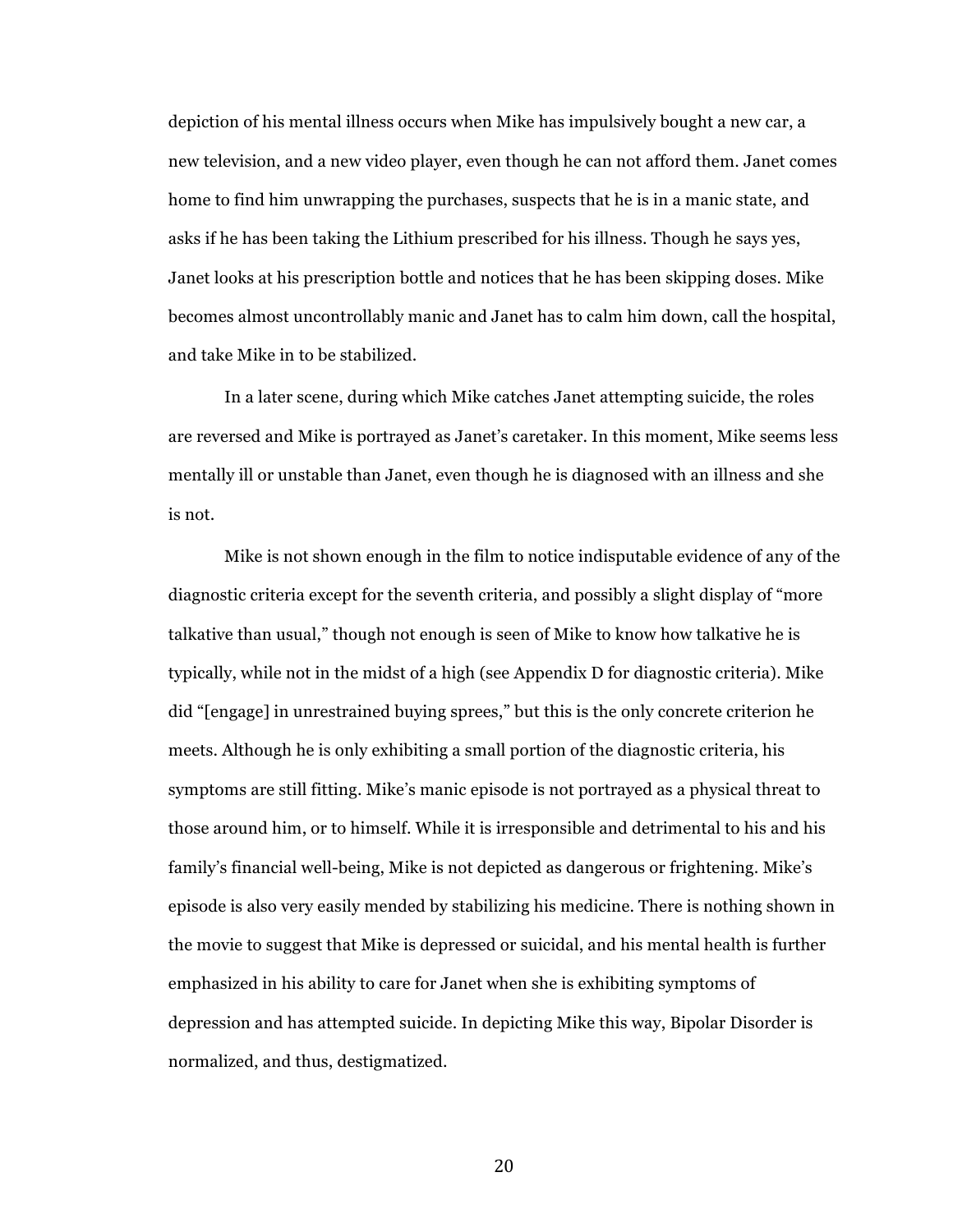depiction of his mental illness occurs when Mike has impulsively bought a new car, a new television, and a new video player, even though he can not afford them. Janet comes home to find him unwrapping the purchases, suspects that he is in a manic state, and asks if he has been taking the Lithium prescribed for his illness. Though he says yes, Janet looks at his prescription bottle and notices that he has been skipping doses. Mike becomes almost uncontrollably manic and Janet has to calm him down, call the hospital, and take Mike in to be stabilized.

In a later scene, during which Mike catches Janet attempting suicide, the roles are reversed and Mike is portrayed as Janet's caretaker. In this moment, Mike seems less mentally ill or unstable than Janet, even though he is diagnosed with an illness and she is not.

Mike is not shown enough in the film to notice indisputable evidence of any of the diagnostic criteria except for the seventh criteria, and possibly a slight display of "more talkative than usual," though not enough is seen of Mike to know how talkative he is typically, while not in the midst of a high (see Appendix D for diagnostic criteria). Mike did "[engage] in unrestrained buying sprees," but this is the only concrete criterion he meets. Although he is only exhibiting a small portion of the diagnostic criteria, his symptoms are still fitting. Mike's manic episode is not portrayed as a physical threat to those around him, or to himself. While it is irresponsible and detrimental to his and his family's financial well-being, Mike is not depicted as dangerous or frightening. Mike's episode is also very easily mended by stabilizing his medicine. There is nothing shown in the movie to suggest that Mike is depressed or suicidal, and his mental health is further emphasized in his ability to care for Janet when she is exhibiting symptoms of depression and has attempted suicide. In depicting Mike this way, Bipolar Disorder is normalized, and thus, destigmatized.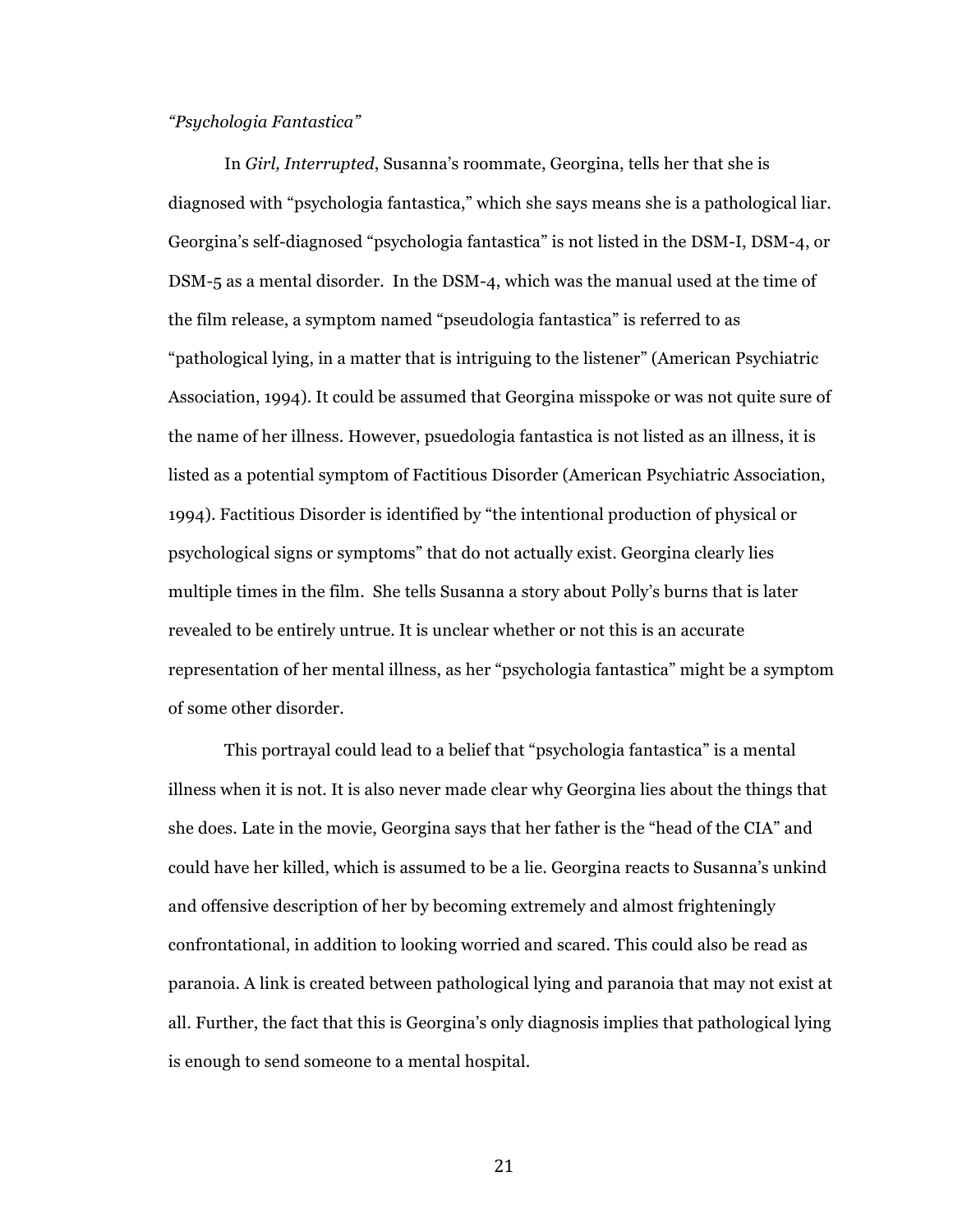*"Psychologia Fantastica"*

In *Girl, Interrupted*, Susanna's roommate, Georgina, tells her that she is diagnosed with "psychologia fantastica," which she says means she is a pathological liar. Georgina's self-diagnosed "psychologia fantastica" is not listed in the DSM-I, DSM-4, or DSM-5 as a mental disorder. In the DSM-4, which was the manual used at the time of the film release, a symptom named "pseudologia fantastica" is referred to as "pathological lying, in a matter that is intriguing to the listener" (American Psychiatric Association, 1994). It could be assumed that Georgina misspoke or was not quite sure of the name of her illness. However, psuedologia fantastica is not listed as an illness, it is listed as a potential symptom of Factitious Disorder (American Psychiatric Association, 1994). Factitious Disorder is identified by "the intentional production of physical or psychological signs or symptoms" that do not actually exist. Georgina clearly lies multiple times in the film. She tells Susanna a story about Polly's burns that is later revealed to be entirely untrue. It is unclear whether or not this is an accurate representation of her mental illness, as her "psychologia fantastica" might be a symptom of some other disorder.

This portrayal could lead to a belief that "psychologia fantastica" is a mental illness when it is not. It is also never made clear why Georgina lies about the things that she does. Late in the movie, Georgina says that her father is the "head of the CIA" and could have her killed, which is assumed to be a lie. Georgina reacts to Susanna's unkind and offensive description of her by becoming extremely and almost frighteningly confrontational, in addition to looking worried and scared. This could also be read as paranoia. A link is created between pathological lying and paranoia that may not exist at all. Further, the fact that this is Georgina's only diagnosis implies that pathological lying is enough to send someone to a mental hospital.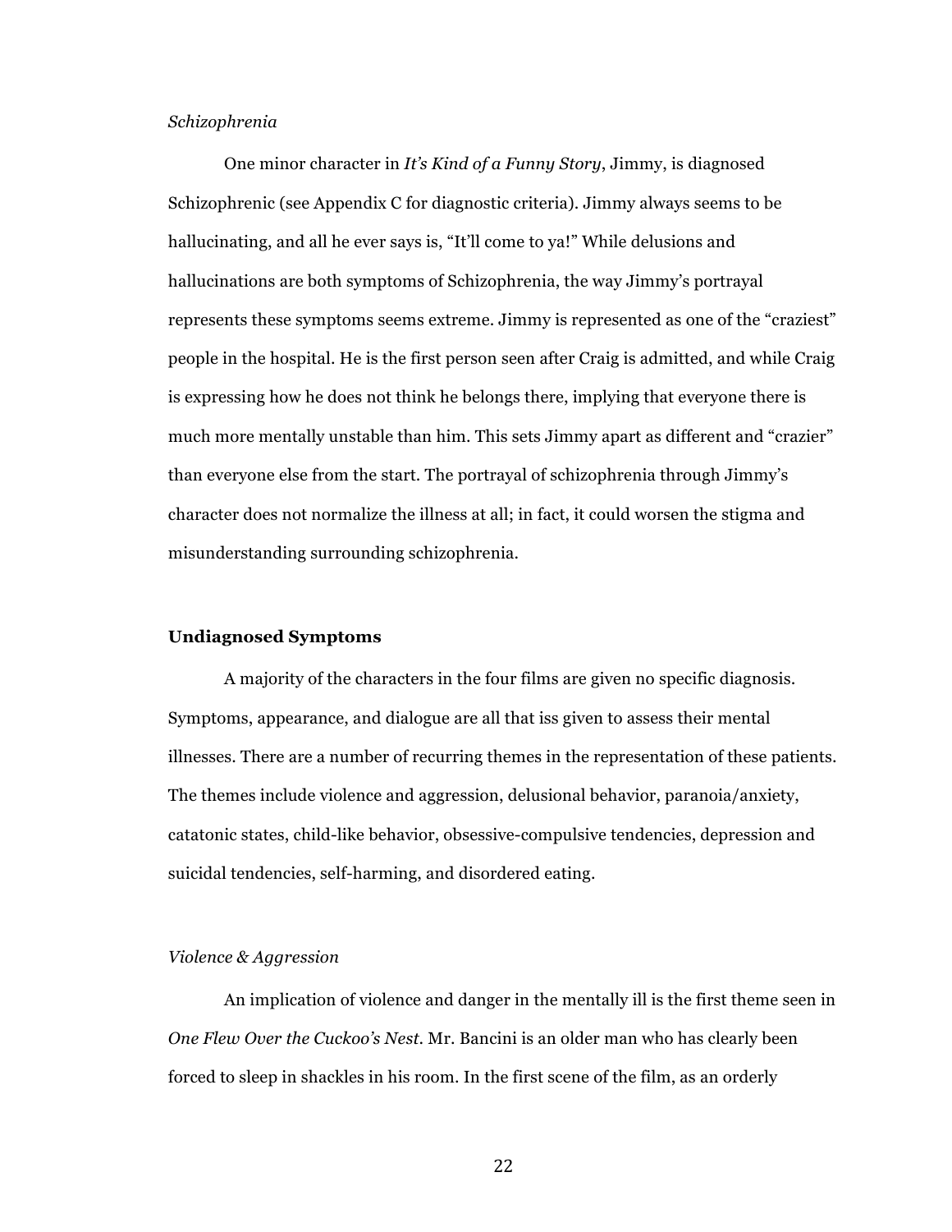*Schizophrenia*

One minor character in *It's Kind of a Funny Story*, Jimmy, is diagnosed Schizophrenic (see Appendix C for diagnostic criteria). Jimmy always seems to be hallucinating, and all he ever says is, "It'll come to ya!" While delusions and hallucinations are both symptoms of Schizophrenia, the way Jimmy's portrayal represents these symptoms seems extreme. Jimmy is represented as one of the "craziest" people in the hospital. He is the first person seen after Craig is admitted, and while Craig is expressing how he does not think he belongs there, implying that everyone there is much more mentally unstable than him. This sets Jimmy apart as different and "crazier" than everyone else from the start. The portrayal of schizophrenia through Jimmy's character does not normalize the illness at all; in fact, it could worsen the stigma and misunderstanding surrounding schizophrenia.

## Undiagnosed Symptoms

A majority of the characters in the four films are given no specific diagnosis. Symptoms, appearance, and dialogue are all that iss given to assess their mental illnesses. There are a number of recurring themes in the representation of these patients. The themes include violence and aggression, delusional behavior, paranoia/anxiety, catatonic states, child-like behavior, obsessive-compulsive tendencies, depression and suicidal tendencies, self-harming, and disordered eating.

*Violence & Aggression*

An implication of violence and danger in the mentally ill is the first theme seen in *One Flew Over the Cuckoo's Nest*. Mr. Bancini is an older man who has clearly been forced to sleep in shackles in his room. In the first scene of the film, as an orderly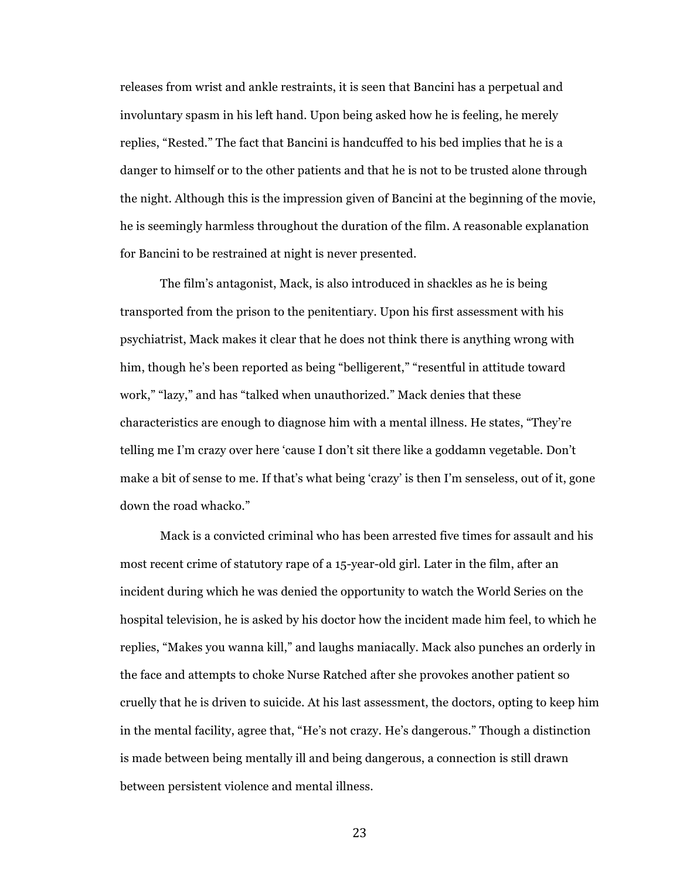releases from wrist and ankle restraints, it is seen that Bancini has a perpetual and involuntary spasm in his left hand. Upon being asked how he is feeling, he merely replies, "Rested." The fact that Bancini is handcuffed to his bed implies that he is a danger to himself or to the other patients and that he is not to be trusted alone through the night. Although this is the impression given of Bancini at the beginning of the movie, he is seemingly harmless throughout the duration of the film. A reasonable explanation for Bancini to be restrained at night is never presented.

The film's antagonist, Mack, is also introduced in shackles as he is being transported from the prison to the penitentiary. Upon his first assessment with his psychiatrist, Mack makes it clear that he does not think there is anything wrong with him, though he's been reported as being "belligerent," "resentful in attitude toward work," "lazy," and has "talked when unauthorized." Mack denies that these characteristics are enough to diagnose him with a mental illness. He states, "They're telling me I'm crazy over here 'cause I don't sit there like a goddamn vegetable. Don't make a bit of sense to me. If that's what being 'crazy' is then I'm senseless, out of it, gone down the road whacko."

Mack is a convicted criminal who has been arrested five times for assault and his most recent crime of statutory rape of a 15-year-old girl. Later in the film, after an incident during which he was denied the opportunity to watch the World Series on the hospital television, he is asked by his doctor how the incident made him feel, to which he replies, "Makes you wanna kill," and laughs maniacally. Mack also punches an orderly in the face and attempts to choke Nurse Ratched after she provokes another patient so cruelly that he is driven to suicide. At his last assessment, the doctors, opting to keep him in the mental facility, agree that, "He's not crazy. He's dangerous." Though a distinction is made between being mentally ill and being dangerous, a connection is still drawn between persistent violence and mental illness.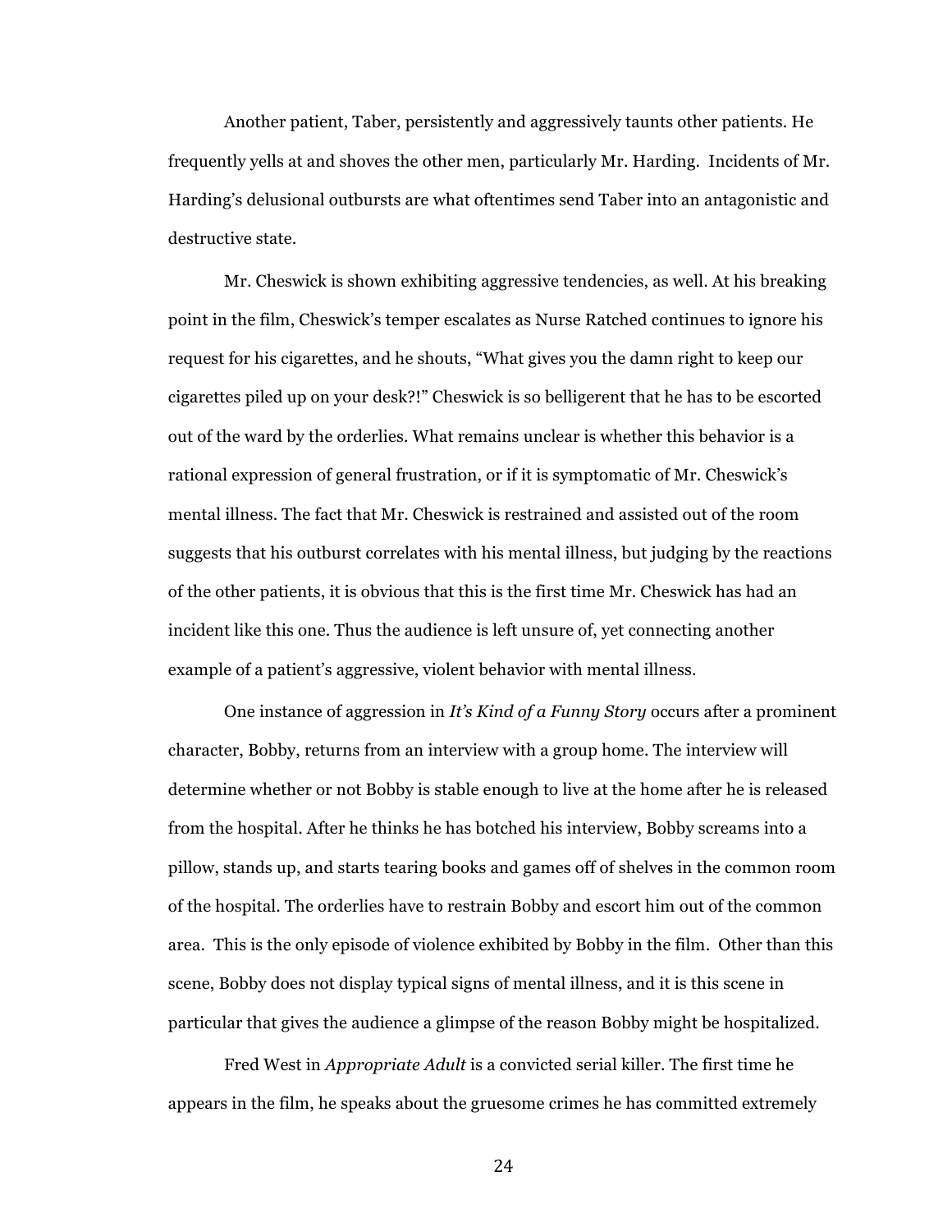Another patient, Taber, persistently and aggressively taunts other patients. He frequently yells at and shoves the other men, particularly Mr. Harding. Incidents of Mr. Harding's delusional outbursts are what oftentimes send Taber into an antagonistic and destructive state.

Mr. Cheswick is shown exhibiting aggressive tendencies, as well. At his breaking point in the film, Cheswick's temper escalates as Nurse Ratched continues to ignore his request for his cigarettes, and he shouts, "What gives you the damn right to keep our cigarettes piled up on your desk?!" Cheswick is so belligerent that he has to be escorted out of the ward by the orderlies. What remains unclear is whether this behavior is a rational expression of general frustration, or if it is symptomatic of Mr. Cheswick's mental illness. The fact that Mr. Cheswick is restrained and assisted out of the room suggests that his outburst correlates with his mental illness, but judging by the reactions of the other patients, it is obvious that this is the first time Mr. Cheswick has had an incident like this one. Thus the audience is left unsure of, yet connecting another example of a patient's aggressive, violent behavior with mental illness.

One instance of aggression in *It's Kind of a Funny Story* occurs after a prominent character, Bobby, returns from an interview with a group home. The interview will determine whether or not Bobby is stable enough to live at the home after he is released from the hospital. After he thinks he has botched his interview, Bobby screams into a pillow, stands up, and starts tearing books and games off of shelves in the common room of the hospital. The orderlies have to restrain Bobby and escort him out of the common area. This is the only episode of violence exhibited by Bobby in the film. Other than this scene, Bobby does not display typical signs of mental illness, and it is this scene in particular that gives the audience a glimpse of the reason Bobby might be hospitalized.

Fred West in *Appropriate Adult* is a convicted serial killer. The first time he appears in the film, he speaks about the gruesome crimes he has committed extremely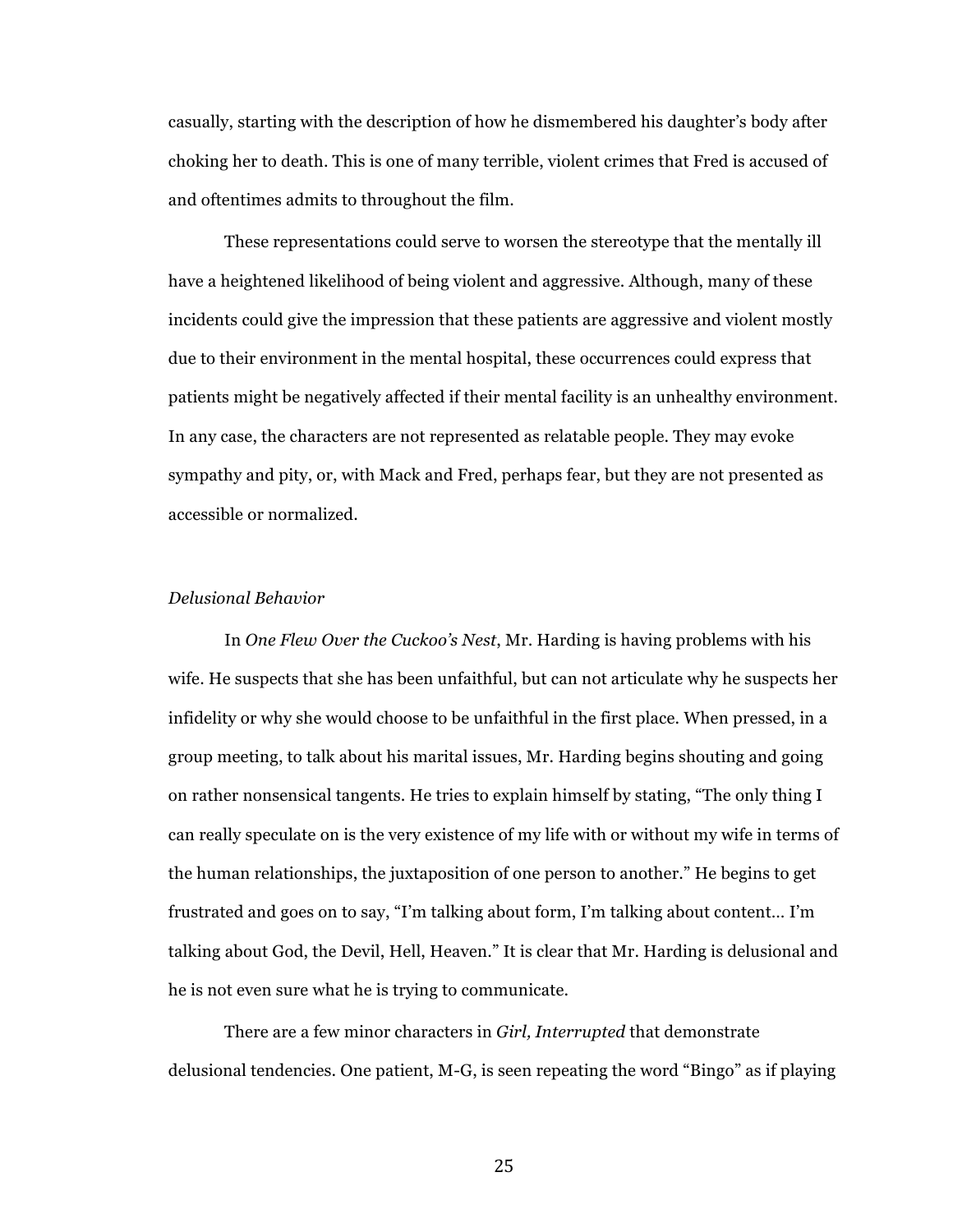casually, starting with the description of how he dismembered his daughter's body after choking her to death. This is one of many terrible, violent crimes that Fred is accused of and oftentimes admits to throughout the film.

These representations could serve to worsen the stereotype that the mentally ill have a heightened likelihood of being violent and aggressive. Although, many of these incidents could give the impression that these patients are aggressive and violent mostly due to their environment in the mental hospital, these occurrences could express that patients might be negatively affected if their mental facility is an unhealthy environment. In any case, the characters are not represented as relatable people. They may evoke sympathy and pity, or, with Mack and Fred, perhaps fear, but they are not presented as accessible or normalized.

*Delusional Behavior*

In *One Flew Over the Cuckoo's Nest*, Mr. Harding is having problems with his wife. He suspects that she has been unfaithful, but can not articulate why he suspects her infidelity or why she would choose to be unfaithful in the first place. When pressed, in a group meeting, to talk about his marital issues, Mr. Harding begins shouting and going on rather nonsensical tangents. He tries to explain himself by stating, "The only thing I can really speculate on is the very existence of my life with or without my wife in terms of the human relationships, the juxtaposition of one person to another." He begins to get frustrated and goes on to say, "I'm talking about form, I'm talking about content… I'm talking about God, the Devil, Hell, Heaven." It is clear that Mr. Harding is delusional and he is not even sure what he is trying to communicate.

There are a few minor characters in *Girl, Interrupted* that demonstrate delusional tendencies. One patient, M-G, is seen repeating the word "Bingo" as if playing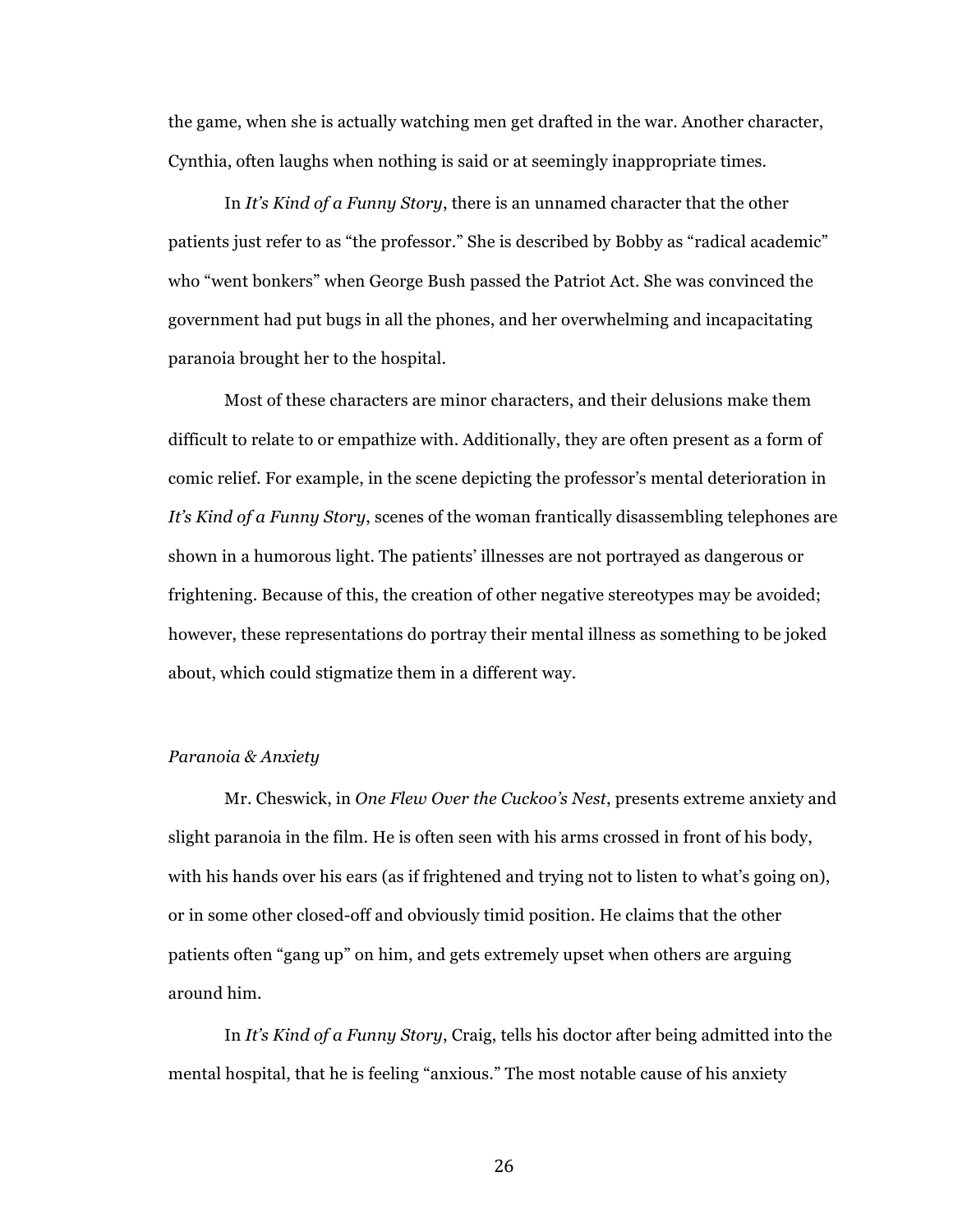the game, when she is actually watching men get drafted in the war. Another character, Cynthia, often laughs when nothing is said or at seemingly inappropriate times.

In *It's Kind of a Funny Story*, there is an unnamed character that the other patients just refer to as "the professor." She is described by Bobby as "radical academic" who "went bonkers" when George Bush passed the Patriot Act. She was convinced the government had put bugs in all the phones, and her overwhelming and incapacitating paranoia brought her to the hospital.

Most of these characters are minor characters, and their delusions make them difficult to relate to or empathize with. Additionally, they are often present as a form of comic relief. For example, in the scene depicting the professor's mental deterioration in *It's Kind of a Funny Story*, scenes of the woman frantically disassembling telephones are shown in a humorous light. The patients' illnesses are not portrayed as dangerous or frightening. Because of this, the creation of other negative stereotypes may be avoided; however, these representations do portray their mental illness as something to be joked about, which could stigmatize them in a different way.

*Paranoia & Anxiety*

Mr. Cheswick, in *One Flew Over the Cuckoo's Nest*, presents extreme anxiety and slight paranoia in the film. He is often seen with his arms crossed in front of his body, with his hands over his ears (as if frightened and trying not to listen to what's going on), or in some other closed-off and obviously timid position. He claims that the other patients often "gang up" on him, and gets extremely upset when others are arguing around him.

In *It's Kind of a Funny Story*, Craig, tells his doctor after being admitted into the mental hospital, that he is feeling "anxious." The most notable cause of his anxiety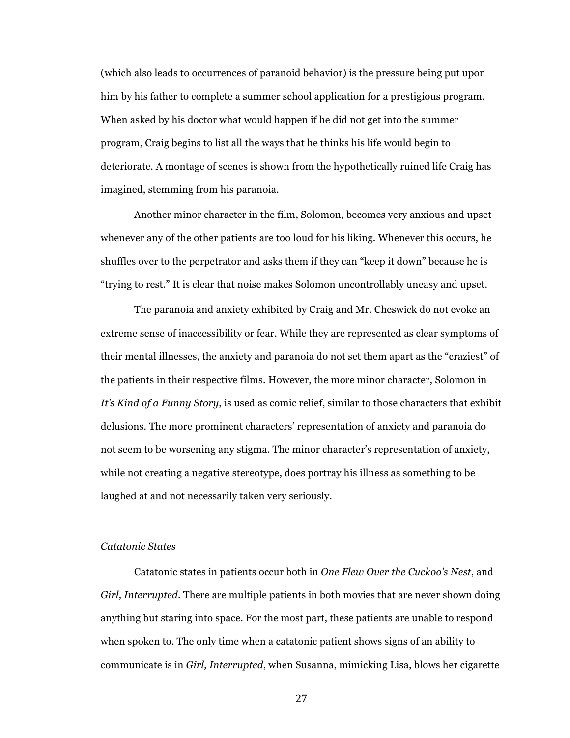(which also leads to occurrences of paranoid behavior) is the pressure being put upon him by his father to complete a summer school application for a prestigious program. When asked by his doctor what would happen if he did not get into the summer program, Craig begins to list all the ways that he thinks his life would begin to deteriorate. A montage of scenes is shown from the hypothetically ruined life Craig has imagined, stemming from his paranoia.

Another minor character in the film, Solomon, becomes very anxious and upset whenever any of the other patients are too loud for his liking. Whenever this occurs, he shuffles over to the perpetrator and asks them if they can "keep it down" because he is "trying to rest." It is clear that noise makes Solomon uncontrollably uneasy and upset.

The paranoia and anxiety exhibited by Craig and Mr. Cheswick do not evoke an extreme sense of inaccessibility or fear. While they are represented as clear symptoms of their mental illnesses, the anxiety and paranoia do not set them apart as the "craziest" of the patients in their respective films. However, the more minor character, Solomon in *It's Kind of a Funny Story*, is used as comic relief, similar to those characters that exhibit delusions. The more prominent characters' representation of anxiety and paranoia do not seem to be worsening any stigma. The minor character's representation of anxiety, while not creating a negative stereotype, does portray his illness as something to be laughed at and not necessarily taken very seriously.

*Catatonic States*

Catatonic states in patients occur both in *One Flew Over the Cuckoo's Nest*, and *Girl, Interrupted*. There are multiple patients in both movies that are never shown doing anything but staring into space. For the most part, these patients are unable to respond when spoken to. The only time when a catatonic patient shows signs of an ability to communicate is in *Girl, Interrupted*, when Susanna, mimicking Lisa, blows her cigarette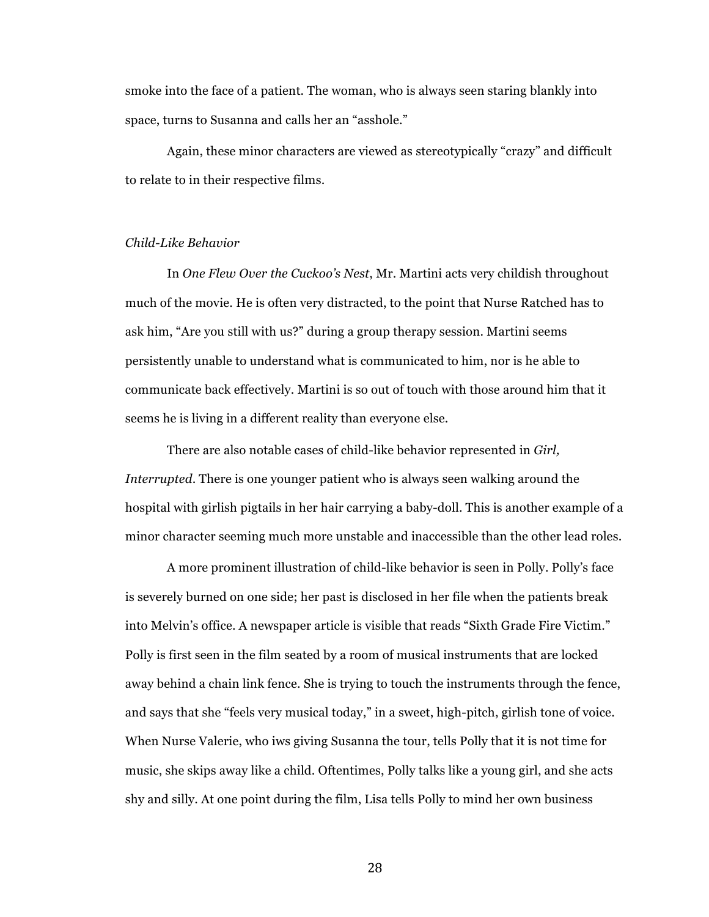smoke into the face of a patient. The woman, who is always seen staring blankly into space, turns to Susanna and calls her an "asshole."

Again, these minor characters are viewed as stereotypically "crazy" and difficult to relate to in their respective films.

### *Child-Like Behavior*

In *One Flew Over the Cuckoo's Nest*, Mr. Martini acts very childish throughout much of the movie. He is often very distracted, to the point that Nurse Ratched has to ask him, "Are you still with us?" during a group therapy session. Martini seems persistently unable to understand what is communicated to him, nor is he able to communicate back effectively. Martini is so out of touch with those around him that it seems he is living in a different reality than everyone else.

There are also notable cases of child-like behavior represented in *Girl, Interrupted*. There is one younger patient who is always seen walking around the hospital with girlish pigtails in her hair carrying a baby-doll. This is another example of a minor character seeming much more unstable and inaccessible than the other lead roles.

A more prominent illustration of child-like behavior is seen in Polly. Polly's face is severely burned on one side; her past is disclosed in her file when the patients break into Melvin's office. A newspaper article is visible that reads "Sixth Grade Fire Victim." Polly is first seen in the film seated by a room of musical instruments that are locked away behind a chain link fence. She is trying to touch the instruments through the fence, and says that she "feels very musical today," in a sweet, high-pitch, girlish tone of voice. When Nurse Valerie, who iws giving Susanna the tour, tells Polly that it is not time for music, she skips away like a child. Oftentimes, Polly talks like a young girl, and she acts shy and silly. At one point during the film, Lisa tells Polly to mind her own business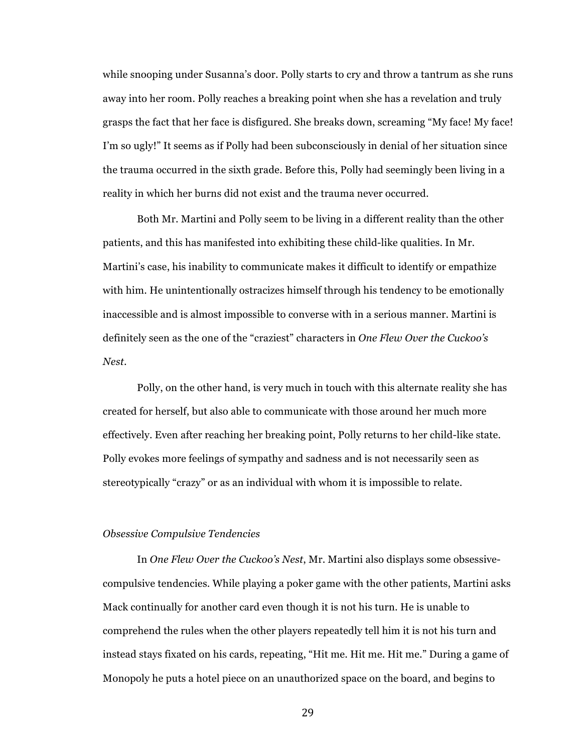while snooping under Susanna's door. Polly starts to cry and throw a tantrum as she runs away into her room. Polly reaches a breaking point when she has a revelation and truly grasps the fact that her face is disfigured. She breaks down, screaming "My face! My face! I'm so ugly!" It seems as if Polly had been subconsciously in denial of her situation since the trauma occurred in the sixth grade. Before this, Polly had seemingly been living in a reality in which her burns did not exist and the trauma never occurred.

Both Mr. Martini and Polly seem to be living in a different reality than the other patients, and this has manifested into exhibiting these child-like qualities. In Mr. Martini's case, his inability to communicate makes it difficult to identify or empathize with him. He unintentionally ostracizes himself through his tendency to be emotionally inaccessible and is almost impossible to converse with in a serious manner. Martini is definitely seen as the one of the "craziest" characters in *One Flew Over the Cuckoo's Nest*.

Polly, on the other hand, is very much in touch with this alternate reality she has created for herself, but also able to communicate with those around her much more effectively. Even after reaching her breaking point, Polly returns to her child-like state. Polly evokes more feelings of sympathy and sadness and is not necessarily seen as stereotypically "crazy" or as an individual with whom it is impossible to relate.

*Obsessive Compulsive Tendencies*

In *One Flew Over the Cuckoo's Nest*, Mr. Martini also displays some obsessive-compulsive tendencies. While playing a poker game with the other patients, Martini asks Mack continually for another card even though it is not his turn. He is unable to comprehend the rules when the other players repeatedly tell him it is not his turn and instead stays fixated on his cards, repeating, "Hit me. Hit me. Hit me." During a game of Monopoly he puts a hotel piece on an unauthorized space on the board, and begins to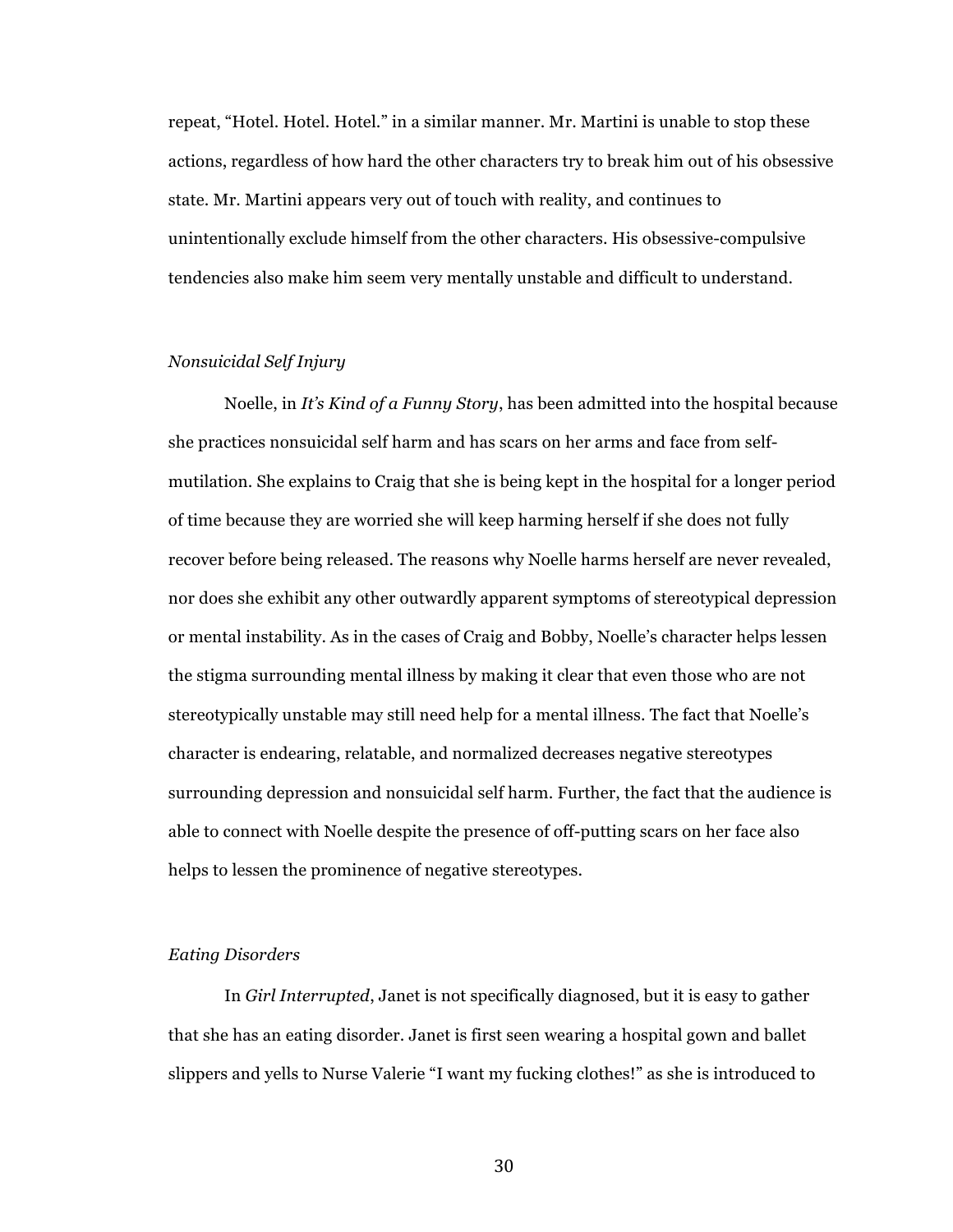repeat, "Hotel. Hotel. Hotel." in a similar manner. Mr. Martini is unable to stop these actions, regardless of how hard the other characters try to break him out of his obsessive state. Mr. Martini appears very out of touch with reality, and continues to unintentionally exclude himself from the other characters. His obsessive-compulsive tendencies also make him seem very mentally unstable and difficult to understand.

### *Nonsuicidal Self Injury*

Noelle, in *It's Kind of a Funny Story*, has been admitted into the hospital because she practices nonsuicidal self harm and has scars on her arms and face from self-mutilation. She explains to Craig that she is being kept in the hospital for a longer period of time because they are worried she will keep harming herself if she does not fully recover before being released. The reasons why Noelle harms herself are never revealed, nor does she exhibit any other outwardly apparent symptoms of stereotypical depression or mental instability. As in the cases of Craig and Bobby, Noelle's character helps lessen the stigma surrounding mental illness by making it clear that even those who are not stereotypically unstable may still need help for a mental illness. The fact that Noelle's character is endearing, relatable, and normalized decreases negative stereotypes surrounding depression and nonsuicidal self harm. Further, the fact that the audience is able to connect with Noelle despite the presence of off-putting scars on her face also helps to lessen the prominence of negative stereotypes.

### *Eating Disorders*

In *Girl Interrupted*, Janet is not specifically diagnosed, but it is easy to gather that she has an eating disorder. Janet is first seen wearing a hospital gown and ballet slippers and yells to Nurse Valerie "I want my fucking clothes!" as she is introduced to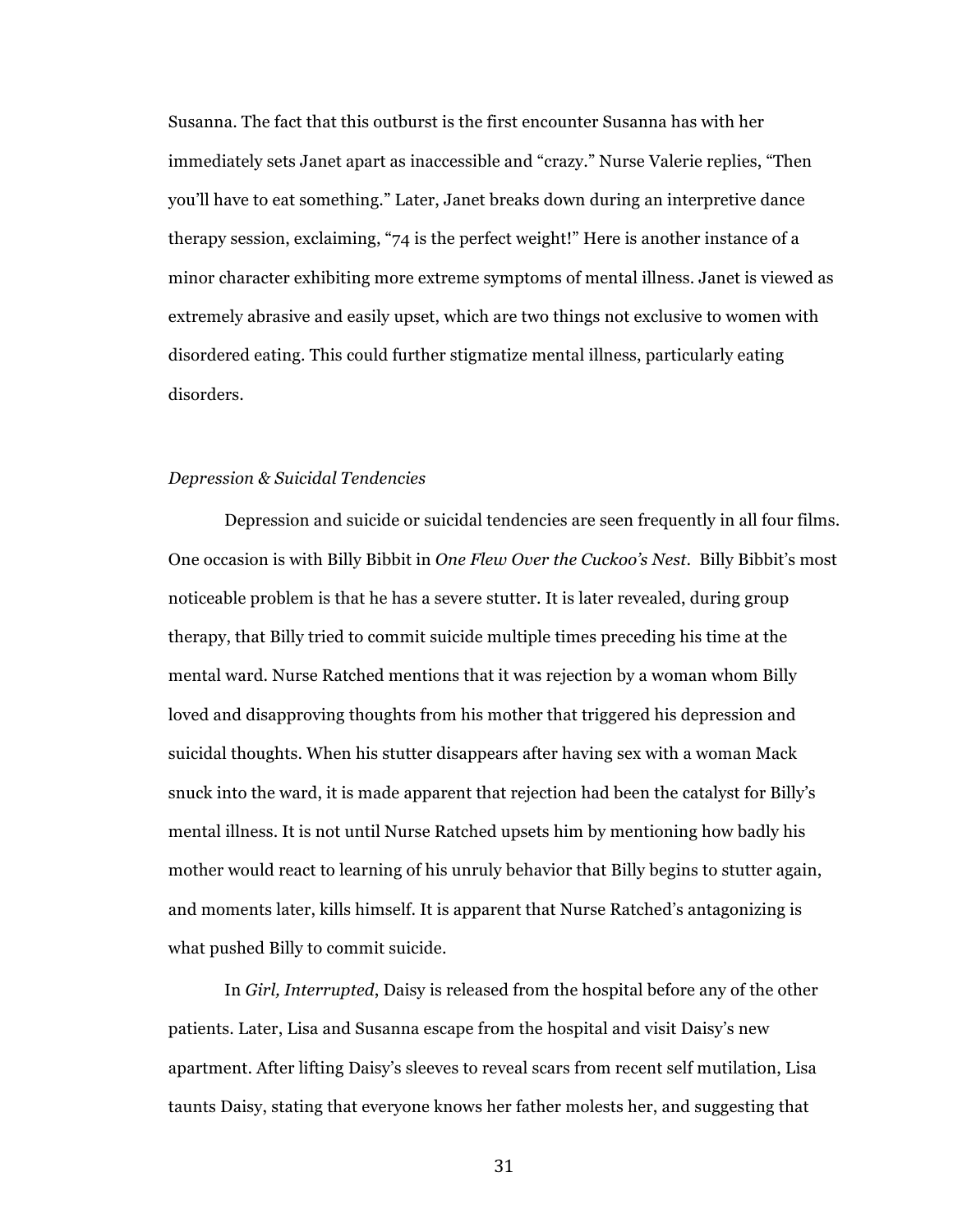Susanna. The fact that this outburst is the first encounter Susanna has with her immediately sets Janet apart as inaccessible and "crazy." Nurse Valerie replies, "Then you'll have to eat something." Later, Janet breaks down during an interpretive dance therapy session, exclaiming, "74 is the perfect weight!" Here is another instance of a minor character exhibiting more extreme symptoms of mental illness. Janet is viewed as extremely abrasive and easily upset, which are two things not exclusive to women with disordered eating. This could further stigmatize mental illness, particularly eating disorders.

### *Depression & Suicidal Tendencies*

Depression and suicide or suicidal tendencies are seen frequently in all four films. One occasion is with Billy Bibbit in *One Flew Over the Cuckoo's Nest*. Billy Bibbit's most noticeable problem is that he has a severe stutter. It is later revealed, during group therapy, that Billy tried to commit suicide multiple times preceding his time at the mental ward. Nurse Ratched mentions that it was rejection by a woman whom Billy loved and disapproving thoughts from his mother that triggered his depression and suicidal thoughts. When his stutter disappears after having sex with a woman Mack snuck into the ward, it is made apparent that rejection had been the catalyst for Billy's mental illness. It is not until Nurse Ratched upsets him by mentioning how badly his mother would react to learning of his unruly behavior that Billy begins to stutter again, and moments later, kills himself. It is apparent that Nurse Ratched's antagonizing is what pushed Billy to commit suicide.

In *Girl, Interrupted*, Daisy is released from the hospital before any of the other patients. Later, Lisa and Susanna escape from the hospital and visit Daisy's new apartment. After lifting Daisy's sleeves to reveal scars from recent self mutilation, Lisa taunts Daisy, stating that everyone knows her father molests her, and suggesting that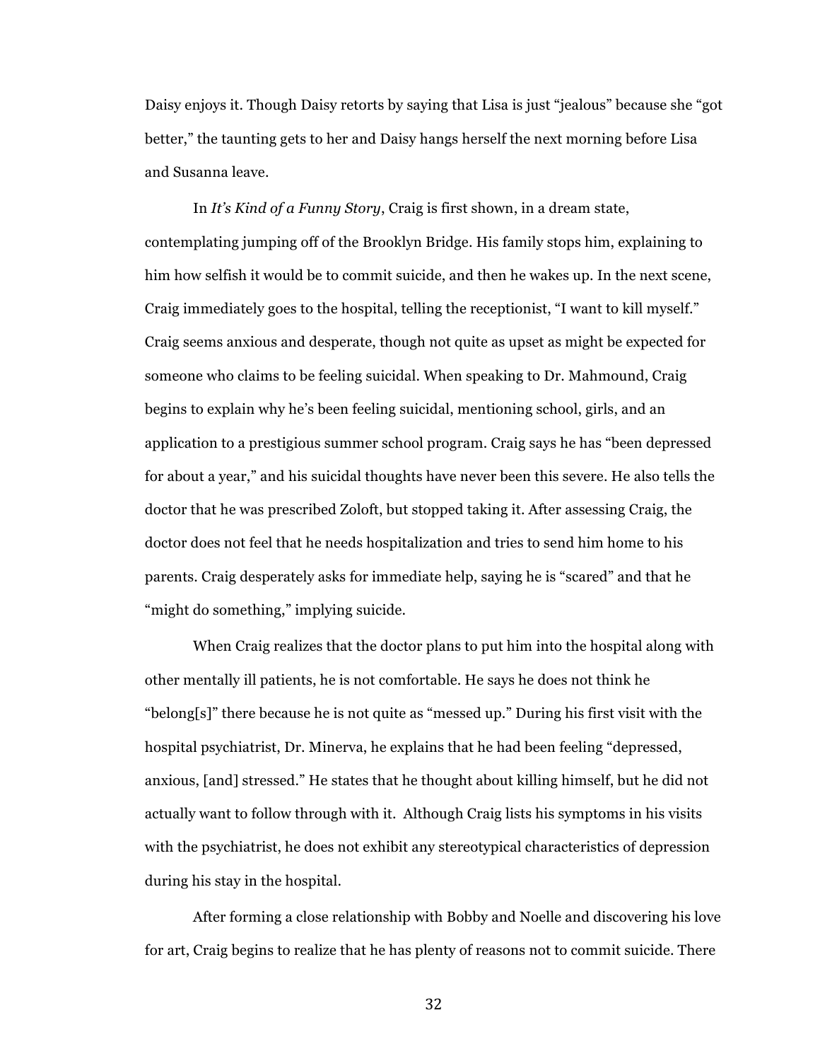Daisy enjoys it. Though Daisy retorts by saying that Lisa is just "jealous" because she "got better," the taunting gets to her and Daisy hangs herself the next morning before Lisa and Susanna leave.

In *It's Kind of a Funny Story*, Craig is first shown, in a dream state, contemplating jumping off of the Brooklyn Bridge. His family stops him, explaining to him how selfish it would be to commit suicide, and then he wakes up. In the next scene, Craig immediately goes to the hospital, telling the receptionist, "I want to kill myself." Craig seems anxious and desperate, though not quite as upset as might be expected for someone who claims to be feeling suicidal. When speaking to Dr. Mahmound, Craig begins to explain why he's been feeling suicidal, mentioning school, girls, and an application to a prestigious summer school program. Craig says he has "been depressed for about a year," and his suicidal thoughts have never been this severe. He also tells the doctor that he was prescribed Zoloft, but stopped taking it. After assessing Craig, the doctor does not feel that he needs hospitalization and tries to send him home to his parents. Craig desperately asks for immediate help, saying he is "scared" and that he "might do something," implying suicide.

When Craig realizes that the doctor plans to put him into the hospital along with other mentally ill patients, he is not comfortable. He says he does not think he "belong[s]" there because he is not quite as "messed up." During his first visit with the hospital psychiatrist, Dr. Minerva, he explains that he had been feeling "depressed, anxious, [and] stressed." He states that he thought about killing himself, but he did not actually want to follow through with it. Although Craig lists his symptoms in his visits with the psychiatrist, he does not exhibit any stereotypical characteristics of depression during his stay in the hospital.

After forming a close relationship with Bobby and Noelle and discovering his love for art, Craig begins to realize that he has plenty of reasons not to commit suicide. There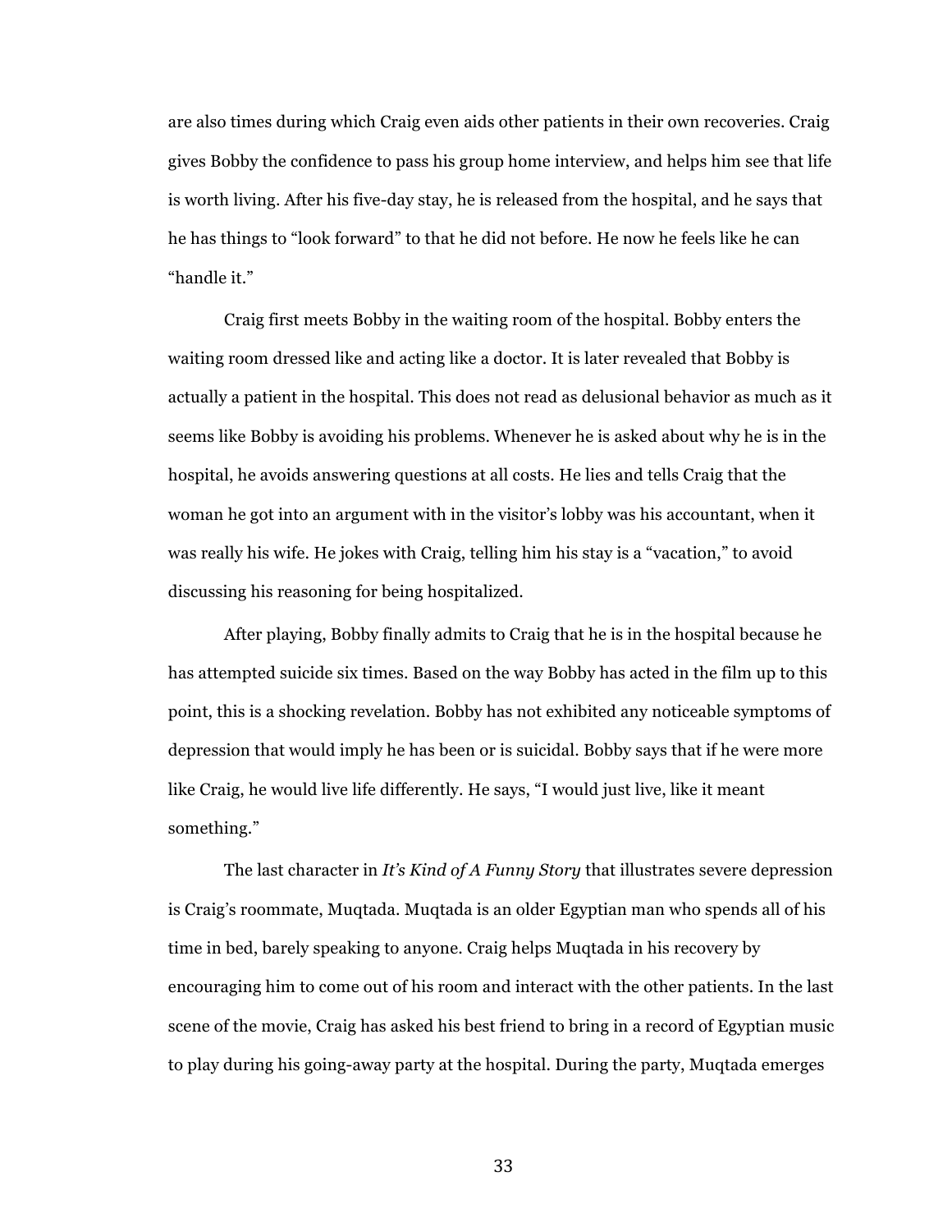are also times during which Craig even aids other patients in their own recoveries. Craig gives Bobby the confidence to pass his group home interview, and helps him see that life is worth living. After his five-day stay, he is released from the hospital, and he says that he has things to "look forward" to that he did not before. He now he feels like he can "handle it."

Craig first meets Bobby in the waiting room of the hospital. Bobby enters the waiting room dressed like and acting like a doctor. It is later revealed that Bobby is actually a patient in the hospital. This does not read as delusional behavior as much as it seems like Bobby is avoiding his problems. Whenever he is asked about why he is in the hospital, he avoids answering questions at all costs. He lies and tells Craig that the woman he got into an argument with in the visitor's lobby was his accountant, when it was really his wife. He jokes with Craig, telling him his stay is a "vacation," to avoid discussing his reasoning for being hospitalized.

After playing, Bobby finally admits to Craig that he is in the hospital because he has attempted suicide six times. Based on the way Bobby has acted in the film up to this point, this is a shocking revelation. Bobby has not exhibited any noticeable symptoms of depression that would imply he has been or is suicidal. Bobby says that if he were more like Craig, he would live life differently. He says, "I would just live, like it meant something."

The last character in *It's Kind of A Funny Story* that illustrates severe depression is Craig's roommate, Muqtada. Muqtada is an older Egyptian man who spends all of his time in bed, barely speaking to anyone. Craig helps Muqtada in his recovery by encouraging him to come out of his room and interact with the other patients. In the last scene of the movie, Craig has asked his best friend to bring in a record of Egyptian music to play during his going-away party at the hospital. During the party, Muqtada emerges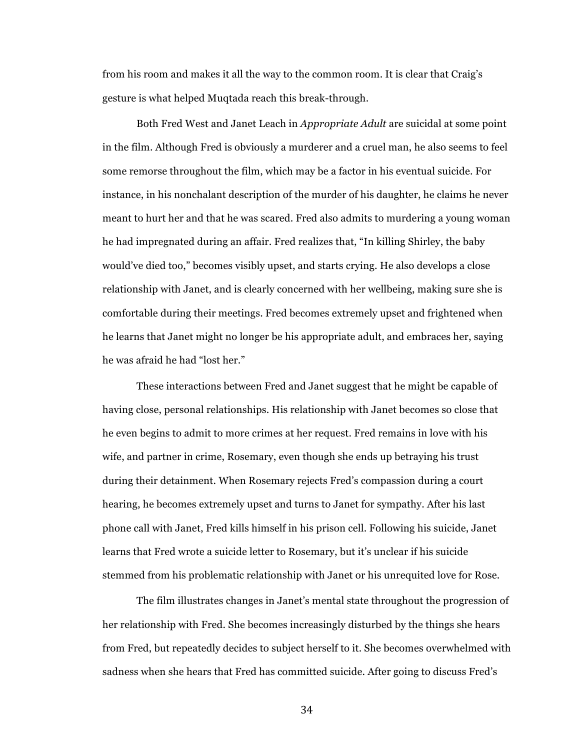from his room and makes it all the way to the common room. It is clear that Craig's gesture is what helped Muqtada reach this break-through.

Both Fred West and Janet Leach in *Appropriate Adult* are suicidal at some point in the film. Although Fred is obviously a murderer and a cruel man, he also seems to feel some remorse throughout the film, which may be a factor in his eventual suicide. For instance, in his nonchalant description of the murder of his daughter, he claims he never meant to hurt her and that he was scared. Fred also admits to murdering a young woman he had impregnated during an affair. Fred realizes that, "In killing Shirley, the baby would've died too," becomes visibly upset, and starts crying. He also develops a close relationship with Janet, and is clearly concerned with her wellbeing, making sure she is comfortable during their meetings. Fred becomes extremely upset and frightened when he learns that Janet might no longer be his appropriate adult, and embraces her, saying he was afraid he had "lost her."

These interactions between Fred and Janet suggest that he might be capable of having close, personal relationships. His relationship with Janet becomes so close that he even begins to admit to more crimes at her request. Fred remains in love with his wife, and partner in crime, Rosemary, even though she ends up betraying his trust during their detainment. When Rosemary rejects Fred's compassion during a court hearing, he becomes extremely upset and turns to Janet for sympathy. After his last phone call with Janet, Fred kills himself in his prison cell. Following his suicide, Janet learns that Fred wrote a suicide letter to Rosemary, but it's unclear if his suicide stemmed from his problematic relationship with Janet or his unrequited love for Rose.

The film illustrates changes in Janet's mental state throughout the progression of her relationship with Fred. She becomes increasingly disturbed by the things she hears from Fred, but repeatedly decides to subject herself to it. She becomes overwhelmed with sadness when she hears that Fred has committed suicide. After going to discuss Fred's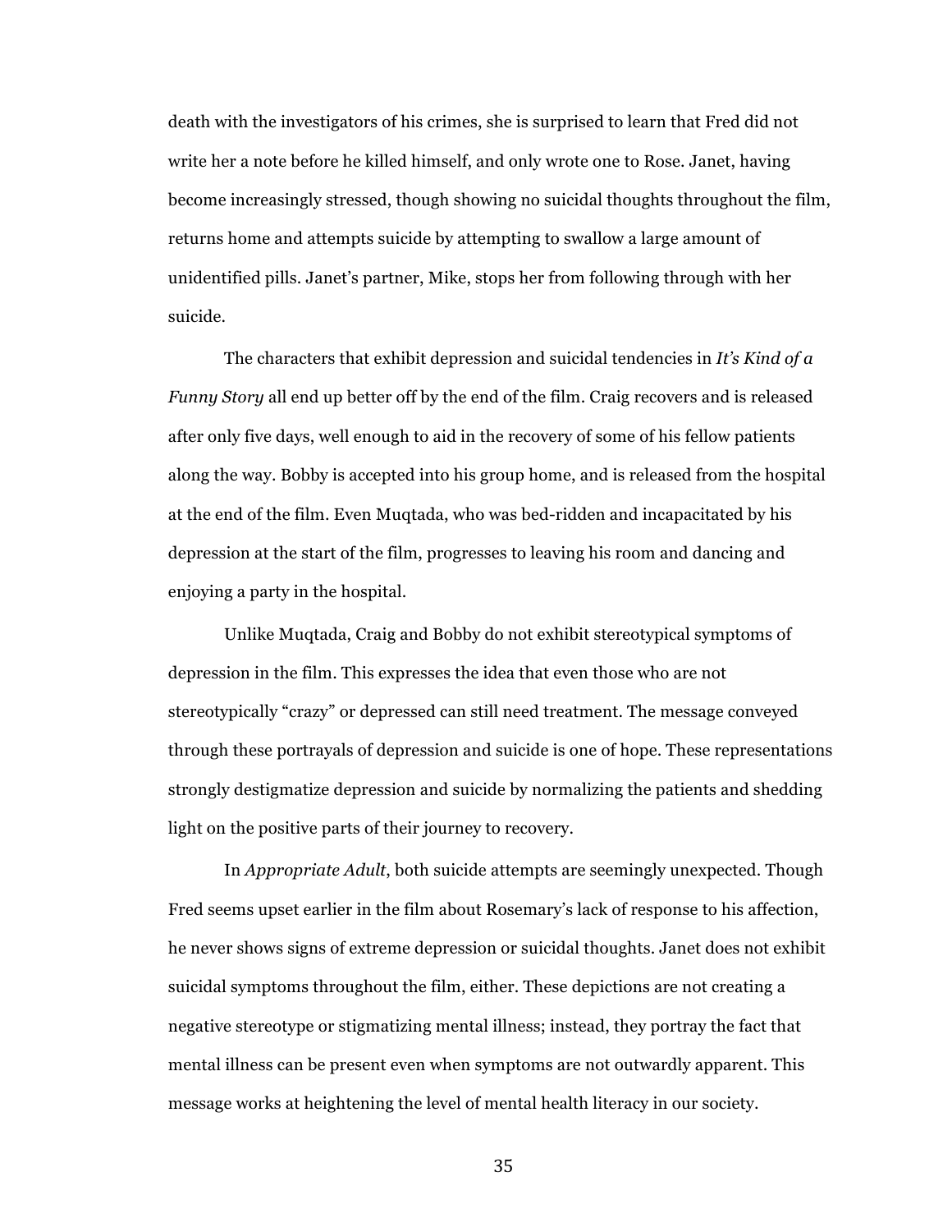death with the investigators of his crimes, she is surprised to learn that Fred did not write her a note before he killed himself, and only wrote one to Rose. Janet, having become increasingly stressed, though showing no suicidal thoughts throughout the film, returns home and attempts suicide by attempting to swallow a large amount of unidentified pills. Janet's partner, Mike, stops her from following through with her suicide.

The characters that exhibit depression and suicidal tendencies in *It's Kind of a Funny Story* all end up better off by the end of the film. Craig recovers and is released after only five days, well enough to aid in the recovery of some of his fellow patients along the way. Bobby is accepted into his group home, and is released from the hospital at the end of the film. Even Muqtada, who was bed-ridden and incapacitated by his depression at the start of the film, progresses to leaving his room and dancing and enjoying a party in the hospital.

Unlike Muqtada, Craig and Bobby do not exhibit stereotypical symptoms of depression in the film. This expresses the idea that even those who are not stereotypically "crazy" or depressed can still need treatment. The message conveyed through these portrayals of depression and suicide is one of hope. These representations strongly destigmatize depression and suicide by normalizing the patients and shedding light on the positive parts of their journey to recovery.

In *Appropriate Adult*, both suicide attempts are seemingly unexpected. Though Fred seems upset earlier in the film about Rosemary's lack of response to his affection, he never shows signs of extreme depression or suicidal thoughts. Janet does not exhibit suicidal symptoms throughout the film, either. These depictions are not creating a negative stereotype or stigmatizing mental illness; instead, they portray the fact that mental illness can be present even when symptoms are not outwardly apparent. This message works at heightening the level of mental health literacy in our society.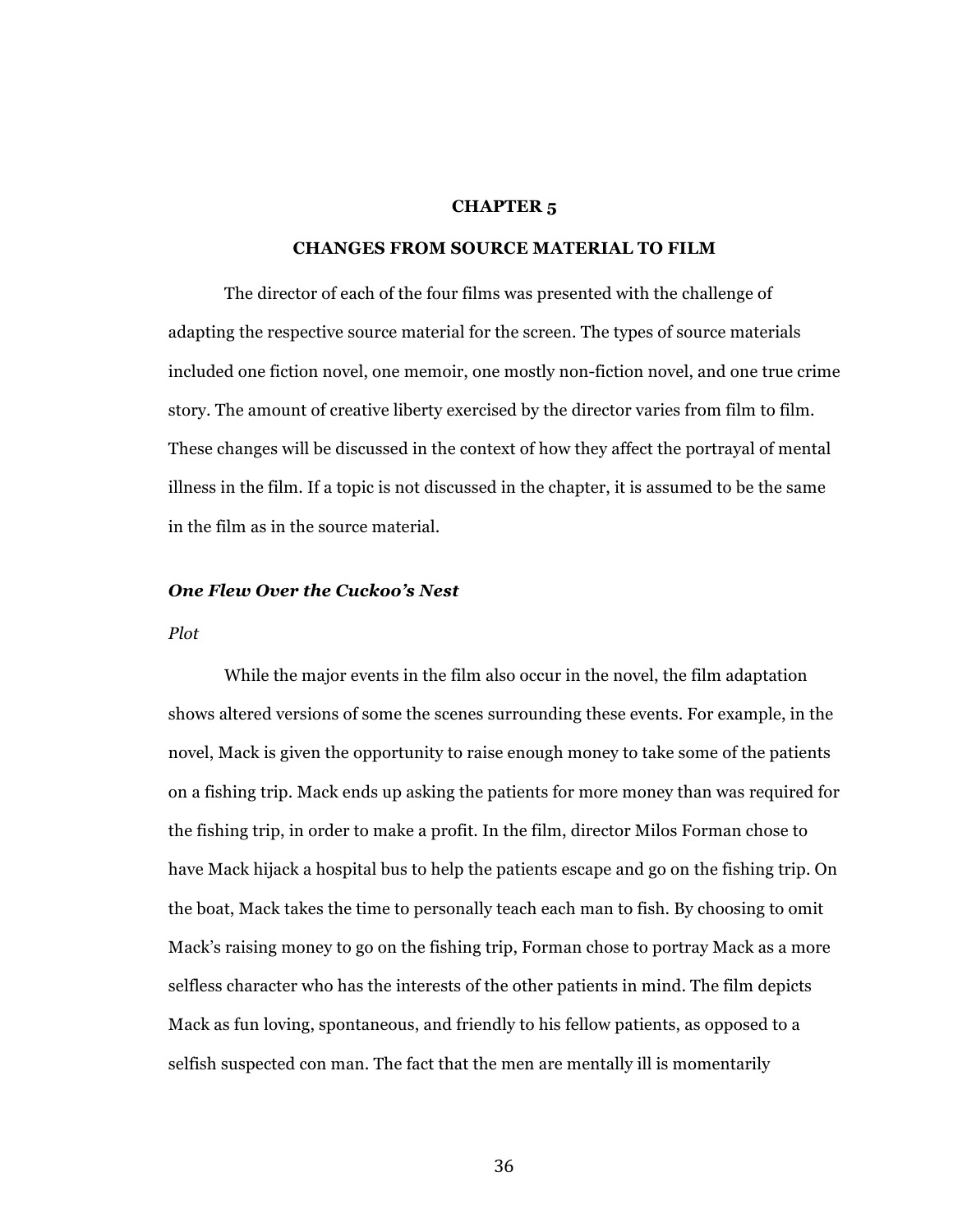# CHAPTER 5

## CHANGES FROM SOURCE MATERIAL TO FILM

The director of each of the four films was presented with the challenge of adapting the respective source material for the screen. The types of source materials included one fiction novel, one memoir, one mostly non-fiction novel, and one true crime story. The amount of creative liberty exercised by the director varies from film to film. These changes will be discussed in the context of how they affect the portrayal of mental illness in the film. If a topic is not discussed in the chapter, it is assumed to be the same in the film as in the source material.

### *One Flew Over the Cuckoo's Nest*

#### *Plot*

While the major events in the film also occur in the novel, the film adaptation shows altered versions of some the scenes surrounding these events. For example, in the novel, Mack is given the opportunity to raise enough money to take some of the patients on a fishing trip. Mack ends up asking the patients for more money than was required for the fishing trip, in order to make a profit. In the film, director Milos Forman chose to have Mack hijack a hospital bus to help the patients escape and go on the fishing trip. On the boat, Mack takes the time to personally teach each man to fish. By choosing to omit Mack's raising money to go on the fishing trip, Forman chose to portray Mack as a more selfless character who has the interests of the other patients in mind. The film depicts Mack as fun loving, spontaneous, and friendly to his fellow patients, as opposed to a selfish suspected con man. The fact that the men are mentally ill is momentarily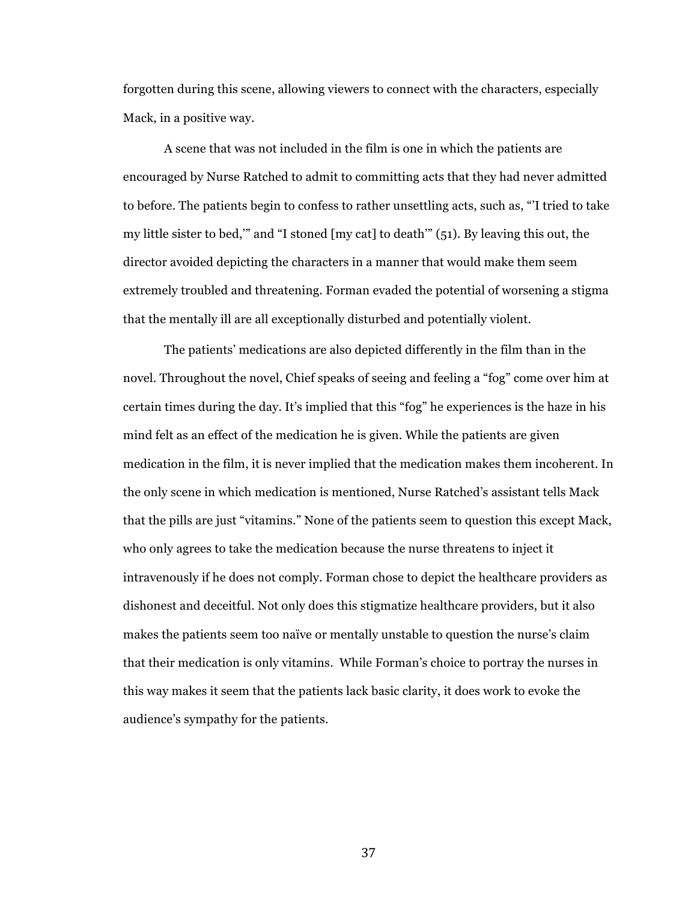forgotten during this scene, allowing viewers to connect with the characters, especially Mack, in a positive way.

A scene that was not included in the film is one in which the patients are encouraged by Nurse Ratched to admit to committing acts that they had never admitted to before. The patients begin to confess to rather unsettling acts, such as, "'I tried to take my little sister to bed,'" and "I stoned [my cat] to death'" (51). By leaving this out, the director avoided depicting the characters in a manner that would make them seem extremely troubled and threatening. Forman evaded the potential of worsening a stigma that the mentally ill are all exceptionally disturbed and potentially violent.

The patients' medications are also depicted differently in the film than in the novel. Throughout the novel, Chief speaks of seeing and feeling a "fog" come over him at certain times during the day. It's implied that this "fog" he experiences is the haze in his mind felt as an effect of the medication he is given. While the patients are given medication in the film, it is never implied that the medication makes them incoherent. In the only scene in which medication is mentioned, Nurse Ratched's assistant tells Mack that the pills are just "vitamins." None of the patients seem to question this except Mack, who only agrees to take the medication because the nurse threatens to inject it intravenously if he does not comply. Forman chose to depict the healthcare providers as dishonest and deceitful. Not only does this stigmatize healthcare providers, but it also makes the patients seem too naïve or mentally unstable to question the nurse's claim that their medication is only vitamins. While Forman's choice to portray the nurses in this way makes it seem that the patients lack basic clarity, it does work to evoke the audience's sympathy for the patients.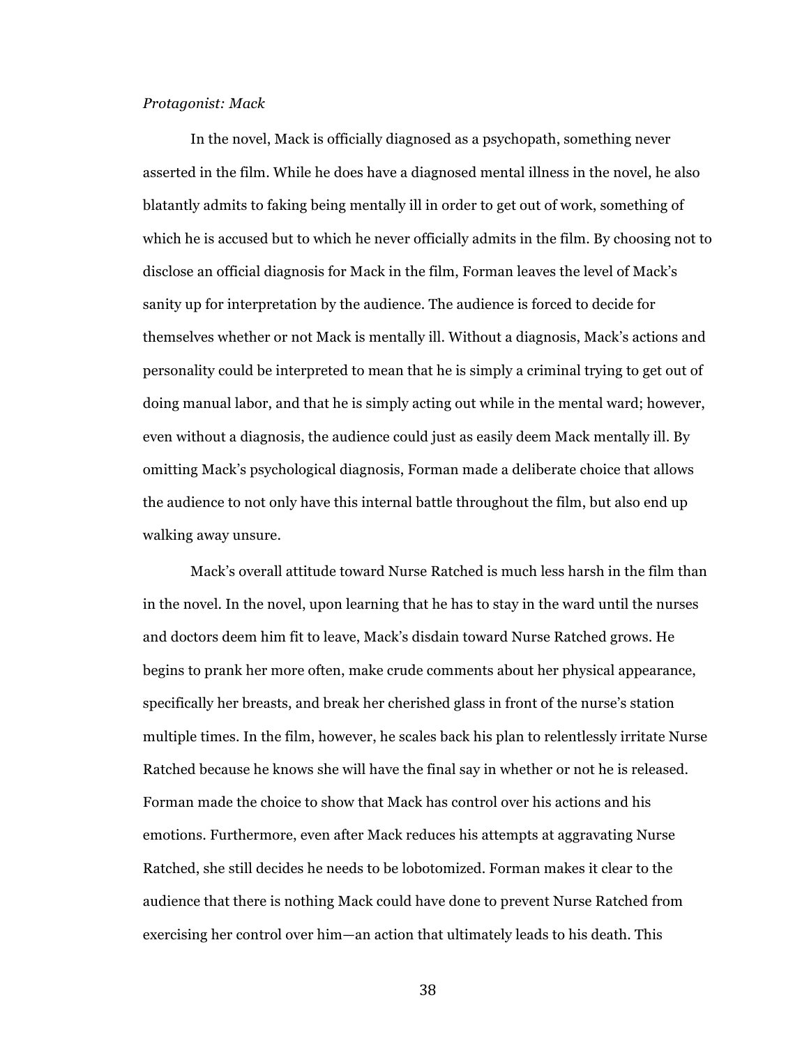*Protagonist: Mack*

In the novel, Mack is officially diagnosed as a psychopath, something never asserted in the film. While he does have a diagnosed mental illness in the novel, he also blatantly admits to faking being mentally ill in order to get out of work, something of which he is accused but to which he never officially admits in the film. By choosing not to disclose an official diagnosis for Mack in the film, Forman leaves the level of Mack's sanity up for interpretation by the audience. The audience is forced to decide for themselves whether or not Mack is mentally ill. Without a diagnosis, Mack's actions and personality could be interpreted to mean that he is simply a criminal trying to get out of doing manual labor, and that he is simply acting out while in the mental ward; however, even without a diagnosis, the audience could just as easily deem Mack mentally ill. By omitting Mack's psychological diagnosis, Forman made a deliberate choice that allows the audience to not only have this internal battle throughout the film, but also end up walking away unsure.

Mack's overall attitude toward Nurse Ratched is much less harsh in the film than in the novel. In the novel, upon learning that he has to stay in the ward until the nurses and doctors deem him fit to leave, Mack's disdain toward Nurse Ratched grows. He begins to prank her more often, make crude comments about her physical appearance, specifically her breasts, and break her cherished glass in front of the nurse's station multiple times. In the film, however, he scales back his plan to relentlessly irritate Nurse Ratched because he knows she will have the final say in whether or not he is released. Forman made the choice to show that Mack has control over his actions and his emotions. Furthermore, even after Mack reduces his attempts at aggravating Nurse Ratched, she still decides he needs to be lobotomized. Forman makes it clear to the audience that there is nothing Mack could have done to prevent Nurse Ratched from exercising her control over him—an action that ultimately leads to his death. This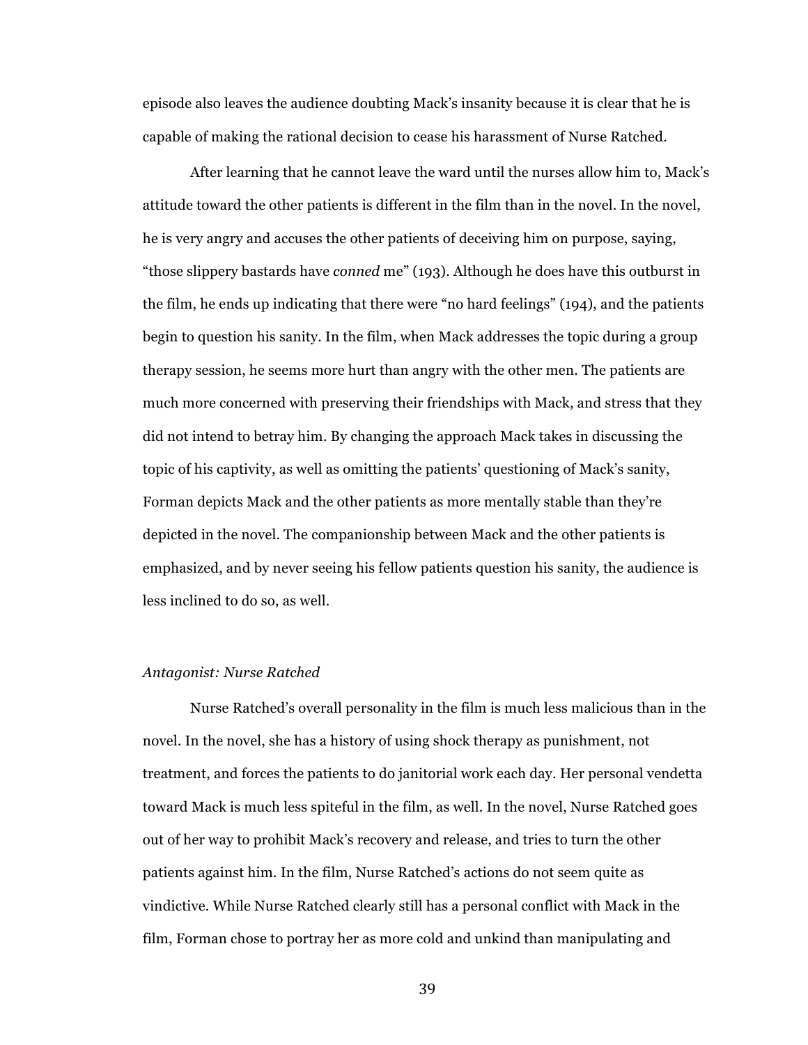episode also leaves the audience doubting Mack's insanity because it is clear that he is capable of making the rational decision to cease his harassment of Nurse Ratched.

After learning that he cannot leave the ward until the nurses allow him to, Mack's attitude toward the other patients is different in the film than in the novel. In the novel, he is very angry and accuses the other patients of deceiving him on purpose, saying, "those slippery bastards have *conned* me" (193). Although he does have this outburst in the film, he ends up indicating that there were "no hard feelings" (194), and the patients begin to question his sanity. In the film, when Mack addresses the topic during a group therapy session, he seems more hurt than angry with the other men. The patients are much more concerned with preserving their friendships with Mack, and stress that they did not intend to betray him. By changing the approach Mack takes in discussing the topic of his captivity, as well as omitting the patients' questioning of Mack's sanity, Forman depicts Mack and the other patients as more mentally stable than they're depicted in the novel. The companionship between Mack and the other patients is emphasized, and by never seeing his fellow patients question his sanity, the audience is less inclined to do so, as well.

*Antagonist: Nurse Ratched*

Nurse Ratched's overall personality in the film is much less malicious than in the novel. In the novel, she has a history of using shock therapy as punishment, not treatment, and forces the patients to do janitorial work each day. Her personal vendetta toward Mack is much less spiteful in the film, as well. In the novel, Nurse Ratched goes out of her way to prohibit Mack's recovery and release, and tries to turn the other patients against him. In the film, Nurse Ratched's actions do not seem quite as vindictive. While Nurse Ratched clearly still has a personal conflict with Mack in the film, Forman chose to portray her as more cold and unkind than manipulating and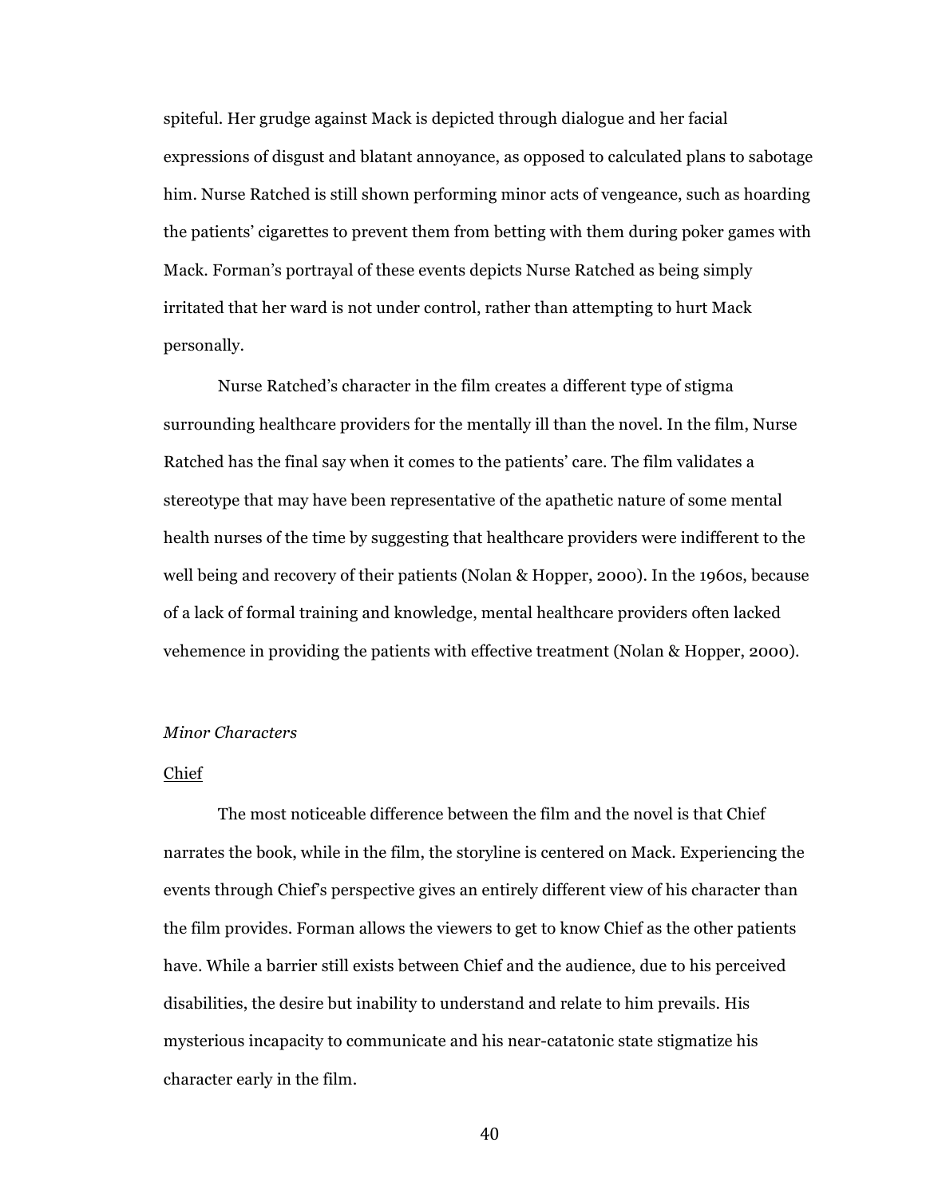spiteful. Her grudge against Mack is depicted through dialogue and her facial expressions of disgust and blatant annoyance, as opposed to calculated plans to sabotage him. Nurse Ratched is still shown performing minor acts of vengeance, such as hoarding the patients' cigarettes to prevent them from betting with them during poker games with Mack. Forman's portrayal of these events depicts Nurse Ratched as being simply irritated that her ward is not under control, rather than attempting to hurt Mack personally.

Nurse Ratched's character in the film creates a different type of stigma surrounding healthcare providers for the mentally ill than the novel. In the film, Nurse Ratched has the final say when it comes to the patients' care. The film validates a stereotype that may have been representative of the apathetic nature of some mental health nurses of the time by suggesting that healthcare providers were indifferent to the well being and recovery of their patients (Nolan & Hopper, 2000). In the 1960s, because of a lack of formal training and knowledge, mental healthcare providers often lacked vehemence in providing the patients with effective treatment (Nolan & Hopper, 2000).

*Minor Characters*

<u>Chief</u>

The most noticeable difference between the film and the novel is that Chief narrates the book, while in the film, the storyline is centered on Mack. Experiencing the events through Chief's perspective gives an entirely different view of his character than the film provides. Forman allows the viewers to get to know Chief as the other patients have. While a barrier still exists between Chief and the audience, due to his perceived disabilities, the desire but inability to understand and relate to him prevails. His mysterious incapacity to communicate and his near-catatonic state stigmatize his character early in the film.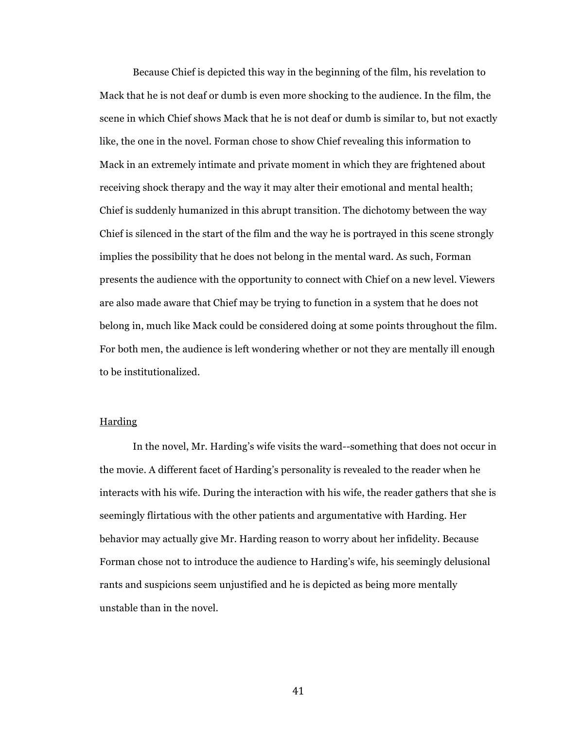Because Chief is depicted this way in the beginning of the film, his revelation to Mack that he is not deaf or dumb is even more shocking to the audience. In the film, the scene in which Chief shows Mack that he is not deaf or dumb is similar to, but not exactly like, the one in the novel. Forman chose to show Chief revealing this information to Mack in an extremely intimate and private moment in which they are frightened about receiving shock therapy and the way it may alter their emotional and mental health; Chief is suddenly humanized in this abrupt transition. The dichotomy between the way Chief is silenced in the start of the film and the way he is portrayed in this scene strongly implies the possibility that he does not belong in the mental ward. As such, Forman presents the audience with the opportunity to connect with Chief on a new level. Viewers are also made aware that Chief may be trying to function in a system that he does not belong in, much like Mack could be considered doing at some points throughout the film. For both men, the audience is left wondering whether or not they are mentally ill enough to be institutionalized.

<u>Harding</u>

In the novel, Mr. Harding's wife visits the ward--something that does not occur in the movie. A different facet of Harding's personality is revealed to the reader when he interacts with his wife. During the interaction with his wife, the reader gathers that she is seemingly flirtatious with the other patients and argumentative with Harding. Her behavior may actually give Mr. Harding reason to worry about her infidelity. Because Forman chose not to introduce the audience to Harding's wife, his seemingly delusional rants and suspicions seem unjustified and he is depicted as being more mentally unstable than in the novel.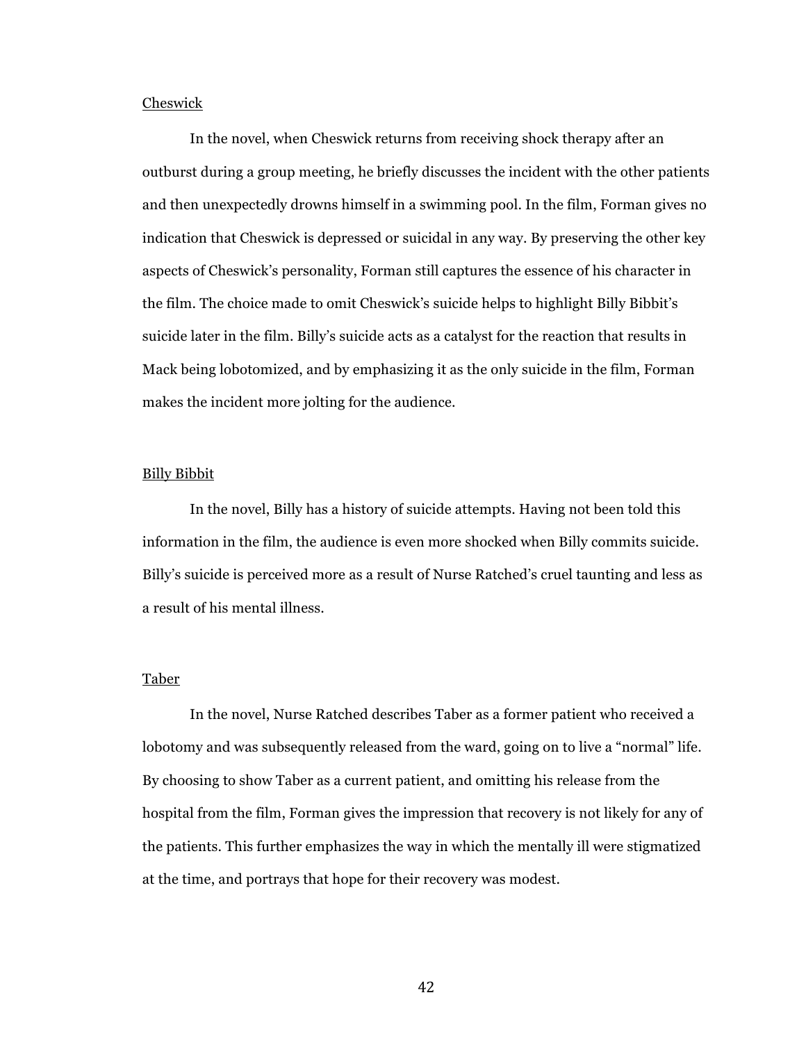<u>Cheswick</u>

In the novel, when Cheswick returns from receiving shock therapy after an outburst during a group meeting, he briefly discusses the incident with the other patients and then unexpectedly drowns himself in a swimming pool. In the film, Forman gives no indication that Cheswick is depressed or suicidal in any way. By preserving the other key aspects of Cheswick's personality, Forman still captures the essence of his character in the film. The choice made to omit Cheswick's suicide helps to highlight Billy Bibbit's suicide later in the film. Billy's suicide acts as a catalyst for the reaction that results in Mack being lobotomized, and by emphasizing it as the only suicide in the film, Forman makes the incident more jolting for the audience.

<u>Billy Bibbit</u>

In the novel, Billy has a history of suicide attempts. Having not been told this information in the film, the audience is even more shocked when Billy commits suicide. Billy's suicide is perceived more as a result of Nurse Ratched's cruel taunting and less as a result of his mental illness.

<u>Taber</u>

In the novel, Nurse Ratched describes Taber as a former patient who received a lobotomy and was subsequently released from the ward, going on to live a "normal" life. By choosing to show Taber as a current patient, and omitting his release from the hospital from the film, Forman gives the impression that recovery is not likely for any of the patients. This further emphasizes the way in which the mentally ill were stigmatized at the time, and portrays that hope for their recovery was modest.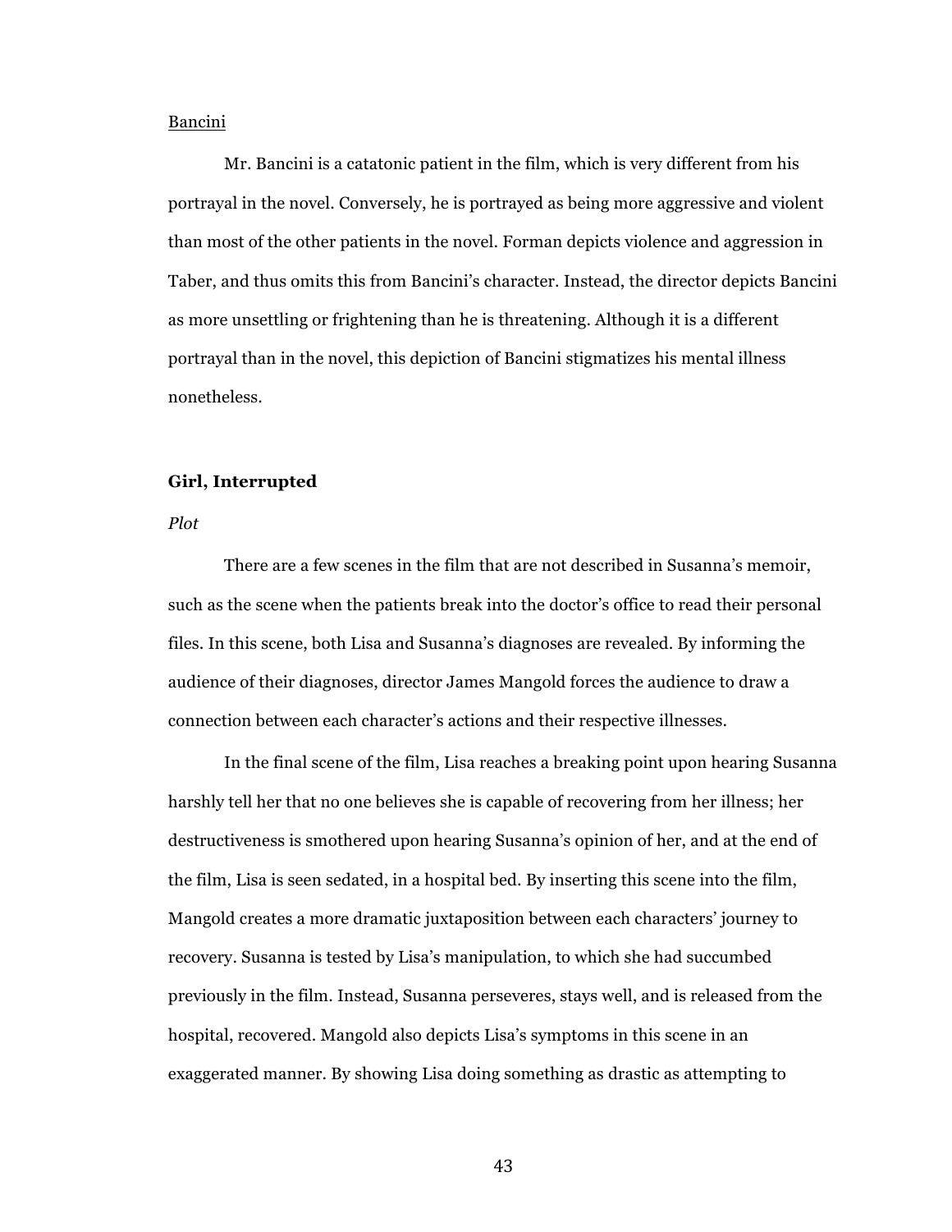Bancini

Mr. Bancini is a catatonic patient in the film, which is very different from his portrayal in the novel. Conversely, he is portrayed as being more aggressive and violent than most of the other patients in the novel. Forman depicts violence and aggression in Taber, and thus omits this from Bancini's character. Instead, the director depicts Bancini as more unsettling or frightening than he is threatening. Although it is a different portrayal than in the novel, this depiction of Bancini stigmatizes his mental illness nonetheless.

## Girl, Interrupted

*Plot*

There are a few scenes in the film that are not described in Susanna's memoir, such as the scene when the patients break into the doctor's office to read their personal files. In this scene, both Lisa and Susanna's diagnoses are revealed. By informing the audience of their diagnoses, director James Mangold forces the audience to draw a connection between each character's actions and their respective illnesses.

In the final scene of the film, Lisa reaches a breaking point upon hearing Susanna harshly tell her that no one believes she is capable of recovering from her illness; her destructiveness is smothered upon hearing Susanna's opinion of her, and at the end of the film, Lisa is seen sedated, in a hospital bed. By inserting this scene into the film, Mangold creates a more dramatic juxtaposition between each characters' journey to recovery. Susanna is tested by Lisa's manipulation, to which she had succumbed previously in the film. Instead, Susanna perseveres, stays well, and is released from the hospital, recovered. Mangold also depicts Lisa's symptoms in this scene in an exaggerated manner. By showing Lisa doing something as drastic as attempting to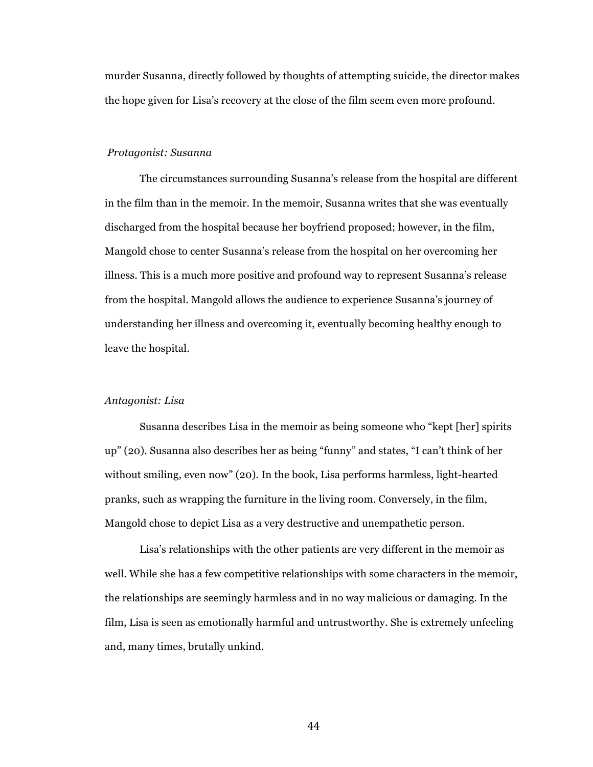murder Susanna, directly followed by thoughts of attempting suicide, the director makes the hope given for Lisa's recovery at the close of the film seem even more profound.

*Protagonist: Susanna*

The circumstances surrounding Susanna's release from the hospital are different in the film than in the memoir. In the memoir, Susanna writes that she was eventually discharged from the hospital because her boyfriend proposed; however, in the film, Mangold chose to center Susanna's release from the hospital on her overcoming her illness. This is a much more positive and profound way to represent Susanna's release from the hospital. Mangold allows the audience to experience Susanna's journey of understanding her illness and overcoming it, eventually becoming healthy enough to leave the hospital.

*Antagonist: Lisa*

Susanna describes Lisa in the memoir as being someone who "kept [her] spirits up" (20). Susanna also describes her as being "funny" and states, "I can't think of her without smiling, even now" (20). In the book, Lisa performs harmless, light-hearted pranks, such as wrapping the furniture in the living room. Conversely, in the film, Mangold chose to depict Lisa as a very destructive and unempathetic person.

Lisa's relationships with the other patients are very different in the memoir as well. While she has a few competitive relationships with some characters in the memoir, the relationships are seemingly harmless and in no way malicious or damaging. In the film, Lisa is seen as emotionally harmful and untrustworthy. She is extremely unfeeling and, many times, brutally unkind.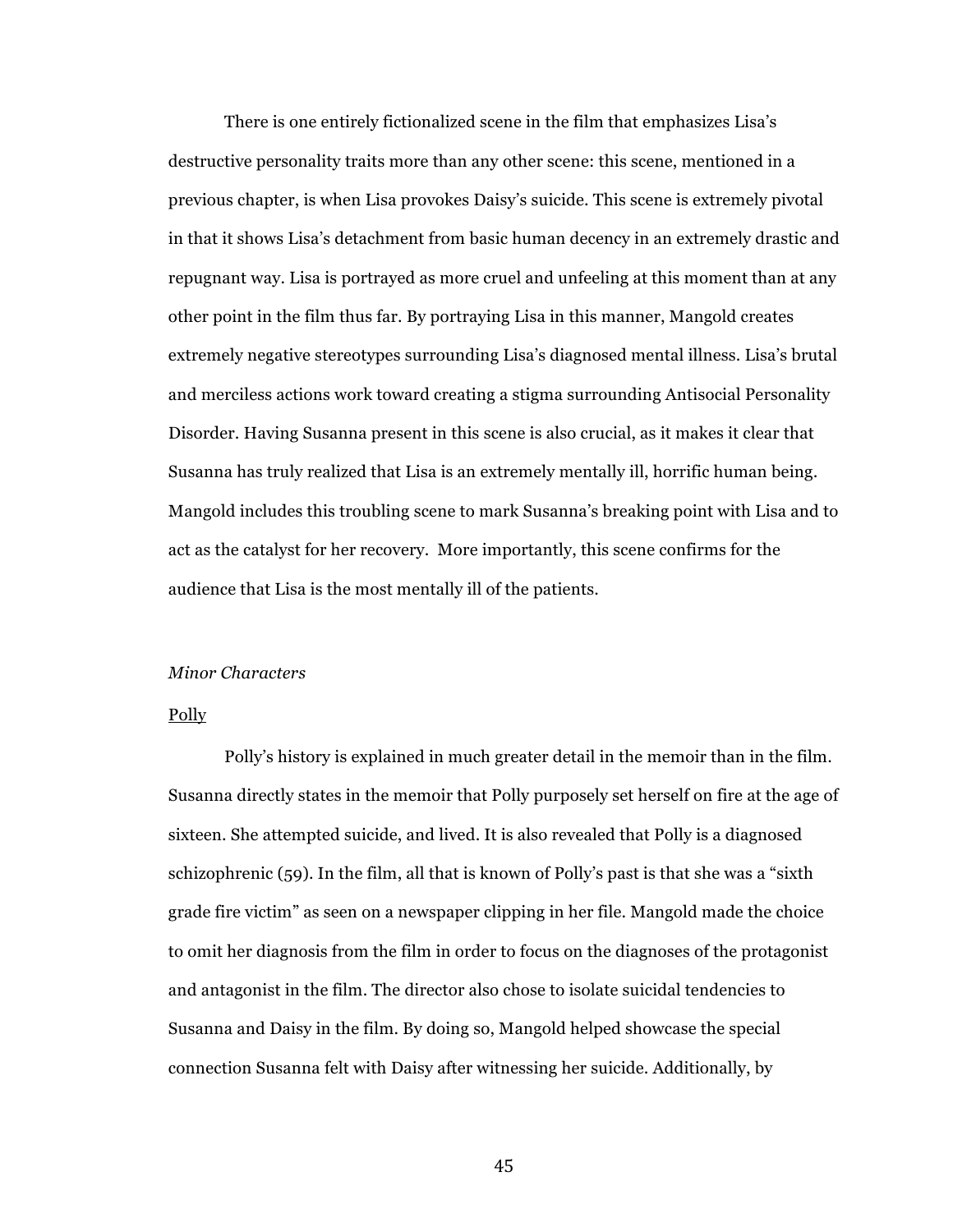There is one entirely fictionalized scene in the film that emphasizes Lisa's destructive personality traits more than any other scene: this scene, mentioned in a previous chapter, is when Lisa provokes Daisy's suicide. This scene is extremely pivotal in that it shows Lisa's detachment from basic human decency in an extremely drastic and repugnant way. Lisa is portrayed as more cruel and unfeeling at this moment than at any other point in the film thus far. By portraying Lisa in this manner, Mangold creates extremely negative stereotypes surrounding Lisa's diagnosed mental illness. Lisa's brutal and merciless actions work toward creating a stigma surrounding Antisocial Personality Disorder. Having Susanna present in this scene is also crucial, as it makes it clear that Susanna has truly realized that Lisa is an extremely mentally ill, horrific human being. Mangold includes this troubling scene to mark Susanna's breaking point with Lisa and to act as the catalyst for her recovery. More importantly, this scene confirms for the audience that Lisa is the most mentally ill of the patients.

*Minor Characters*

<u>Polly</u>

Polly's history is explained in much greater detail in the memoir than in the film. Susanna directly states in the memoir that Polly purposely set herself on fire at the age of sixteen. She attempted suicide, and lived. It is also revealed that Polly is a diagnosed schizophrenic (59). In the film, all that is known of Polly's past is that she was a "sixth grade fire victim" as seen on a newspaper clipping in her file. Mangold made the choice to omit her diagnosis from the film in order to focus on the diagnoses of the protagonist and antagonist in the film. The director also chose to isolate suicidal tendencies to Susanna and Daisy in the film. By doing so, Mangold helped showcase the special connection Susanna felt with Daisy after witnessing her suicide. Additionally, by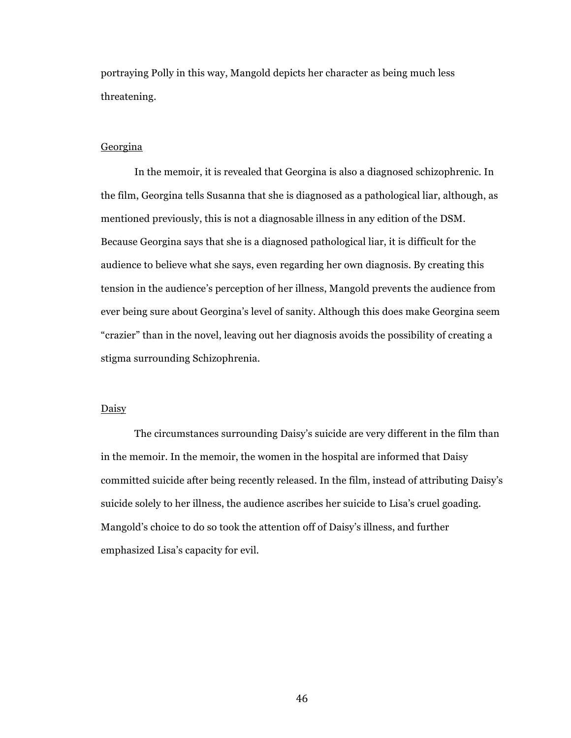portraying Polly in this way, Mangold depicts her character as being much less threatening.

<u>Georgina</u>

In the memoir, it is revealed that Georgina is also a diagnosed schizophrenic. In the film, Georgina tells Susanna that she is diagnosed as a pathological liar, although, as mentioned previously, this is not a diagnosable illness in any edition of the DSM. Because Georgina says that she is a diagnosed pathological liar, it is difficult for the audience to believe what she says, even regarding her own diagnosis. By creating this tension in the audience's perception of her illness, Mangold prevents the audience from ever being sure about Georgina's level of sanity. Although this does make Georgina seem "crazier" than in the novel, leaving out her diagnosis avoids the possibility of creating a stigma surrounding Schizophrenia.

<u>Daisy</u>

The circumstances surrounding Daisy's suicide are very different in the film than in the memoir. In the memoir, the women in the hospital are informed that Daisy committed suicide after being recently released. In the film, instead of attributing Daisy's suicide solely to her illness, the audience ascribes her suicide to Lisa's cruel goading. Mangold's choice to do so took the attention off of Daisy's illness, and further emphasized Lisa's capacity for evil.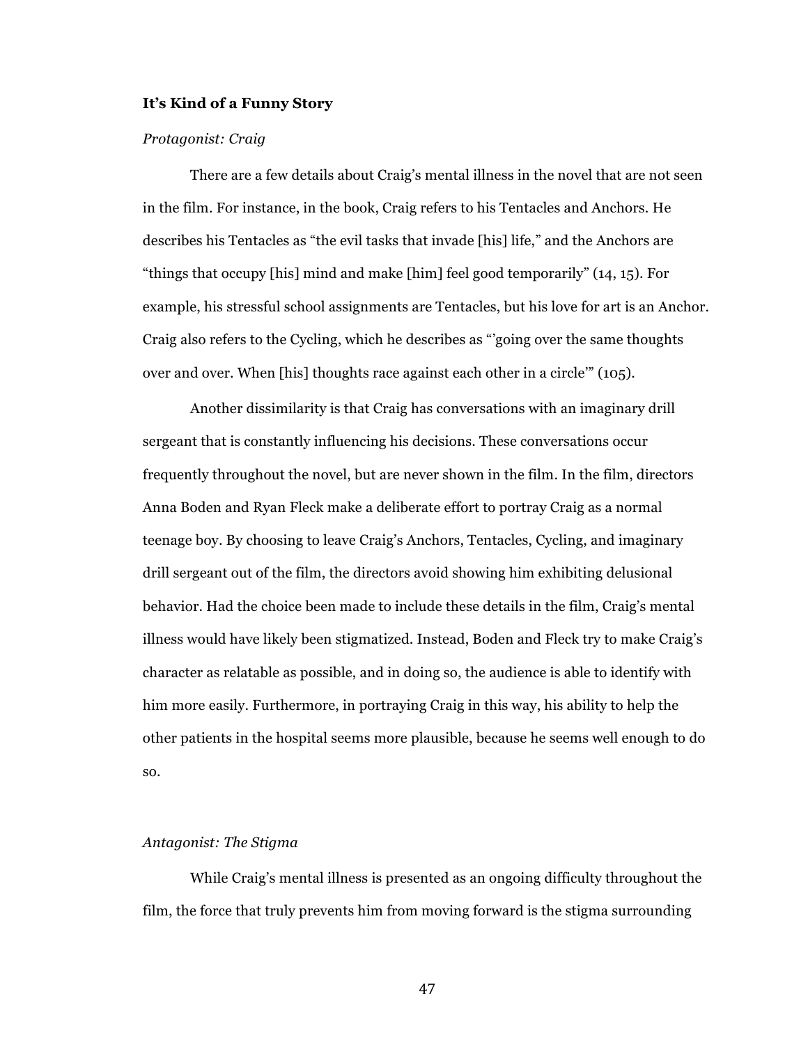**It's Kind of a Funny Story**

*Protagonist: Craig*

There are a few details about Craig's mental illness in the novel that are not seen in the film. For instance, in the book, Craig refers to his Tentacles and Anchors. He describes his Tentacles as "the evil tasks that invade [his] life," and the Anchors are "things that occupy [his] mind and make [him] feel good temporarily" (14, 15). For example, his stressful school assignments are Tentacles, but his love for art is an Anchor. Craig also refers to the Cycling, which he describes as "'going over the same thoughts over and over. When [his] thoughts race against each other in a circle'" (105).

Another dissimilarity is that Craig has conversations with an imaginary drill sergeant that is constantly influencing his decisions. These conversations occur frequently throughout the novel, but are never shown in the film. In the film, directors Anna Boden and Ryan Fleck make a deliberate effort to portray Craig as a normal teenage boy. By choosing to leave Craig's Anchors, Tentacles, Cycling, and imaginary drill sergeant out of the film, the directors avoid showing him exhibiting delusional behavior. Had the choice been made to include these details in the film, Craig's mental illness would have likely been stigmatized. Instead, Boden and Fleck try to make Craig's character as relatable as possible, and in doing so, the audience is able to identify with him more easily. Furthermore, in portraying Craig in this way, his ability to help the other patients in the hospital seems more plausible, because he seems well enough to do so.

*Antagonist: The Stigma*

While Craig's mental illness is presented as an ongoing difficulty throughout the film, the force that truly prevents him from moving forward is the stigma surrounding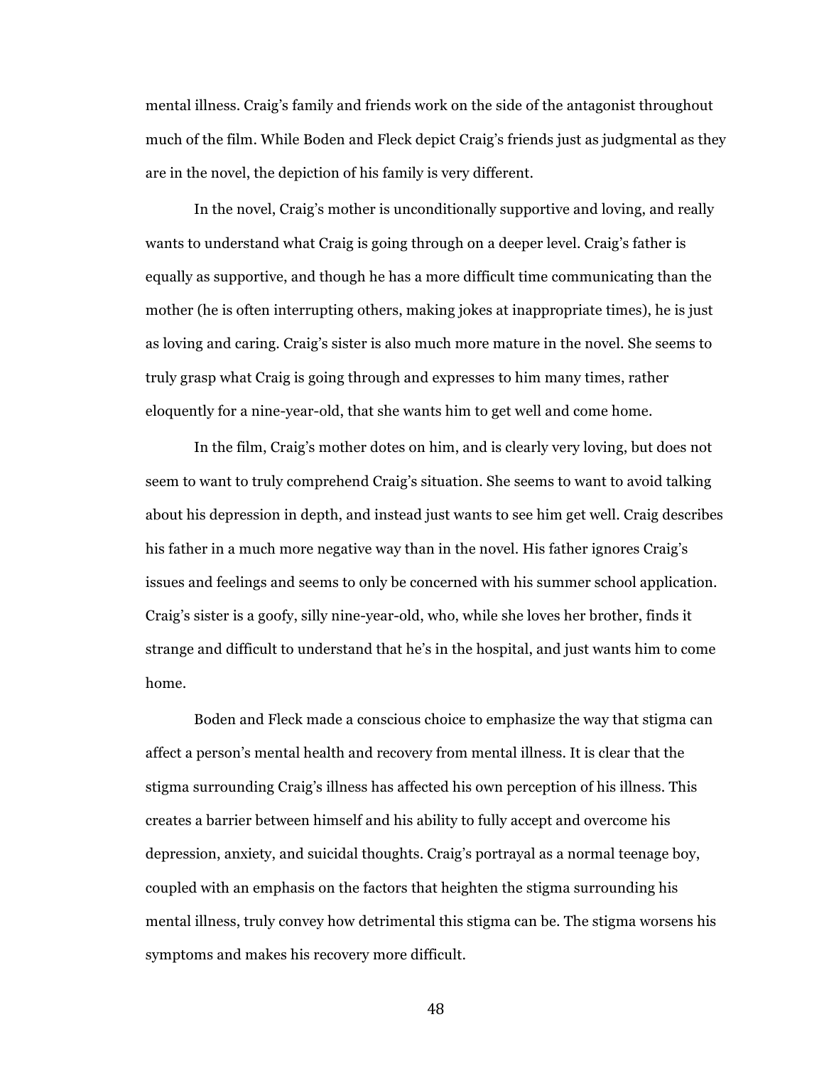mental illness. Craig's family and friends work on the side of the antagonist throughout much of the film. While Boden and Fleck depict Craig's friends just as judgmental as they are in the novel, the depiction of his family is very different.

In the novel, Craig's mother is unconditionally supportive and loving, and really wants to understand what Craig is going through on a deeper level. Craig's father is equally as supportive, and though he has a more difficult time communicating than the mother (he is often interrupting others, making jokes at inappropriate times), he is just as loving and caring. Craig's sister is also much more mature in the novel. She seems to truly grasp what Craig is going through and expresses to him many times, rather eloquently for a nine-year-old, that she wants him to get well and come home.

In the film, Craig's mother dotes on him, and is clearly very loving, but does not seem to want to truly comprehend Craig's situation. She seems to want to avoid talking about his depression in depth, and instead just wants to see him get well. Craig describes his father in a much more negative way than in the novel. His father ignores Craig's issues and feelings and seems to only be concerned with his summer school application. Craig's sister is a goofy, silly nine-year-old, who, while she loves her brother, finds it strange and difficult to understand that he's in the hospital, and just wants him to come home.

Boden and Fleck made a conscious choice to emphasize the way that stigma can affect a person's mental health and recovery from mental illness. It is clear that the stigma surrounding Craig's illness has affected his own perception of his illness. This creates a barrier between himself and his ability to fully accept and overcome his depression, anxiety, and suicidal thoughts. Craig's portrayal as a normal teenage boy, coupled with an emphasis on the factors that heighten the stigma surrounding his mental illness, truly convey how detrimental this stigma can be. The stigma worsens his symptoms and makes his recovery more difficult.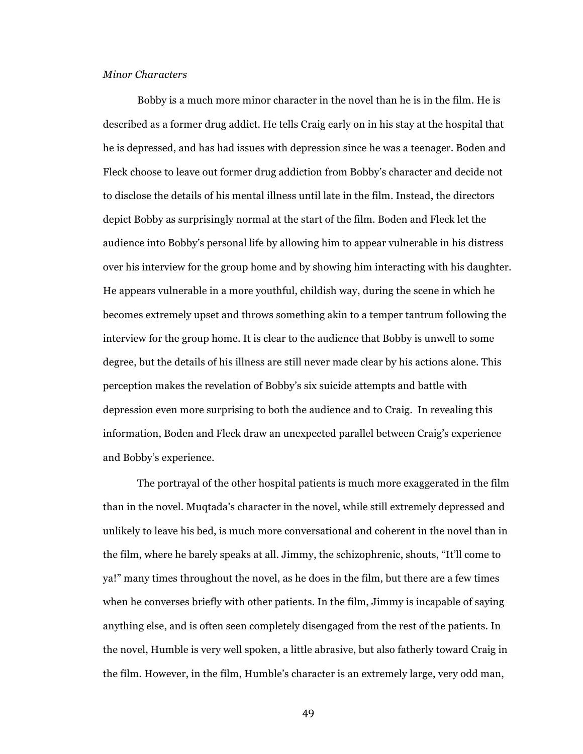*Minor Characters*

Bobby is a much more minor character in the novel than he is in the film. He is described as a former drug addict. He tells Craig early on in his stay at the hospital that he is depressed, and has had issues with depression since he was a teenager. Boden and Fleck choose to leave out former drug addiction from Bobby's character and decide not to disclose the details of his mental illness until late in the film. Instead, the directors depict Bobby as surprisingly normal at the start of the film. Boden and Fleck let the audience into Bobby's personal life by allowing him to appear vulnerable in his distress over his interview for the group home and by showing him interacting with his daughter. He appears vulnerable in a more youthful, childish way, during the scene in which he becomes extremely upset and throws something akin to a temper tantrum following the interview for the group home. It is clear to the audience that Bobby is unwell to some degree, but the details of his illness are still never made clear by his actions alone. This perception makes the revelation of Bobby's six suicide attempts and battle with depression even more surprising to both the audience and to Craig. In revealing this information, Boden and Fleck draw an unexpected parallel between Craig's experience and Bobby's experience.

The portrayal of the other hospital patients is much more exaggerated in the film than in the novel. Muqtada's character in the novel, while still extremely depressed and unlikely to leave his bed, is much more conversational and coherent in the novel than in the film, where he barely speaks at all. Jimmy, the schizophrenic, shouts, "It'll come to ya!" many times throughout the novel, as he does in the film, but there are a few times when he converses briefly with other patients. In the film, Jimmy is incapable of saying anything else, and is often seen completely disengaged from the rest of the patients. In the novel, Humble is very well spoken, a little abrasive, but also fatherly toward Craig in the film. However, in the film, Humble's character is an extremely large, very odd man,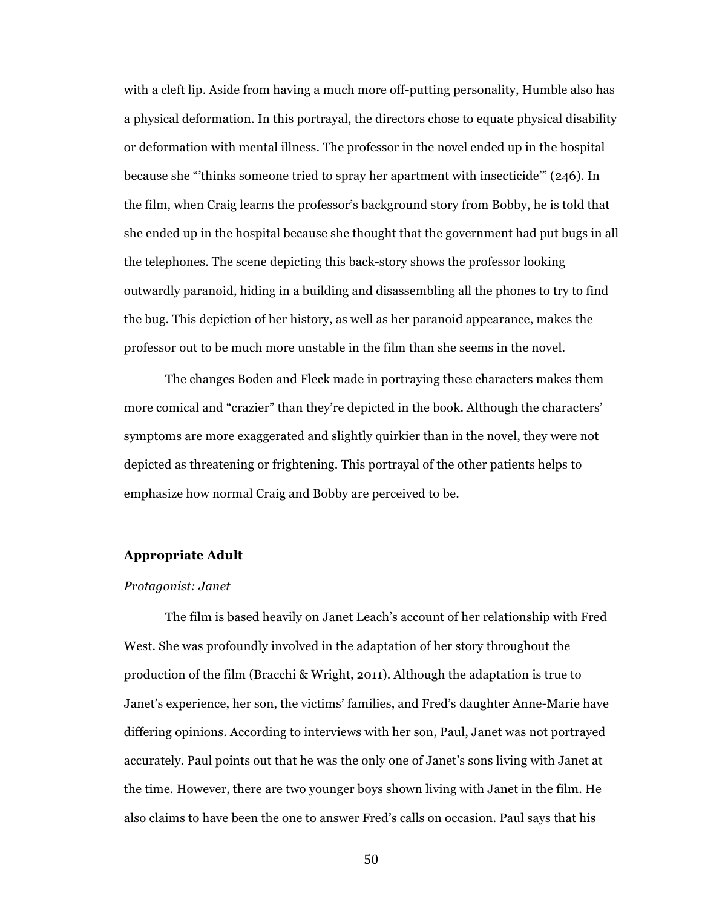with a cleft lip. Aside from having a much more off-putting personality, Humble also has a physical deformation. In this portrayal, the directors chose to equate physical disability or deformation with mental illness. The professor in the novel ended up in the hospital because she "'thinks someone tried to spray her apartment with insecticide'" (246). In the film, when Craig learns the professor's background story from Bobby, he is told that she ended up in the hospital because she thought that the government had put bugs in all the telephones. The scene depicting this back-story shows the professor looking outwardly paranoid, hiding in a building and disassembling all the phones to try to find the bug. This depiction of her history, as well as her paranoid appearance, makes the professor out to be much more unstable in the film than she seems in the novel.

The changes Boden and Fleck made in portraying these characters makes them more comical and "crazier" than they're depicted in the book. Although the characters' symptoms are more exaggerated and slightly quirkier than in the novel, they were not depicted as threatening or frightening. This portrayal of the other patients helps to emphasize how normal Craig and Bobby are perceived to be.

## Appropriate Adult

### *Protagonist: Janet*

The film is based heavily on Janet Leach's account of her relationship with Fred West. She was profoundly involved in the adaptation of her story throughout the production of the film (Bracchi & Wright, 2011). Although the adaptation is true to Janet's experience, her son, the victims' families, and Fred's daughter Anne-Marie have differing opinions. According to interviews with her son, Paul, Janet was not portrayed accurately. Paul points out that he was the only one of Janet's sons living with Janet at the time. However, there are two younger boys shown living with Janet in the film. He also claims to have been the one to answer Fred's calls on occasion. Paul says that his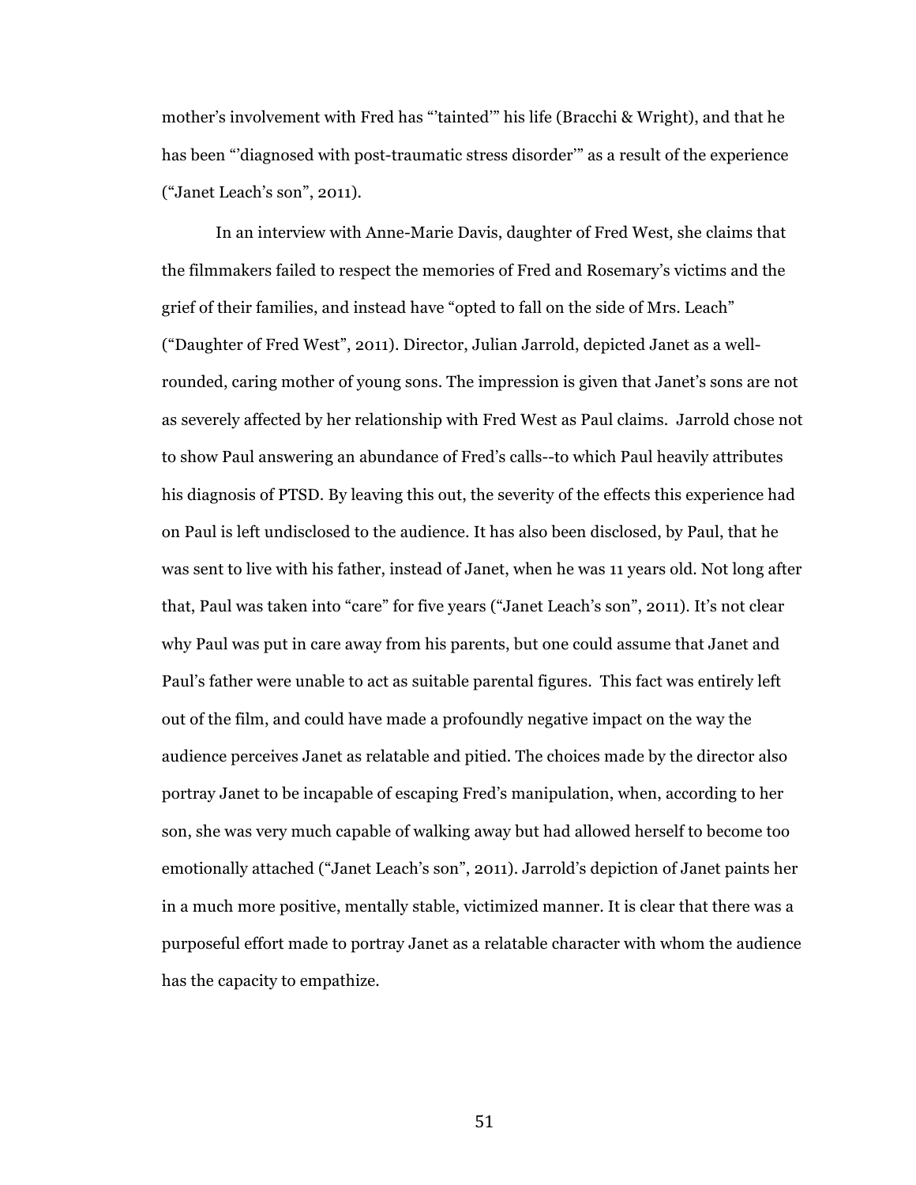mother's involvement with Fred has "'tainted'" his life (Bracchi & Wright), and that he has been "'diagnosed with post-traumatic stress disorder'" as a result of the experience ("Janet Leach's son", 2011).

In an interview with Anne-Marie Davis, daughter of Fred West, she claims that the filmmakers failed to respect the memories of Fred and Rosemary's victims and the grief of their families, and instead have "opted to fall on the side of Mrs. Leach" ("Daughter of Fred West", 2011). Director, Julian Jarrold, depicted Janet as a well-rounded, caring mother of young sons. The impression is given that Janet's sons are not as severely affected by her relationship with Fred West as Paul claims. Jarrold chose not to show Paul answering an abundance of Fred's calls--to which Paul heavily attributes his diagnosis of PTSD. By leaving this out, the severity of the effects this experience had on Paul is left undisclosed to the audience. It has also been disclosed, by Paul, that he was sent to live with his father, instead of Janet, when he was 11 years old. Not long after that, Paul was taken into "care" for five years ("Janet Leach's son", 2011). It's not clear why Paul was put in care away from his parents, but one could assume that Janet and Paul's father were unable to act as suitable parental figures. This fact was entirely left out of the film, and could have made a profoundly negative impact on the way the audience perceives Janet as relatable and pitied. The choices made by the director also portray Janet to be incapable of escaping Fred's manipulation, when, according to her son, she was very much capable of walking away but had allowed herself to become too emotionally attached ("Janet Leach's son", 2011). Jarrold's depiction of Janet paints her in a much more positive, mentally stable, victimized manner. It is clear that there was a purposeful effort made to portray Janet as a relatable character with whom the audience has the capacity to empathize.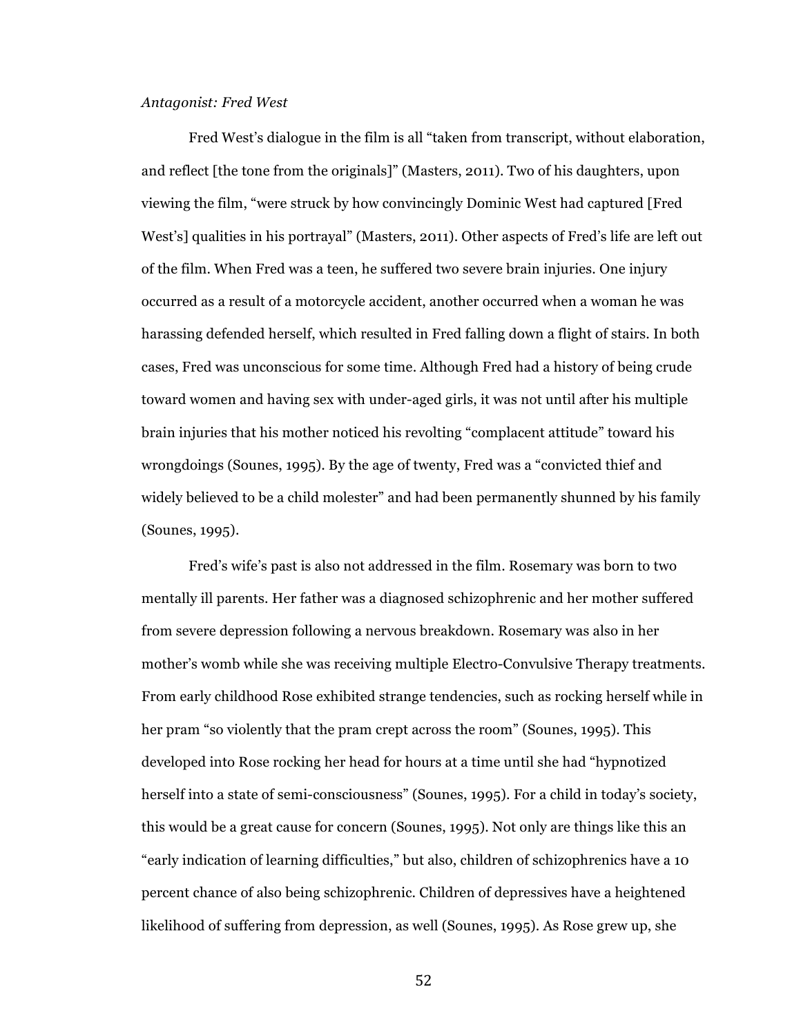*Antagonist: Fred West*

Fred West's dialogue in the film is all "taken from transcript, without elaboration, and reflect [the tone from the originals]" (Masters, 2011). Two of his daughters, upon viewing the film, "were struck by how convincingly Dominic West had captured [Fred West's] qualities in his portrayal" (Masters, 2011). Other aspects of Fred's life are left out of the film. When Fred was a teen, he suffered two severe brain injuries. One injury occurred as a result of a motorcycle accident, another occurred when a woman he was harassing defended herself, which resulted in Fred falling down a flight of stairs. In both cases, Fred was unconscious for some time. Although Fred had a history of being crude toward women and having sex with under-aged girls, it was not until after his multiple brain injuries that his mother noticed his revolting "complacent attitude" toward his wrongdoings (Sounes, 1995). By the age of twenty, Fred was a "convicted thief and widely believed to be a child molester" and had been permanently shunned by his family (Sounes, 1995).

Fred's wife's past is also not addressed in the film. Rosemary was born to two mentally ill parents. Her father was a diagnosed schizophrenic and her mother suffered from severe depression following a nervous breakdown. Rosemary was also in her mother's womb while she was receiving multiple Electro-Convulsive Therapy treatments. From early childhood Rose exhibited strange tendencies, such as rocking herself while in her pram "so violently that the pram crept across the room" (Sounes, 1995). This developed into Rose rocking her head for hours at a time until she had "hypnotized herself into a state of semi-consciousness" (Sounes, 1995). For a child in today's society, this would be a great cause for concern (Sounes, 1995). Not only are things like this an "early indication of learning difficulties," but also, children of schizophrenics have a 10 percent chance of also being schizophrenic. Children of depressives have a heightened likelihood of suffering from depression, as well (Sounes, 1995). As Rose grew up, she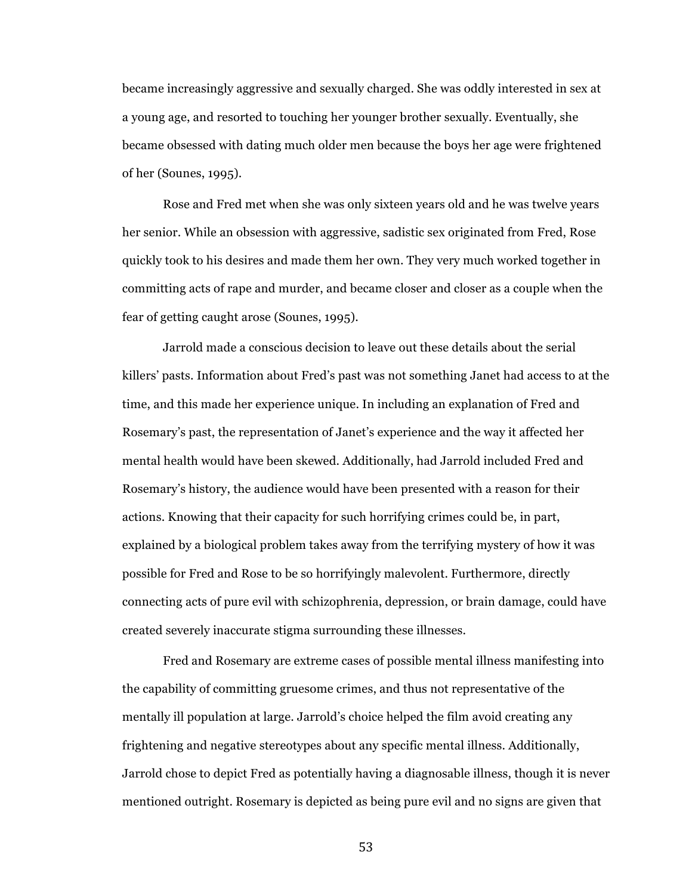became increasingly aggressive and sexually charged. She was oddly interested in sex at a young age, and resorted to touching her younger brother sexually. Eventually, she became obsessed with dating much older men because the boys her age were frightened of her (Sounes, 1995).

Rose and Fred met when she was only sixteen years old and he was twelve years her senior. While an obsession with aggressive, sadistic sex originated from Fred, Rose quickly took to his desires and made them her own. They very much worked together in committing acts of rape and murder, and became closer and closer as a couple when the fear of getting caught arose (Sounes, 1995).

Jarrold made a conscious decision to leave out these details about the serial killers' pasts. Information about Fred's past was not something Janet had access to at the time, and this made her experience unique. In including an explanation of Fred and Rosemary's past, the representation of Janet's experience and the way it affected her mental health would have been skewed. Additionally, had Jarrold included Fred and Rosemary's history, the audience would have been presented with a reason for their actions. Knowing that their capacity for such horrifying crimes could be, in part, explained by a biological problem takes away from the terrifying mystery of how it was possible for Fred and Rose to be so horrifyingly malevolent. Furthermore, directly connecting acts of pure evil with schizophrenia, depression, or brain damage, could have created severely inaccurate stigma surrounding these illnesses.

Fred and Rosemary are extreme cases of possible mental illness manifesting into the capability of committing gruesome crimes, and thus not representative of the mentally ill population at large. Jarrold's choice helped the film avoid creating any frightening and negative stereotypes about any specific mental illness. Additionally, Jarrold chose to depict Fred as potentially having a diagnosable illness, though it is never mentioned outright. Rosemary is depicted as being pure evil and no signs are given that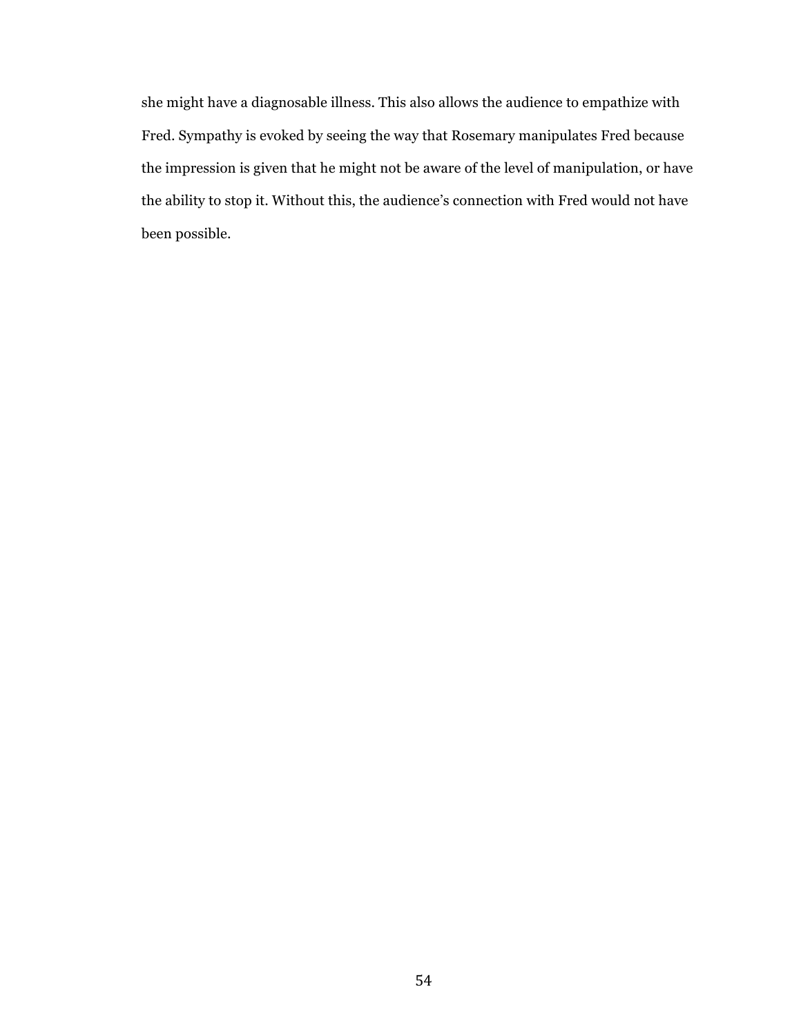she might have a diagnosable illness. This also allows the audience to empathize with Fred. Sympathy is evoked by seeing the way that Rosemary manipulates Fred because the impression is given that he might not be aware of the level of manipulation, or have the ability to stop it. Without this, the audience's connection with Fred would not have been possible.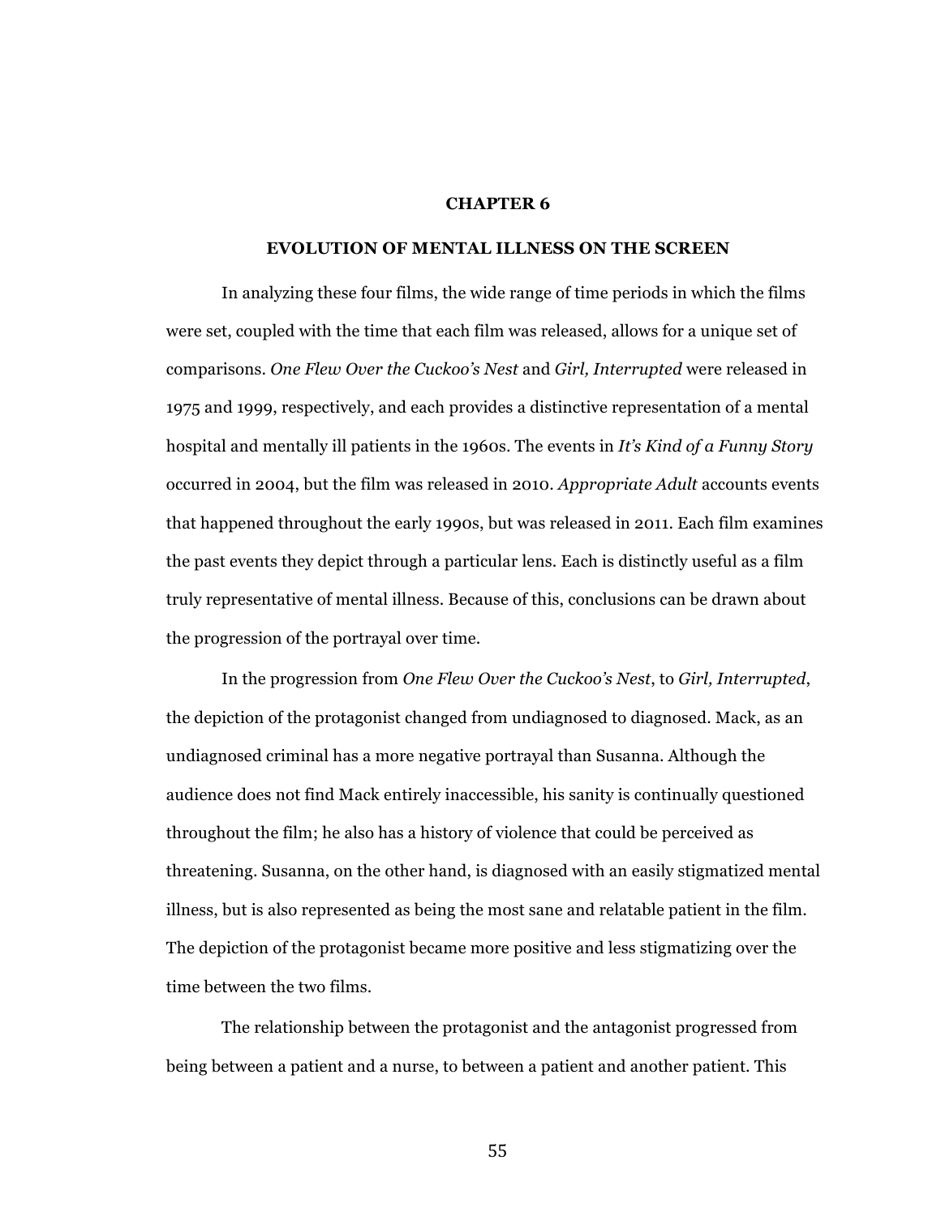# CHAPTER 6

## EVOLUTION OF MENTAL ILLNESS ON THE SCREEN

In analyzing these four films, the wide range of time periods in which the films were set, coupled with the time that each film was released, allows for a unique set of comparisons. *One Flew Over the Cuckoo's Nest* and *Girl, Interrupted* were released in 1975 and 1999, respectively, and each provides a distinctive representation of a mental hospital and mentally ill patients in the 1960s. The events in *It's Kind of a Funny Story* occurred in 2004, but the film was released in 2010. *Appropriate Adult* accounts events that happened throughout the early 1990s, but was released in 2011. Each film examines the past events they depict through a particular lens. Each is distinctly useful as a film truly representative of mental illness. Because of this, conclusions can be drawn about the progression of the portrayal over time.

In the progression from *One Flew Over the Cuckoo's Nest*, to *Girl, Interrupted*, the depiction of the protagonist changed from undiagnosed to diagnosed. Mack, as an undiagnosed criminal has a more negative portrayal than Susanna. Although the audience does not find Mack entirely inaccessible, his sanity is continually questioned throughout the film; he also has a history of violence that could be perceived as threatening. Susanna, on the other hand, is diagnosed with an easily stigmatized mental illness, but is also represented as being the most sane and relatable patient in the film. The depiction of the protagonist became more positive and less stigmatizing over the time between the two films.

The relationship between the protagonist and the antagonist progressed from being between a patient and a nurse, to between a patient and another patient. This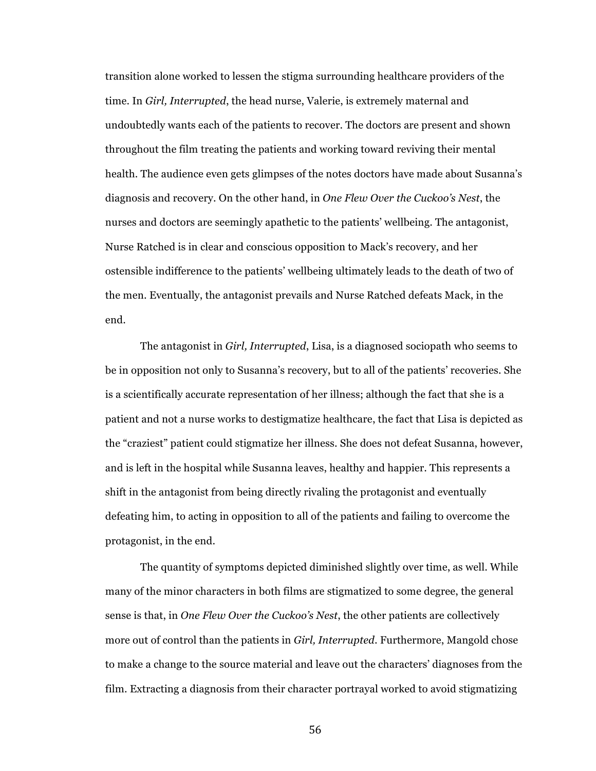transition alone worked to lessen the stigma surrounding healthcare providers of the time. In *Girl, Interrupted*, the head nurse, Valerie, is extremely maternal and undoubtedly wants each of the patients to recover. The doctors are present and shown throughout the film treating the patients and working toward reviving their mental health. The audience even gets glimpses of the notes doctors have made about Susanna's diagnosis and recovery. On the other hand, in *One Flew Over the Cuckoo's Nest*, the nurses and doctors are seemingly apathetic to the patients' wellbeing. The antagonist, Nurse Ratched is in clear and conscious opposition to Mack's recovery, and her ostensible indifference to the patients' wellbeing ultimately leads to the death of two of the men. Eventually, the antagonist prevails and Nurse Ratched defeats Mack, in the end.

The antagonist in *Girl, Interrupted*, Lisa, is a diagnosed sociopath who seems to be in opposition not only to Susanna's recovery, but to all of the patients' recoveries. She is a scientifically accurate representation of her illness; although the fact that she is a patient and not a nurse works to destigmatize healthcare, the fact that Lisa is depicted as the "craziest" patient could stigmatize her illness. She does not defeat Susanna, however, and is left in the hospital while Susanna leaves, healthy and happier. This represents a shift in the antagonist from being directly rivaling the protagonist and eventually defeating him, to acting in opposition to all of the patients and failing to overcome the protagonist, in the end.

The quantity of symptoms depicted diminished slightly over time, as well. While many of the minor characters in both films are stigmatized to some degree, the general sense is that, in *One Flew Over the Cuckoo's Nest*, the other patients are collectively more out of control than the patients in *Girl, Interrupted*. Furthermore, Mangold chose to make a change to the source material and leave out the characters' diagnoses from the film. Extracting a diagnosis from their character portrayal worked to avoid stigmatizing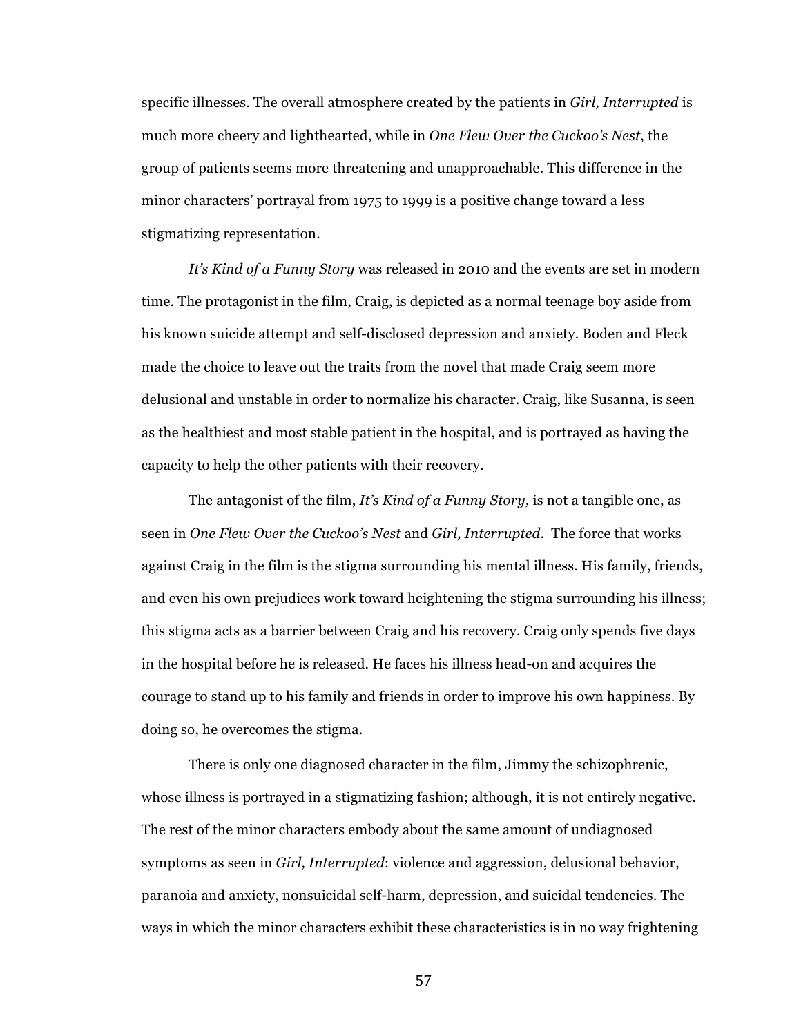specific illnesses. The overall atmosphere created by the patients in *Girl, Interrupted* is much more cheery and lighthearted, while in *One Flew Over the Cuckoo's Nest*, the group of patients seems more threatening and unapproachable. This difference in the minor characters' portrayal from 1975 to 1999 is a positive change toward a less stigmatizing representation.

*It's Kind of a Funny Story* was released in 2010 and the events are set in modern time. The protagonist in the film, Craig, is depicted as a normal teenage boy aside from his known suicide attempt and self-disclosed depression and anxiety. Boden and Fleck made the choice to leave out the traits from the novel that made Craig seem more delusional and unstable in order to normalize his character. Craig, like Susanna, is seen as the healthiest and most stable patient in the hospital, and is portrayed as having the capacity to help the other patients with their recovery.

The antagonist of the film, *It's Kind of a Funny Story,* is not a tangible one, as seen in *One Flew Over the Cuckoo's Nest* and *Girl, Interrupted*. The force that works against Craig in the film is the stigma surrounding his mental illness. His family, friends, and even his own prejudices work toward heightening the stigma surrounding his illness; this stigma acts as a barrier between Craig and his recovery. Craig only spends five days in the hospital before he is released. He faces his illness head-on and acquires the courage to stand up to his family and friends in order to improve his own happiness. By doing so, he overcomes the stigma.

There is only one diagnosed character in the film, Jimmy the schizophrenic, whose illness is portrayed in a stigmatizing fashion; although, it is not entirely negative. The rest of the minor characters embody about the same amount of undiagnosed symptoms as seen in *Girl, Interrupted*: violence and aggression, delusional behavior, paranoia and anxiety, nonsuicidal self-harm, depression, and suicidal tendencies. The ways in which the minor characters exhibit these characteristics is in no way frightening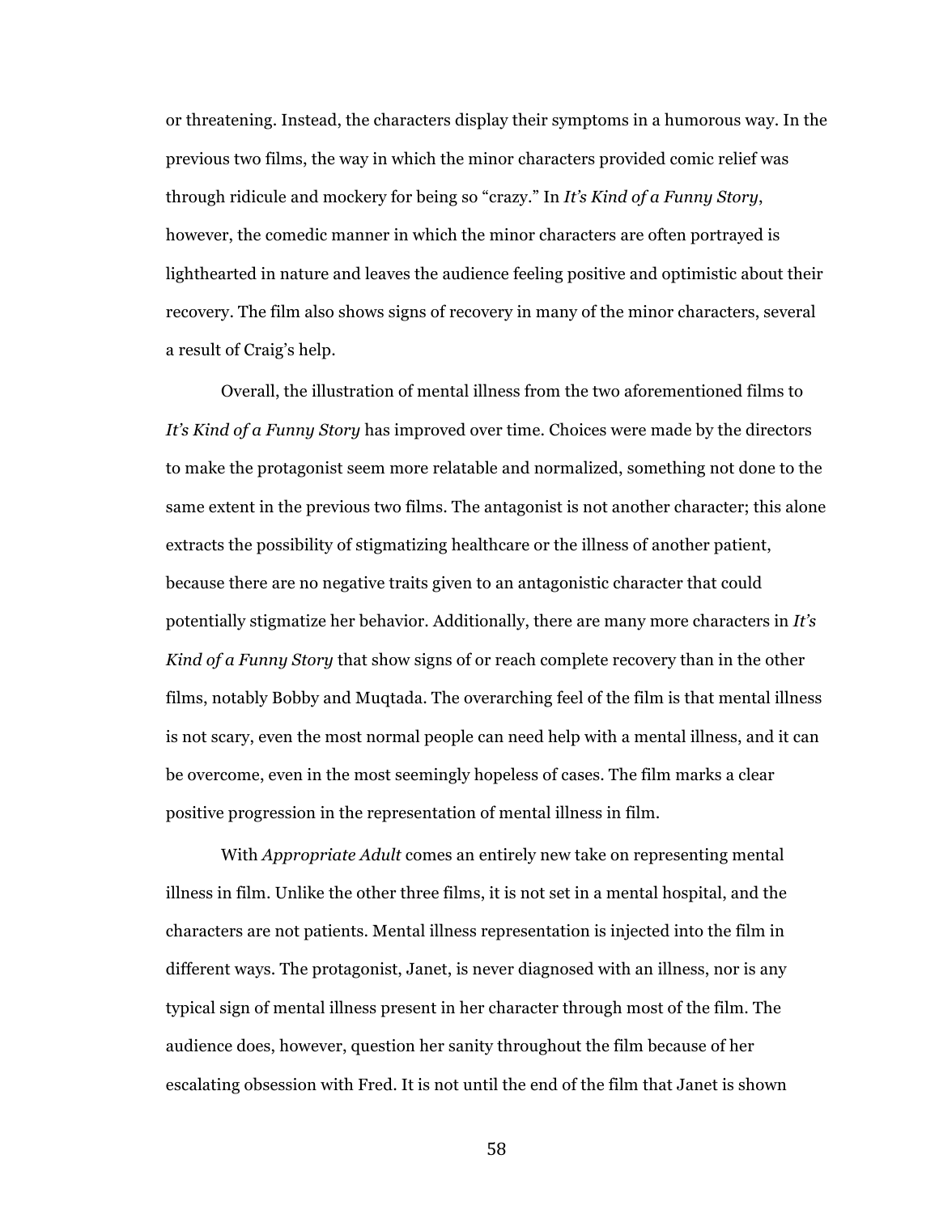or threatening. Instead, the characters display their symptoms in a humorous way. In the previous two films, the way in which the minor characters provided comic relief was through ridicule and mockery for being so "crazy." In *It's Kind of a Funny Story*, however, the comedic manner in which the minor characters are often portrayed is lighthearted in nature and leaves the audience feeling positive and optimistic about their recovery. The film also shows signs of recovery in many of the minor characters, several a result of Craig's help.

Overall, the illustration of mental illness from the two aforementioned films to *It's Kind of a Funny Story* has improved over time. Choices were made by the directors to make the protagonist seem more relatable and normalized, something not done to the same extent in the previous two films. The antagonist is not another character; this alone extracts the possibility of stigmatizing healthcare or the illness of another patient, because there are no negative traits given to an antagonistic character that could potentially stigmatize her behavior. Additionally, there are many more characters in *It's Kind of a Funny Story* that show signs of or reach complete recovery than in the other films, notably Bobby and Muqtada. The overarching feel of the film is that mental illness is not scary, even the most normal people can need help with a mental illness, and it can be overcome, even in the most seemingly hopeless of cases. The film marks a clear positive progression in the representation of mental illness in film.

With *Appropriate Adult* comes an entirely new take on representing mental illness in film. Unlike the other three films, it is not set in a mental hospital, and the characters are not patients. Mental illness representation is injected into the film in different ways. The protagonist, Janet, is never diagnosed with an illness, nor is any typical sign of mental illness present in her character through most of the film. The audience does, however, question her sanity throughout the film because of her escalating obsession with Fred. It is not until the end of the film that Janet is shown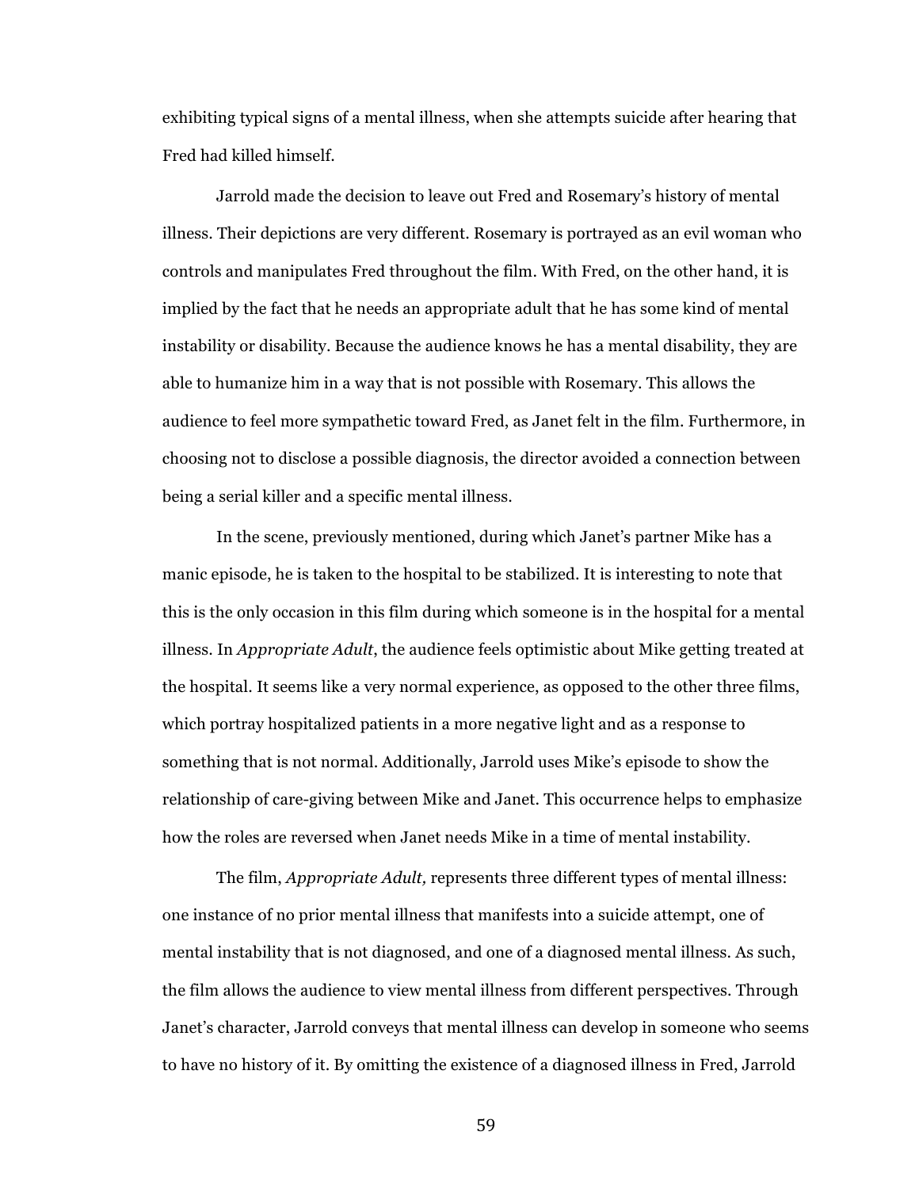exhibiting typical signs of a mental illness, when she attempts suicide after hearing that Fred had killed himself.

Jarrold made the decision to leave out Fred and Rosemary's history of mental illness. Their depictions are very different. Rosemary is portrayed as an evil woman who controls and manipulates Fred throughout the film. With Fred, on the other hand, it is implied by the fact that he needs an appropriate adult that he has some kind of mental instability or disability. Because the audience knows he has a mental disability, they are able to humanize him in a way that is not possible with Rosemary. This allows the audience to feel more sympathetic toward Fred, as Janet felt in the film. Furthermore, in choosing not to disclose a possible diagnosis, the director avoided a connection between being a serial killer and a specific mental illness.

In the scene, previously mentioned, during which Janet's partner Mike has a manic episode, he is taken to the hospital to be stabilized. It is interesting to note that this is the only occasion in this film during which someone is in the hospital for a mental illness. In *Appropriate Adult*, the audience feels optimistic about Mike getting treated at the hospital. It seems like a very normal experience, as opposed to the other three films, which portray hospitalized patients in a more negative light and as a response to something that is not normal. Additionally, Jarrold uses Mike's episode to show the relationship of care-giving between Mike and Janet. This occurrence helps to emphasize how the roles are reversed when Janet needs Mike in a time of mental instability.

The film, *Appropriate Adult,* represents three different types of mental illness: one instance of no prior mental illness that manifests into a suicide attempt, one of mental instability that is not diagnosed, and one of a diagnosed mental illness. As such, the film allows the audience to view mental illness from different perspectives. Through Janet's character, Jarrold conveys that mental illness can develop in someone who seems to have no history of it. By omitting the existence of a diagnosed illness in Fred, Jarrold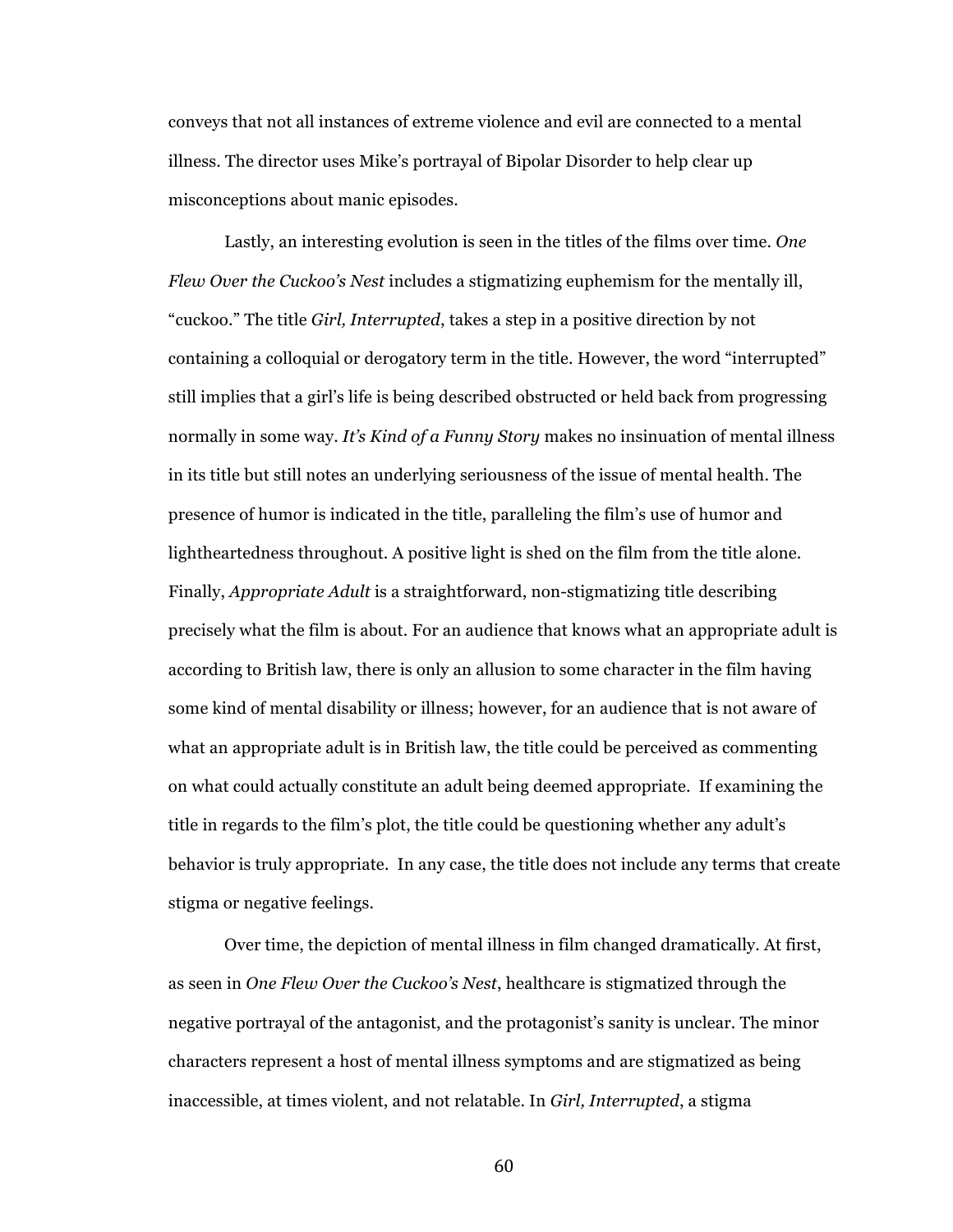conveys that not all instances of extreme violence and evil are connected to a mental illness. The director uses Mike's portrayal of Bipolar Disorder to help clear up misconceptions about manic episodes.

Lastly, an interesting evolution is seen in the titles of the films over time. *One Flew Over the Cuckoo's Nest* includes a stigmatizing euphemism for the mentally ill, "cuckoo." The title *Girl, Interrupted*, takes a step in a positive direction by not containing a colloquial or derogatory term in the title. However, the word "interrupted" still implies that a girl's life is being described obstructed or held back from progressing normally in some way. *It's Kind of a Funny Story* makes no insinuation of mental illness in its title but still notes an underlying seriousness of the issue of mental health. The presence of humor is indicated in the title, paralleling the film's use of humor and lightheartedness throughout. A positive light is shed on the film from the title alone. Finally, *Appropriate Adult* is a straightforward, non-stigmatizing title describing precisely what the film is about. For an audience that knows what an appropriate adult is according to British law, there is only an allusion to some character in the film having some kind of mental disability or illness; however, for an audience that is not aware of what an appropriate adult is in British law, the title could be perceived as commenting on what could actually constitute an adult being deemed appropriate. If examining the title in regards to the film's plot, the title could be questioning whether any adult's behavior is truly appropriate. In any case, the title does not include any terms that create stigma or negative feelings.

Over time, the depiction of mental illness in film changed dramatically. At first, as seen in *One Flew Over the Cuckoo's Nest*, healthcare is stigmatized through the negative portrayal of the antagonist, and the protagonist's sanity is unclear. The minor characters represent a host of mental illness symptoms and are stigmatized as being inaccessible, at times violent, and not relatable. In *Girl, Interrupted*, a stigma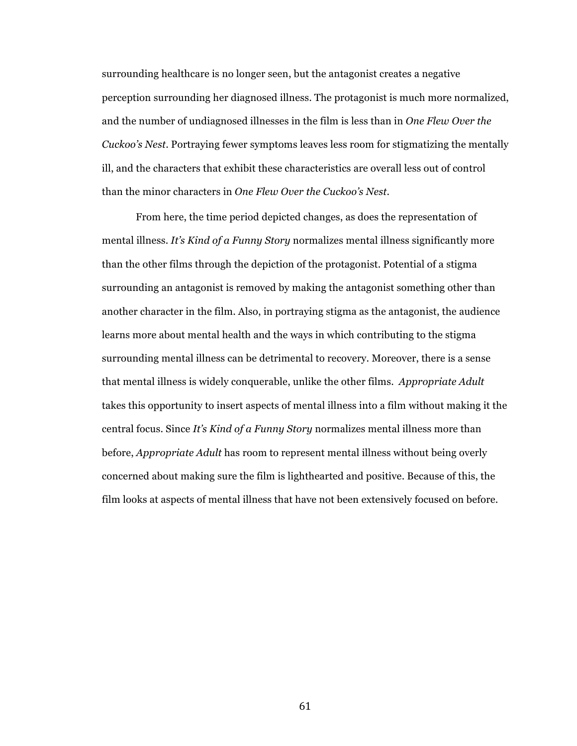surrounding healthcare is no longer seen, but the antagonist creates a negative perception surrounding her diagnosed illness. The protagonist is much more normalized, and the number of undiagnosed illnesses in the film is less than in *One Flew Over the Cuckoo's Nest*. Portraying fewer symptoms leaves less room for stigmatizing the mentally ill, and the characters that exhibit these characteristics are overall less out of control than the minor characters in *One Flew Over the Cuckoo's Nest*.

From here, the time period depicted changes, as does the representation of mental illness. *It's Kind of a Funny Story* normalizes mental illness significantly more than the other films through the depiction of the protagonist. Potential of a stigma surrounding an antagonist is removed by making the antagonist something other than another character in the film. Also, in portraying stigma as the antagonist, the audience learns more about mental health and the ways in which contributing to the stigma surrounding mental illness can be detrimental to recovery. Moreover, there is a sense that mental illness is widely conquerable, unlike the other films. *Appropriate Adult* takes this opportunity to insert aspects of mental illness into a film without making it the central focus. Since *It's Kind of a Funny Story* normalizes mental illness more than before, *Appropriate Adult* has room to represent mental illness without being overly concerned about making sure the film is lighthearted and positive. Because of this, the film looks at aspects of mental illness that have not been extensively focused on before.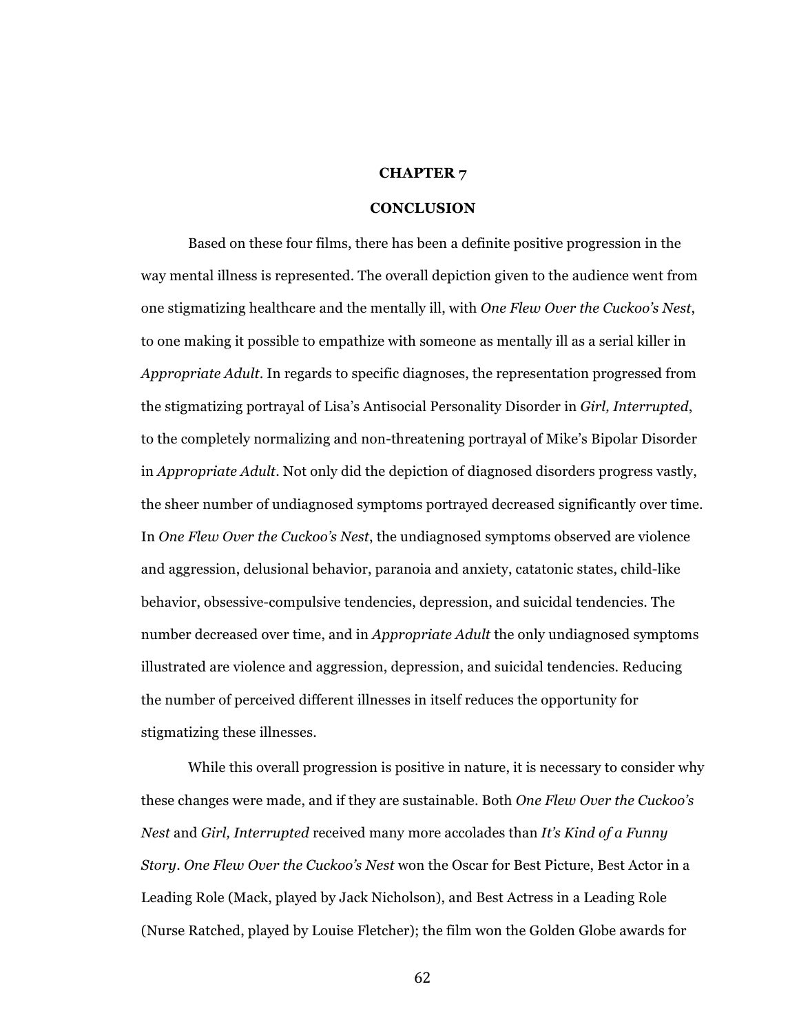# CHAPTER 7

# CONCLUSION

Based on these four films, there has been a definite positive progression in the way mental illness is represented. The overall depiction given to the audience went from one stigmatizing healthcare and the mentally ill, with *One Flew Over the Cuckoo's Nest*, to one making it possible to empathize with someone as mentally ill as a serial killer in *Appropriate Adult*. In regards to specific diagnoses, the representation progressed from the stigmatizing portrayal of Lisa's Antisocial Personality Disorder in *Girl, Interrupted*, to the completely normalizing and non-threatening portrayal of Mike's Bipolar Disorder in *Appropriate Adult*. Not only did the depiction of diagnosed disorders progress vastly, the sheer number of undiagnosed symptoms portrayed decreased significantly over time. In *One Flew Over the Cuckoo's Nest*, the undiagnosed symptoms observed are violence and aggression, delusional behavior, paranoia and anxiety, catatonic states, child-like behavior, obsessive-compulsive tendencies, depression, and suicidal tendencies. The number decreased over time, and in *Appropriate Adult* the only undiagnosed symptoms illustrated are violence and aggression, depression, and suicidal tendencies. Reducing the number of perceived different illnesses in itself reduces the opportunity for stigmatizing these illnesses.

While this overall progression is positive in nature, it is necessary to consider why these changes were made, and if they are sustainable. Both *One Flew Over the Cuckoo's Nest* and *Girl, Interrupted* received many more accolades than *It's Kind of a Funny Story*. *One Flew Over the Cuckoo's Nest* won the Oscar for Best Picture, Best Actor in a Leading Role (Mack, played by Jack Nicholson), and Best Actress in a Leading Role (Nurse Ratched, played by Louise Fletcher); the film won the Golden Globe awards for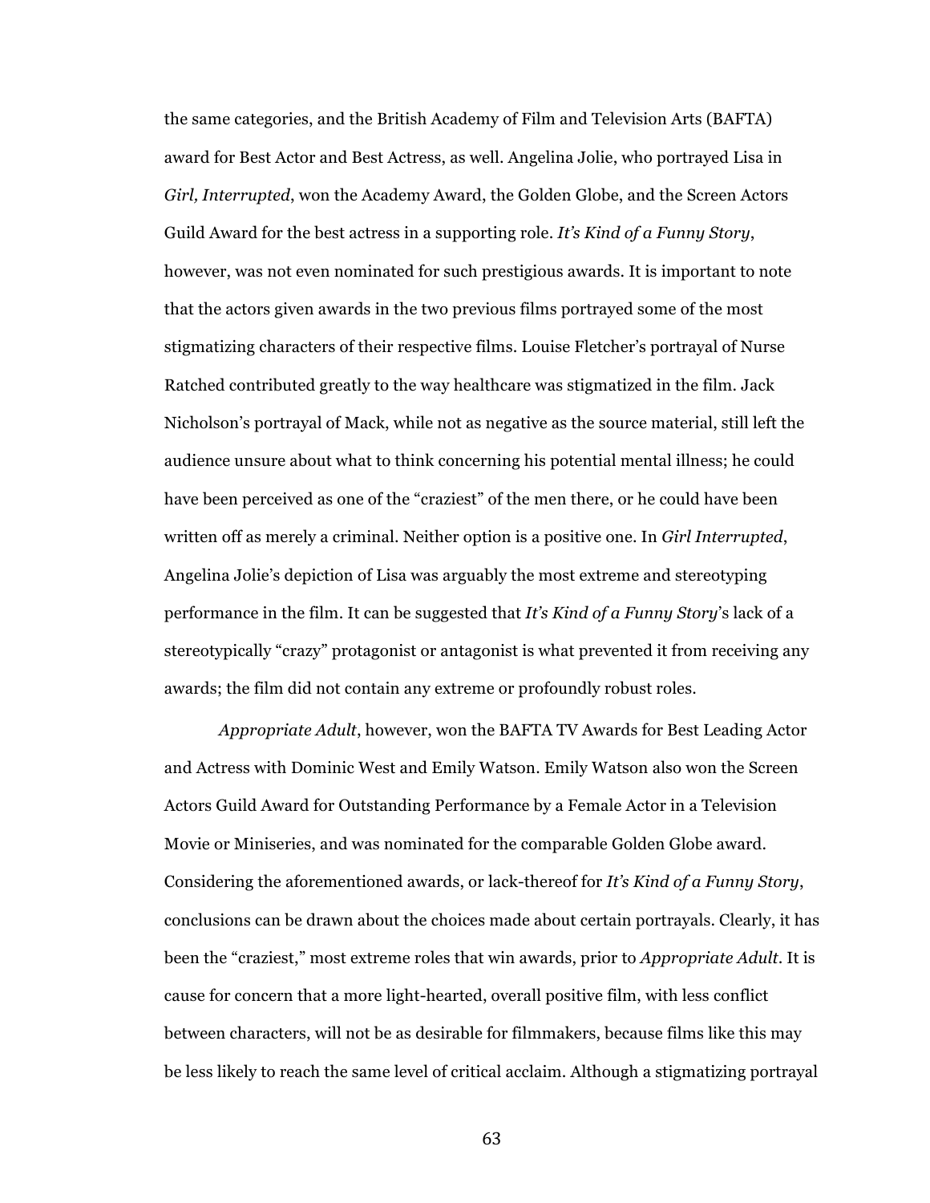the same categories, and the British Academy of Film and Television Arts (BAFTA) award for Best Actor and Best Actress, as well. Angelina Jolie, who portrayed Lisa in *Girl, Interrupted*, won the Academy Award, the Golden Globe, and the Screen Actors Guild Award for the best actress in a supporting role. *It's Kind of a Funny Story*, however, was not even nominated for such prestigious awards. It is important to note that the actors given awards in the two previous films portrayed some of the most stigmatizing characters of their respective films. Louise Fletcher's portrayal of Nurse Ratched contributed greatly to the way healthcare was stigmatized in the film. Jack Nicholson's portrayal of Mack, while not as negative as the source material, still left the audience unsure about what to think concerning his potential mental illness; he could have been perceived as one of the "craziest" of the men there, or he could have been written off as merely a criminal. Neither option is a positive one. In *Girl Interrupted*, Angelina Jolie's depiction of Lisa was arguably the most extreme and stereotyping performance in the film. It can be suggested that *It's Kind of a Funny Story*'s lack of a stereotypically "crazy" protagonist or antagonist is what prevented it from receiving any awards; the film did not contain any extreme or profoundly robust roles.

*Appropriate Adult*, however, won the BAFTA TV Awards for Best Leading Actor and Actress with Dominic West and Emily Watson. Emily Watson also won the Screen Actors Guild Award for Outstanding Performance by a Female Actor in a Television Movie or Miniseries, and was nominated for the comparable Golden Globe award. Considering the aforementioned awards, or lack-thereof for *It's Kind of a Funny Story*, conclusions can be drawn about the choices made about certain portrayals. Clearly, it has been the "craziest," most extreme roles that win awards, prior to *Appropriate Adult*. It is cause for concern that a more light-hearted, overall positive film, with less conflict between characters, will not be as desirable for filmmakers, because films like this may be less likely to reach the same level of critical acclaim. Although a stigmatizing portrayal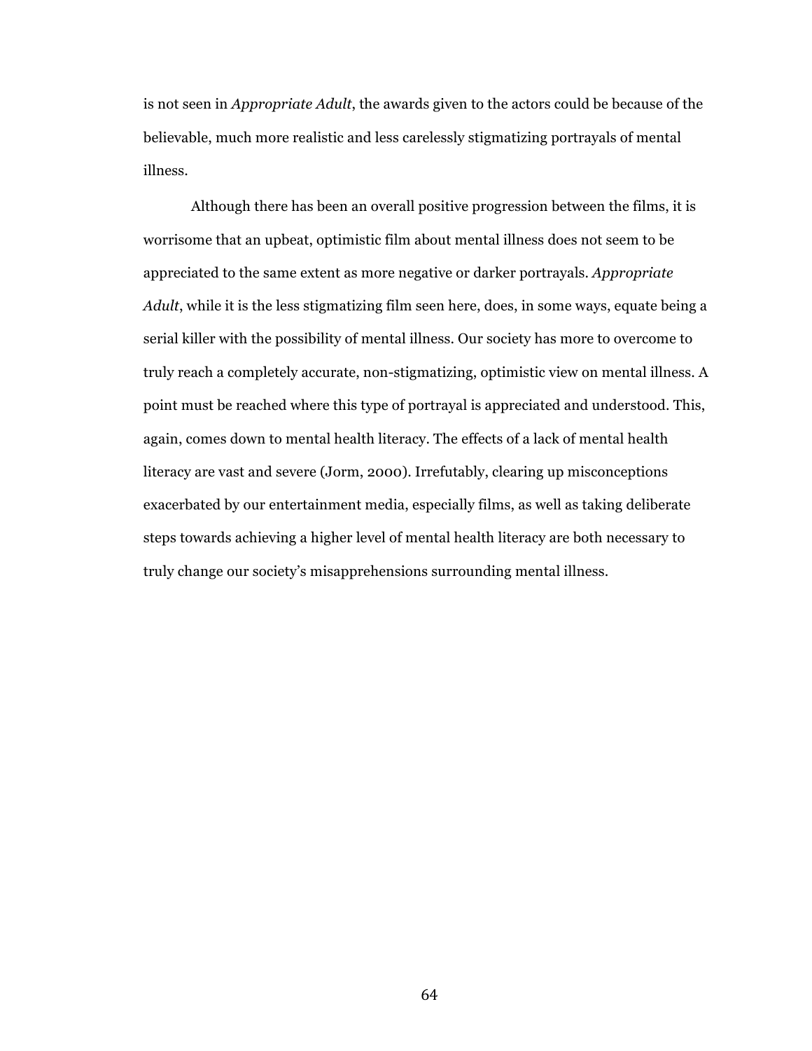is not seen in *Appropriate Adult*, the awards given to the actors could be because of the believable, much more realistic and less carelessly stigmatizing portrayals of mental illness.

Although there has been an overall positive progression between the films, it is worrisome that an upbeat, optimistic film about mental illness does not seem to be appreciated to the same extent as more negative or darker portrayals. *Appropriate Adult*, while it is the less stigmatizing film seen here, does, in some ways, equate being a serial killer with the possibility of mental illness. Our society has more to overcome to truly reach a completely accurate, non-stigmatizing, optimistic view on mental illness. A point must be reached where this type of portrayal is appreciated and understood. This, again, comes down to mental health literacy. The effects of a lack of mental health literacy are vast and severe (Jorm, 2000). Irrefutably, clearing up misconceptions exacerbated by our entertainment media, especially films, as well as taking deliberate steps towards achieving a higher level of mental health literacy are both necessary to truly change our society's misapprehensions surrounding mental illness.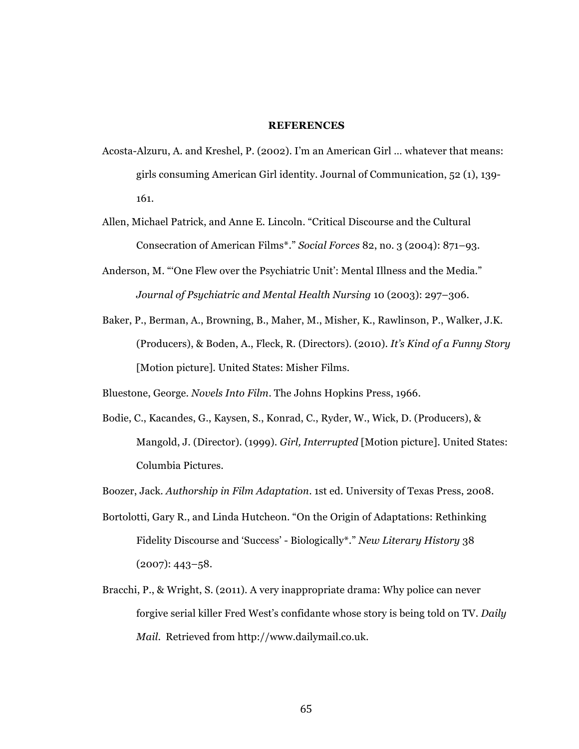# REFERENCES

Acosta-Alzuru, A. and Kreshel, P. (2002). I'm an American Girl … whatever that means: girls consuming American Girl identity. Journal of Communication, 52 (1), 139-161.

Allen, Michael Patrick, and Anne E. Lincoln. "Critical Discourse and the Cultural Consecration of American Films*." *Social Forces* 82, no. 3 (2004): 871–93.

Anderson, M. "'One Flew over the Psychiatric Unit': Mental Illness and the Media." *Journal of Psychiatric and Mental Health Nursing* 10 (2003): 297–306.

Baker, P., Berman, A., Browning, B., Maher, M., Misher, K., Rawlinson, P., Walker, J.K. (Producers), & Boden, A., Fleck, R. (Directors). (2010). *It's Kind of a Funny Story* [Motion picture]. United States: Misher Films.

Bluestone, George. *Novels Into Film*. The Johns Hopkins Press, 1966.

Bodie, C., Kacandes, G., Kaysen, S., Konrad, C., Ryder, W., Wick, D. (Producers), & Mangold, J. (Director). (1999). *Girl, Interrupted* [Motion picture]. United States: Columbia Pictures.

Boozer, Jack. *Authorship in Film Adaptation*. 1st ed. University of Texas Press, 2008.

Bortolotti, Gary R., and Linda Hutcheon. "On the Origin of Adaptations: Rethinking Fidelity Discourse and 'Success' - Biologically*." *New Literary History* 38 (2007): 443–58.

Bracchi, P., & Wright, S. (2011). A very inappropriate drama: Why police can never forgive serial killer Fred West's confidante whose story is being told on TV. *Daily Mail*. Retrieved from http://www.dailymail.co.uk.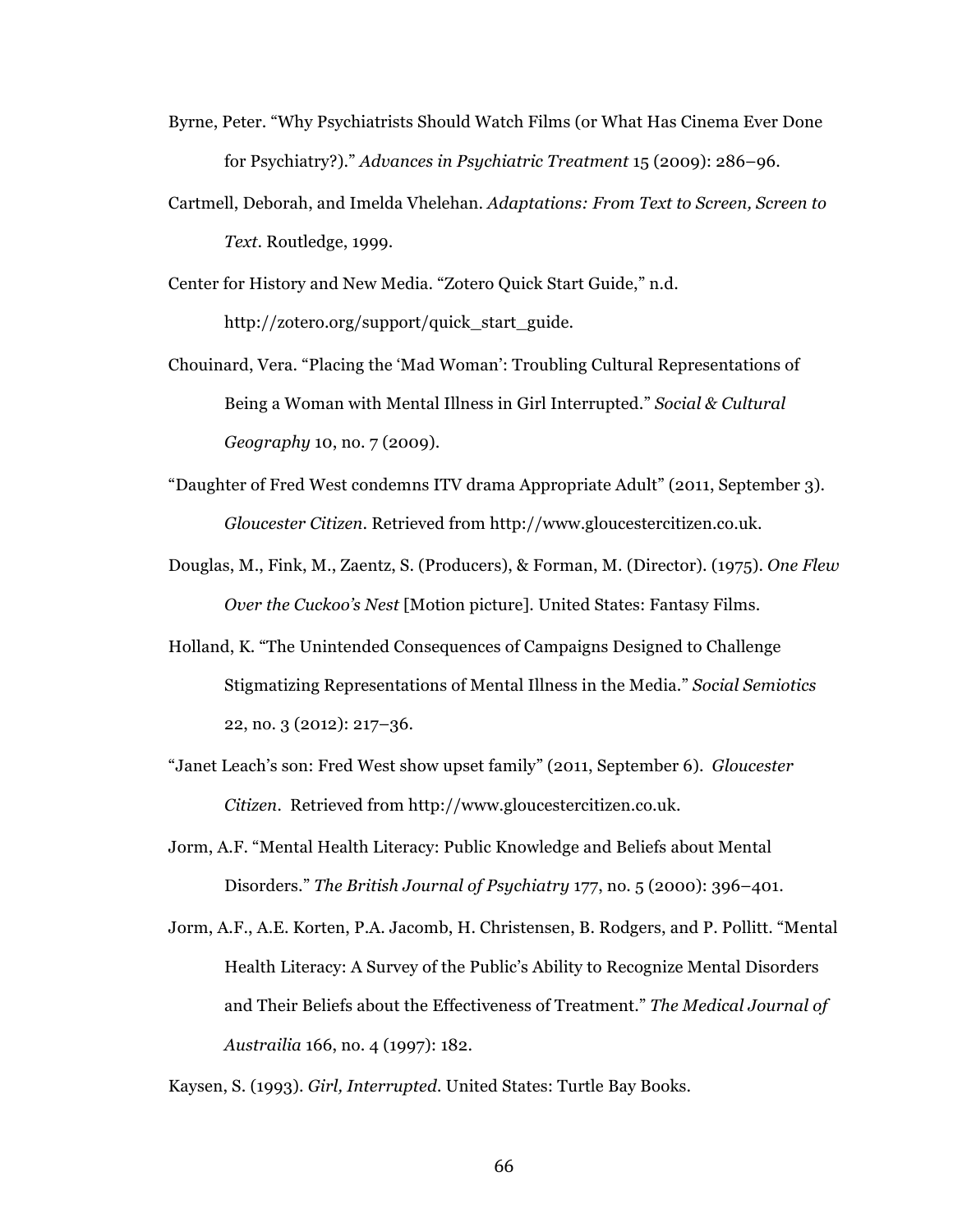Byrne, Peter. “Why Psychiatrists Should Watch Films (or What Has Cinema Ever Done for Psychiatry?).” *Advances in Psychiatric Treatment* 15 (2009): 286–96.

Cartmell, Deborah, and Imelda Vhelehan. *Adaptations: From Text to Screen, Screen to Text*. Routledge, 1999.

Center for History and New Media. “Zotero Quick Start Guide,” n.d. http://zotero.org/support/quick_start_guide.

Chouinard, Vera. “Placing the ‘Mad Woman’: Troubling Cultural Representations of Being a Woman with Mental Illness in Girl Interrupted.” *Social & Cultural Geography* 10, no. 7 (2009).

“Daughter of Fred West condemns ITV drama Appropriate Adult” (2011, September 3). *Gloucester Citizen*. Retrieved from http://www.gloucestercitizen.co.uk.

Douglas, M., Fink, M., Zaentz, S. (Producers), & Forman, M. (Director). (1975). *One Flew Over the Cuckoo’s Nest* [Motion picture]. United States: Fantasy Films.

Holland, K. “The Unintended Consequences of Campaigns Designed to Challenge Stigmatizing Representations of Mental Illness in the Media.” *Social Semiotics* 22, no. 3 (2012): 217–36.

“Janet Leach’s son: Fred West show upset family” (2011, September 6). *Gloucester Citizen*. Retrieved from http://www.gloucestercitizen.co.uk.

Jorm, A.F. “Mental Health Literacy: Public Knowledge and Beliefs about Mental Disorders.” *The British Journal of Psychiatry* 177, no. 5 (2000): 396–401.

Jorm, A.F., A.E. Korten, P.A. Jacomb, H. Christensen, B. Rodgers, and P. Pollitt. “Mental Health Literacy: A Survey of the Public’s Ability to Recognize Mental Disorders and Their Beliefs about the Effectiveness of Treatment.” *The Medical Journal of Austrailia* 166, no. 4 (1997): 182.

Kaysen, S. (1993). *Girl, Interrupted*. United States: Turtle Bay Books.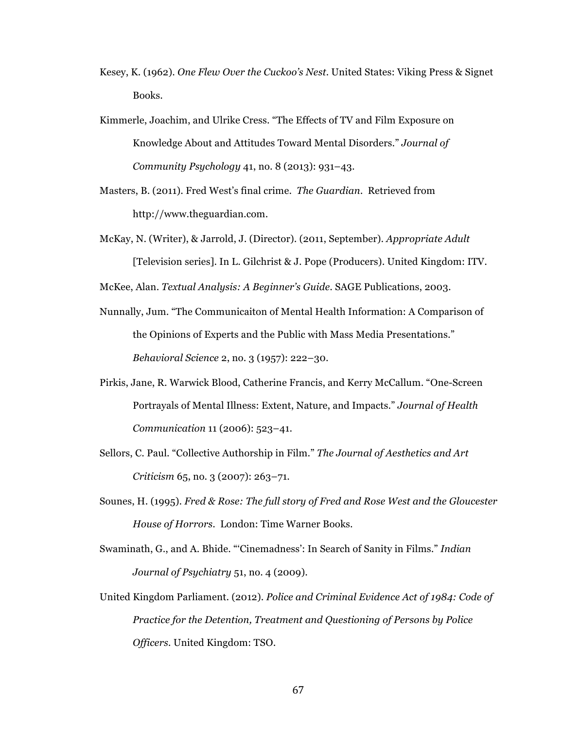Kesey, K. (1962). *One Flew Over the Cuckoo's Nest*. United States: Viking Press & Signet Books.

Kimmerle, Joachim, and Ulrike Cress. "The Effects of TV and Film Exposure on Knowledge About and Attitudes Toward Mental Disorders." *Journal of Community Psychology* 41, no. 8 (2013): 931–43.

Masters, B. (2011). Fred West's final crime. *The Guardian*. Retrieved from http://www.theguardian.com.

McKay, N. (Writer), & Jarrold, J. (Director). (2011, September). *Appropriate Adult* [Television series]. In L. Gilchrist & J. Pope (Producers). United Kingdom: ITV.

McKee, Alan. *Textual Analysis: A Beginner's Guide*. SAGE Publications, 2003.

Nunnally, Jum. "The Communicaiton of Mental Health Information: A Comparison of the Opinions of Experts and the Public with Mass Media Presentations." *Behavioral Science* 2, no. 3 (1957): 222–30.

Pirkis, Jane, R. Warwick Blood, Catherine Francis, and Kerry McCallum. "One-Screen Portrayals of Mental Illness: Extent, Nature, and Impacts." *Journal of Health Communication* 11 (2006): 523–41.

Sellors, C. Paul. "Collective Authorship in Film." *The Journal of Aesthetics and Art Criticism* 65, no. 3 (2007): 263–71.

Sounes, H. (1995). *Fred & Rose: The full story of Fred and Rose West and the Gloucester House of Horrors*. London: Time Warner Books.

Swaminath, G., and A. Bhide. "'Cinemadness': In Search of Sanity in Films." *Indian Journal of Psychiatry* 51, no. 4 (2009).

United Kingdom Parliament. (2012). *Police and Criminal Evidence Act of 1984: Code of Practice for the Detention, Treatment and Questioning of Persons by Police Officers*. United Kingdom: TSO.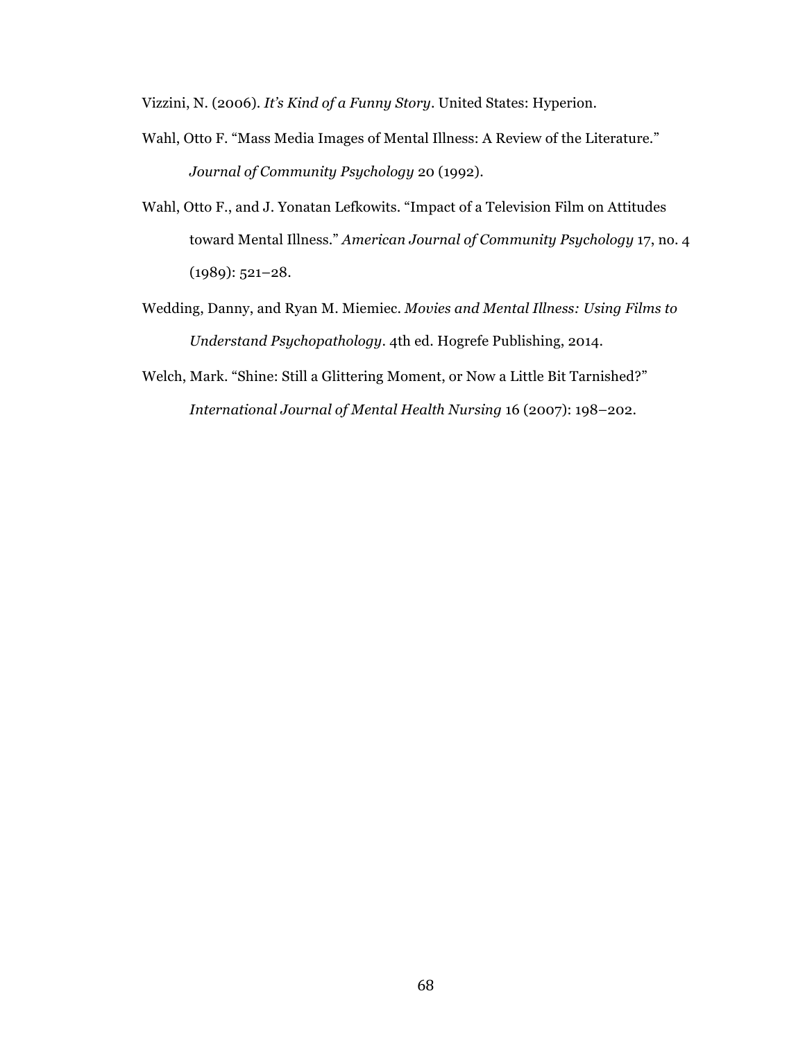Vizzini, N. (2006). *It's Kind of a Funny Story*. United States: Hyperion.

Wahl, Otto F. "Mass Media Images of Mental Illness: A Review of the Literature." *Journal of Community Psychology* 20 (1992).

Wahl, Otto F., and J. Yonatan Lefkowits. "Impact of a Television Film on Attitudes toward Mental Illness." *American Journal of Community Psychology* 17, no. 4 (1989): 521–28.

Wedding, Danny, and Ryan M. Miemiec. *Movies and Mental Illness: Using Films to Understand Psychopathology*. 4th ed. Hogrefe Publishing, 2014.

Welch, Mark. "Shine: Still a Glittering Moment, or Now a Little Bit Tarnished?" *International Journal of Mental Health Nursing* 16 (2007): 198–202.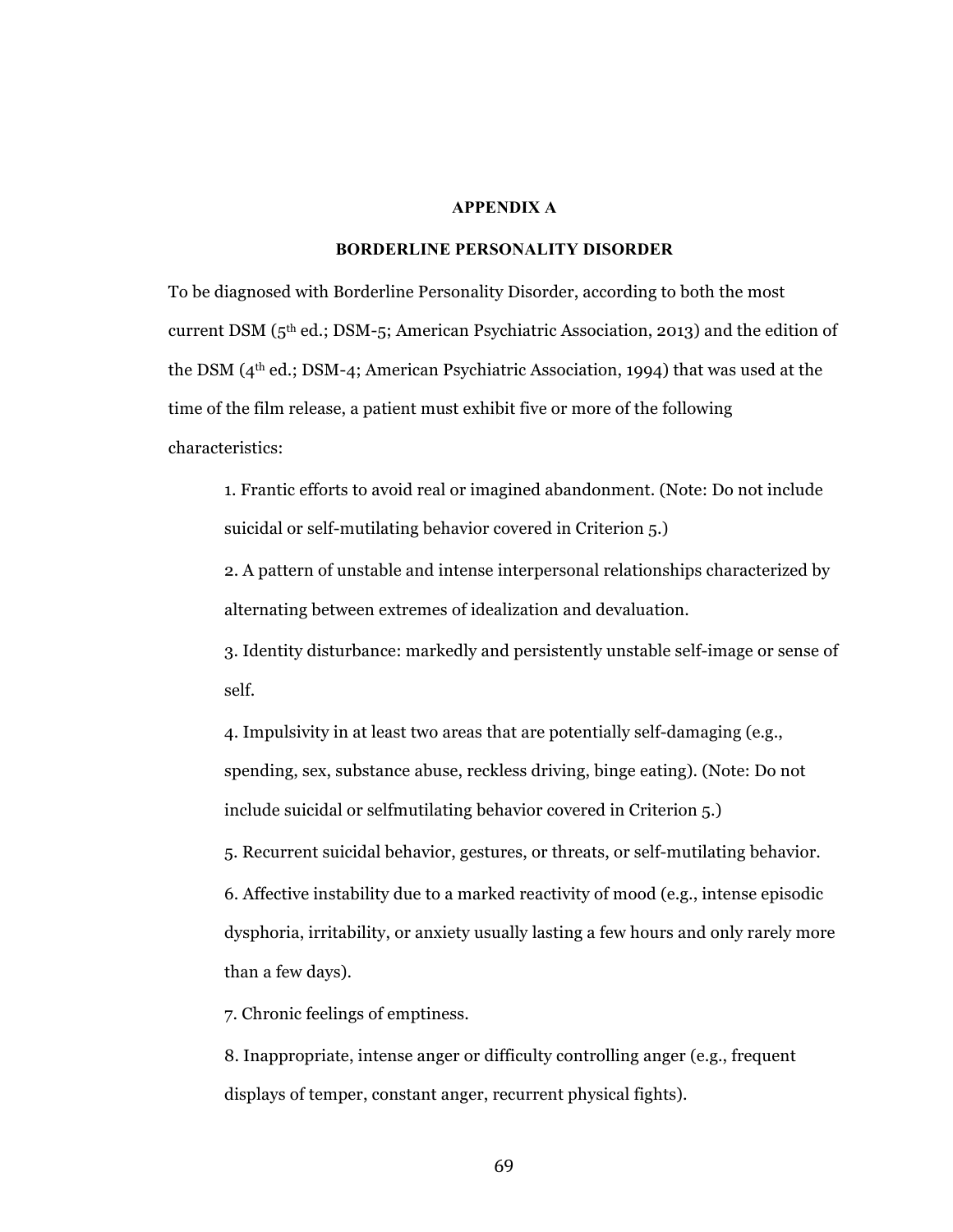# APPENDIX A

## BORDERLINE PERSONALITY DISORDER

To be diagnosed with Borderline Personality Disorder, according to both the most current DSM (5th ed.; DSM-5; American Psychiatric Association, 2013) and the edition of the DSM (4th ed.; DSM-4; American Psychiatric Association, 1994) that was used at the time of the film release, a patient must exhibit five or more of the following characteristics:

1. Frantic efforts to avoid real or imagined abandonment. (Note: Do not include suicidal or self-mutilating behavior covered in Criterion 5.)
2. A pattern of unstable and intense interpersonal relationships characterized by alternating between extremes of idealization and devaluation.
3. Identity disturbance: markedly and persistently unstable self-image or sense of self.
4. Impulsivity in at least two areas that are potentially self-damaging (e.g., spending, sex, substance abuse, reckless driving, binge eating). (Note: Do not include suicidal or selfmutilating behavior covered in Criterion 5.)
5. Recurrent suicidal behavior, gestures, or threats, or self-mutilating behavior.
6. Affective instability due to a marked reactivity of mood (e.g., intense episodic dysphoria, irritability, or anxiety usually lasting a few hours and only rarely more than a few days).
7. Chronic feelings of emptiness.
8. Inappropriate, intense anger or difficulty controlling anger (e.g., frequent displays of temper, constant anger, recurrent physical fights).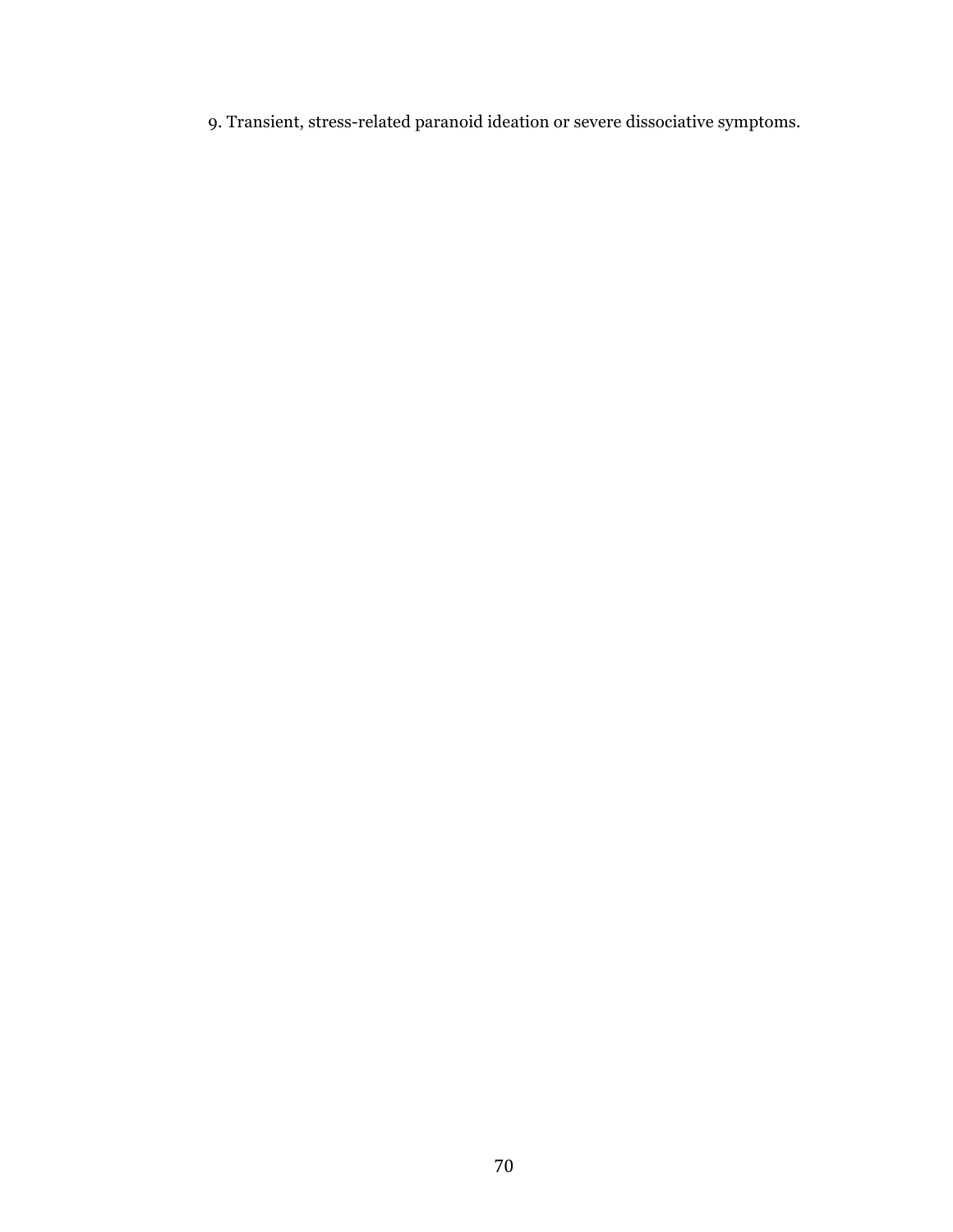9. Transient, stress-related paranoid ideation or severe dissociative symptoms.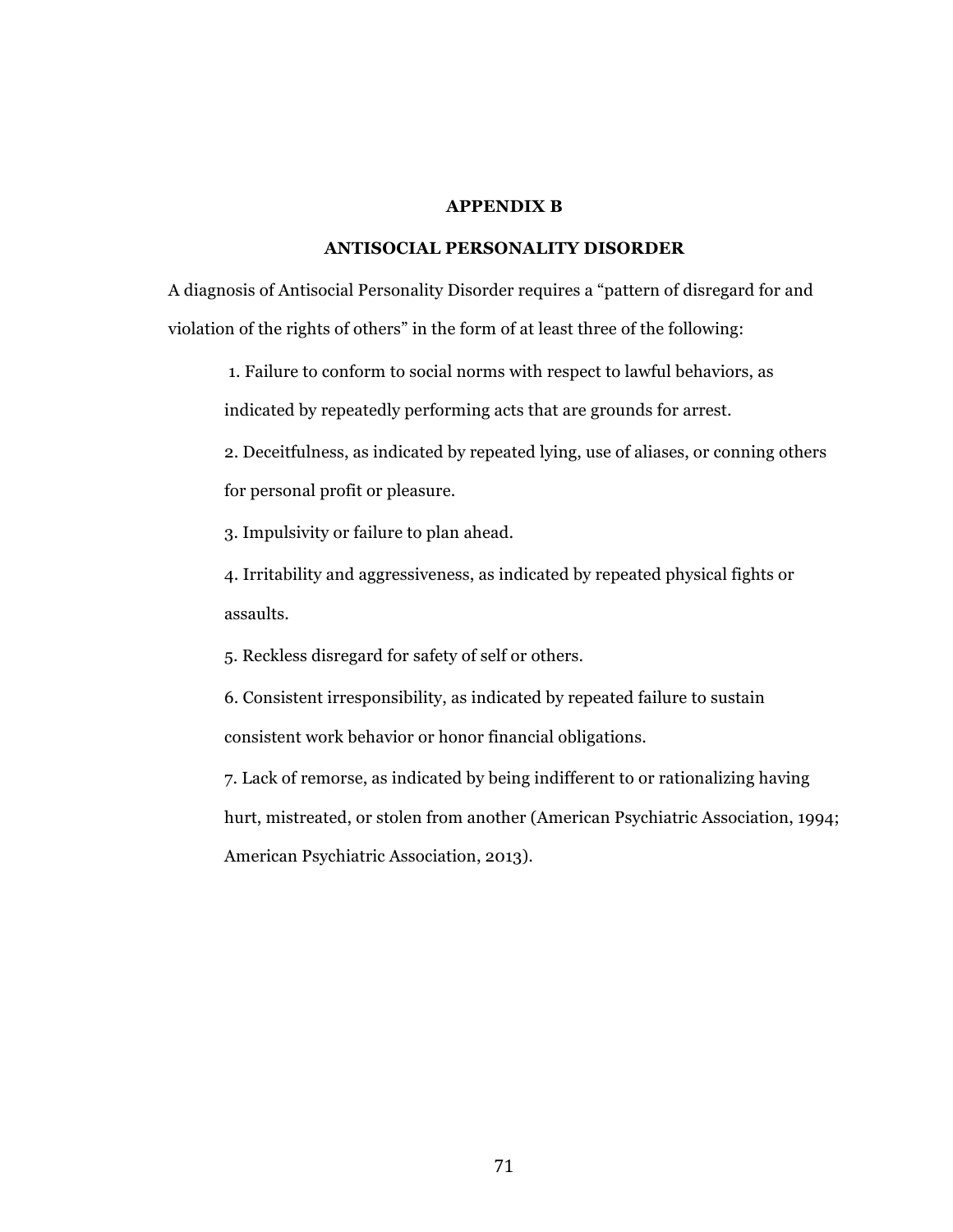# APPENDIX B

## ANTISOCIAL PERSONALITY DISORDER

A diagnosis of Antisocial Personality Disorder requires a "pattern of disregard for and violation of the rights of others" in the form of at least three of the following:

1. Failure to conform to social norms with respect to lawful behaviors, as indicated by repeatedly performing acts that are grounds for arrest.
2. Deceitfulness, as indicated by repeated lying, use of aliases, or conning others for personal profit or pleasure.
3. Impulsivity or failure to plan ahead.
4. Irritability and aggressiveness, as indicated by repeated physical fights or assaults.
5. Reckless disregard for safety of self or others.
6. Consistent irresponsibility, as indicated by repeated failure to sustain consistent work behavior or honor financial obligations.
7. Lack of remorse, as indicated by being indifferent to or rationalizing having hurt, mistreated, or stolen from another (American Psychiatric Association, 1994; American Psychiatric Association, 2013).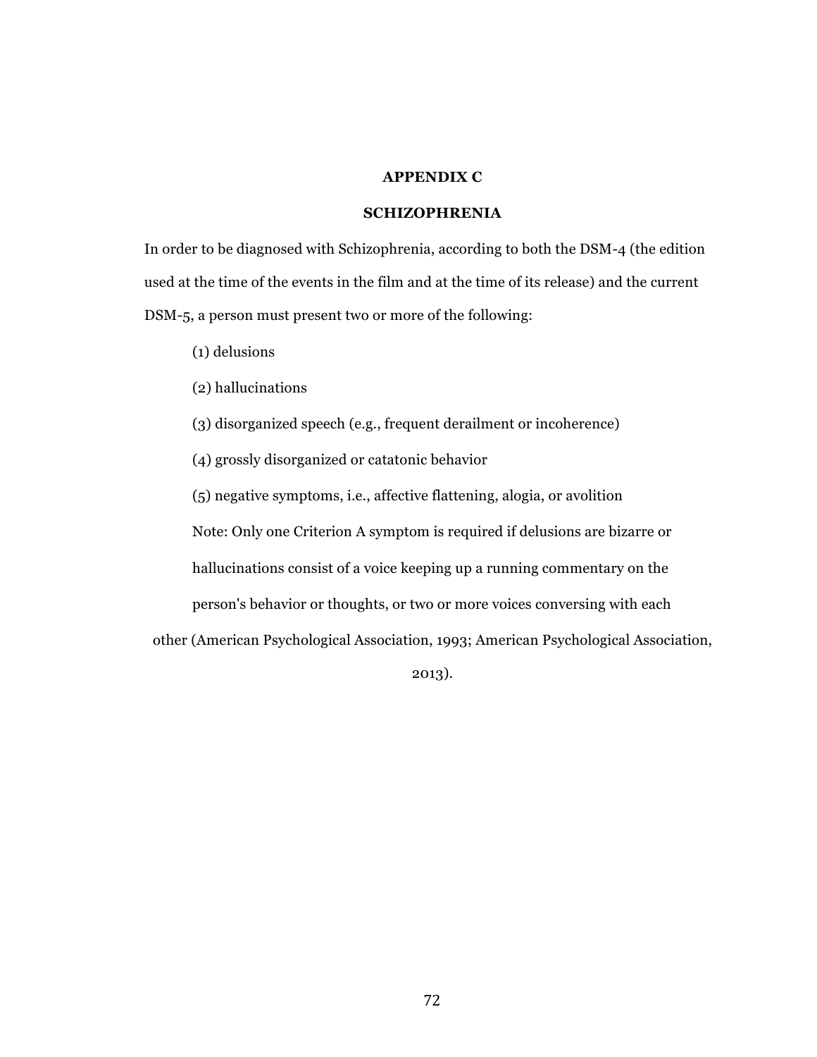# APPENDIX C

## SCHIZOPHRENIA

In order to be diagnosed with Schizophrenia, according to both the DSM-4 (the edition used at the time of the events in the film and at the time of its release) and the current DSM-5, a person must present two or more of the following:

(1) delusions

(2) hallucinations

(3) disorganized speech (e.g., frequent derailment or incoherence)

(4) grossly disorganized or catatonic behavior

(5) negative symptoms, i.e., affective flattening, alogia, or avolition

Note: Only one Criterion A symptom is required if delusions are bizarre or hallucinations consist of a voice keeping up a running commentary on the person's behavior or thoughts, or two or more voices conversing with each other (American Psychological Association, 1993; American Psychological Association, 2013).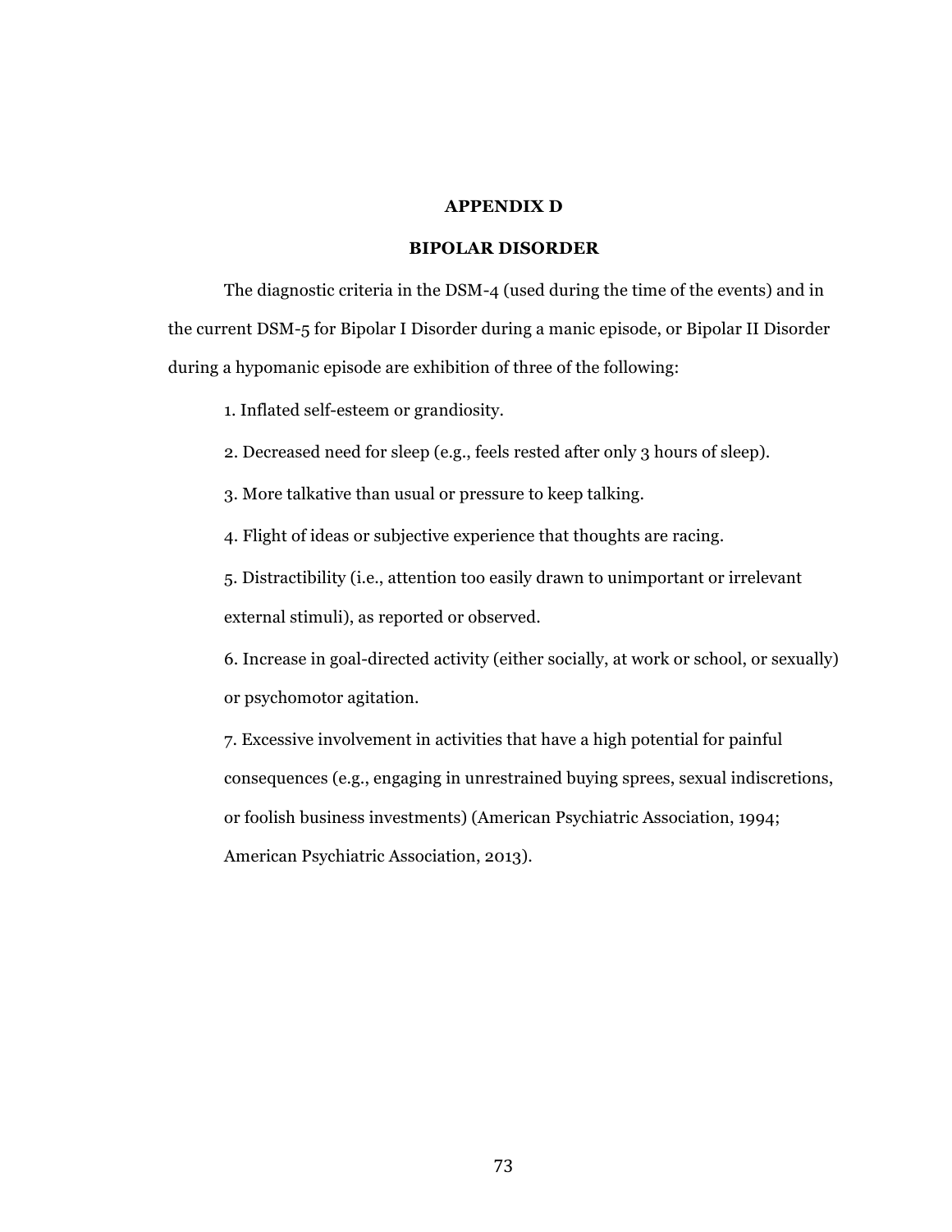# APPENDIX D

## BIPOLAR DISORDER

The diagnostic criteria in the DSM-4 (used during the time of the events) and in the current DSM-5 for Bipolar I Disorder during a manic episode, or Bipolar II Disorder during a hypomanic episode are exhibition of three of the following:

1. Inflated self-esteem or grandiosity.
2. Decreased need for sleep (e.g., feels rested after only 3 hours of sleep).
3. More talkative than usual or pressure to keep talking.
4. Flight of ideas or subjective experience that thoughts are racing.
5. Distractibility (i.e., attention too easily drawn to unimportant or irrelevant external stimuli), as reported or observed.
6. Increase in goal-directed activity (either socially, at work or school, or sexually) or psychomotor agitation.
7. Excessive involvement in activities that have a high potential for painful consequences (e.g., engaging in unrestrained buying sprees, sexual indiscretions, or foolish business investments) (American Psychiatric Association, 1994; American Psychiatric Association, 2013).